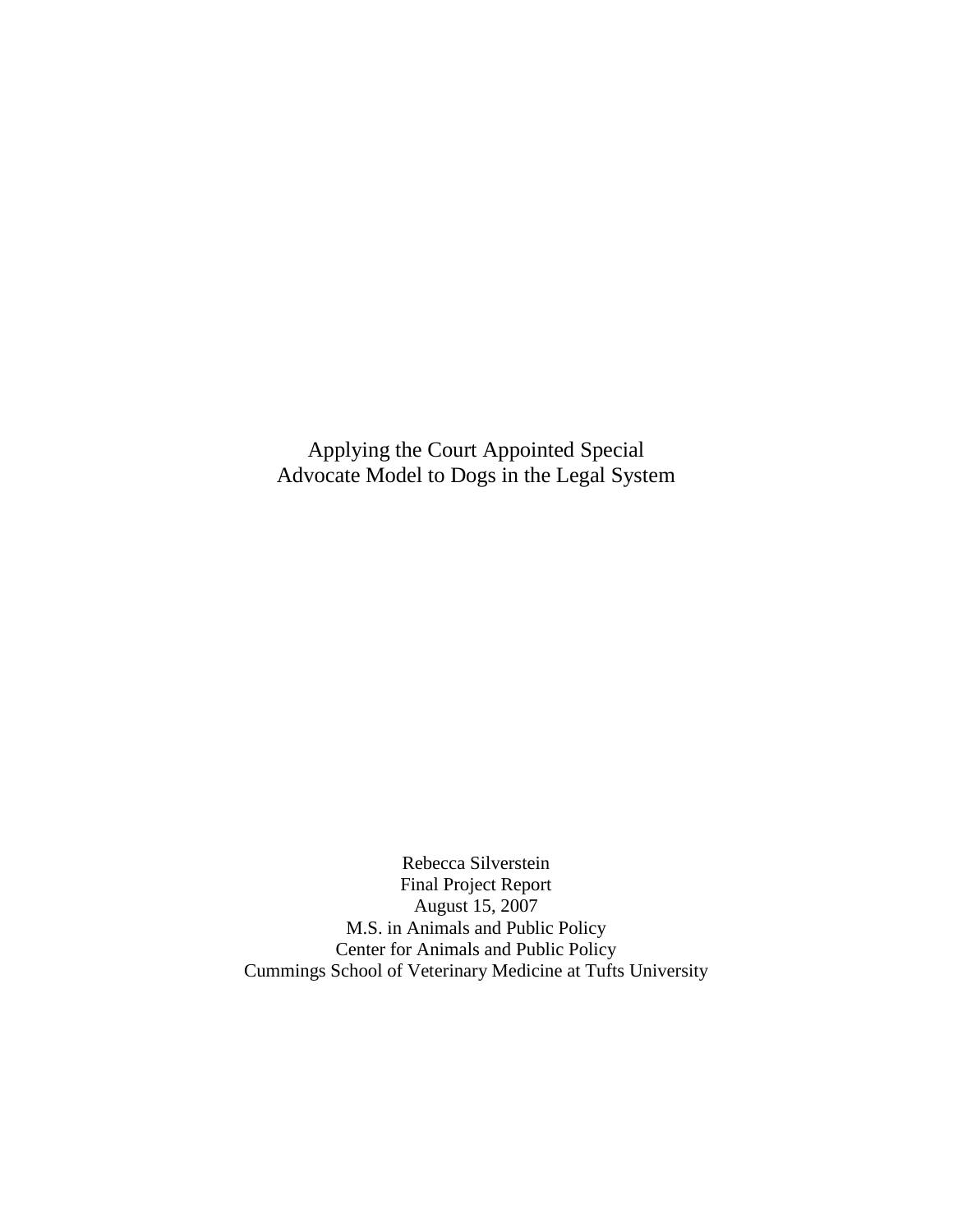# Applying the Court Appointed Special Advocate Model to Dogs in the Legal System

Rebecca Silverstein
Final Project Report
August 15, 2007
M.S. in Animals and Public Policy
Center for Animals and Public Policy
Cummings School of Veterinary Medicine at Tufts University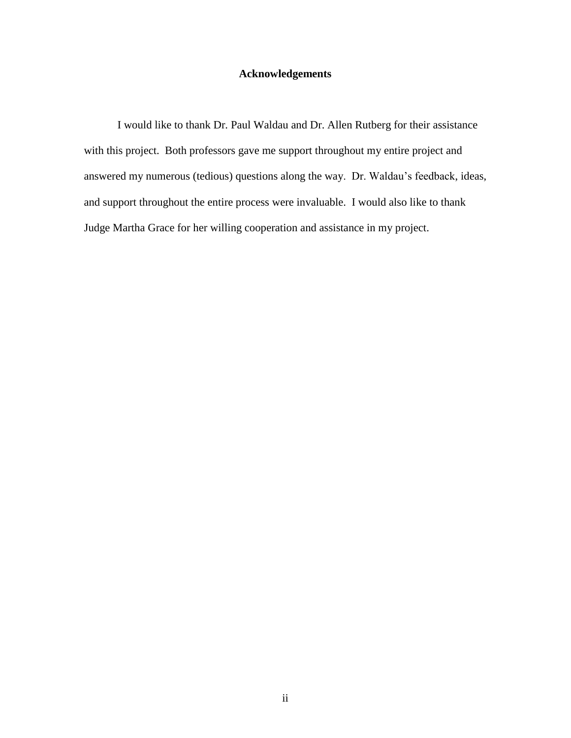# Acknowledgements

I would like to thank Dr. Paul Waldau and Dr. Allen Rutberg for their assistance with this project. Both professors gave me support throughout my entire project and answered my numerous (tedious) questions along the way. Dr. Waldau's feedback, ideas, and support throughout the entire process were invaluable. I would also like to thank Judge Martha Grace for her willing cooperation and assistance in my project.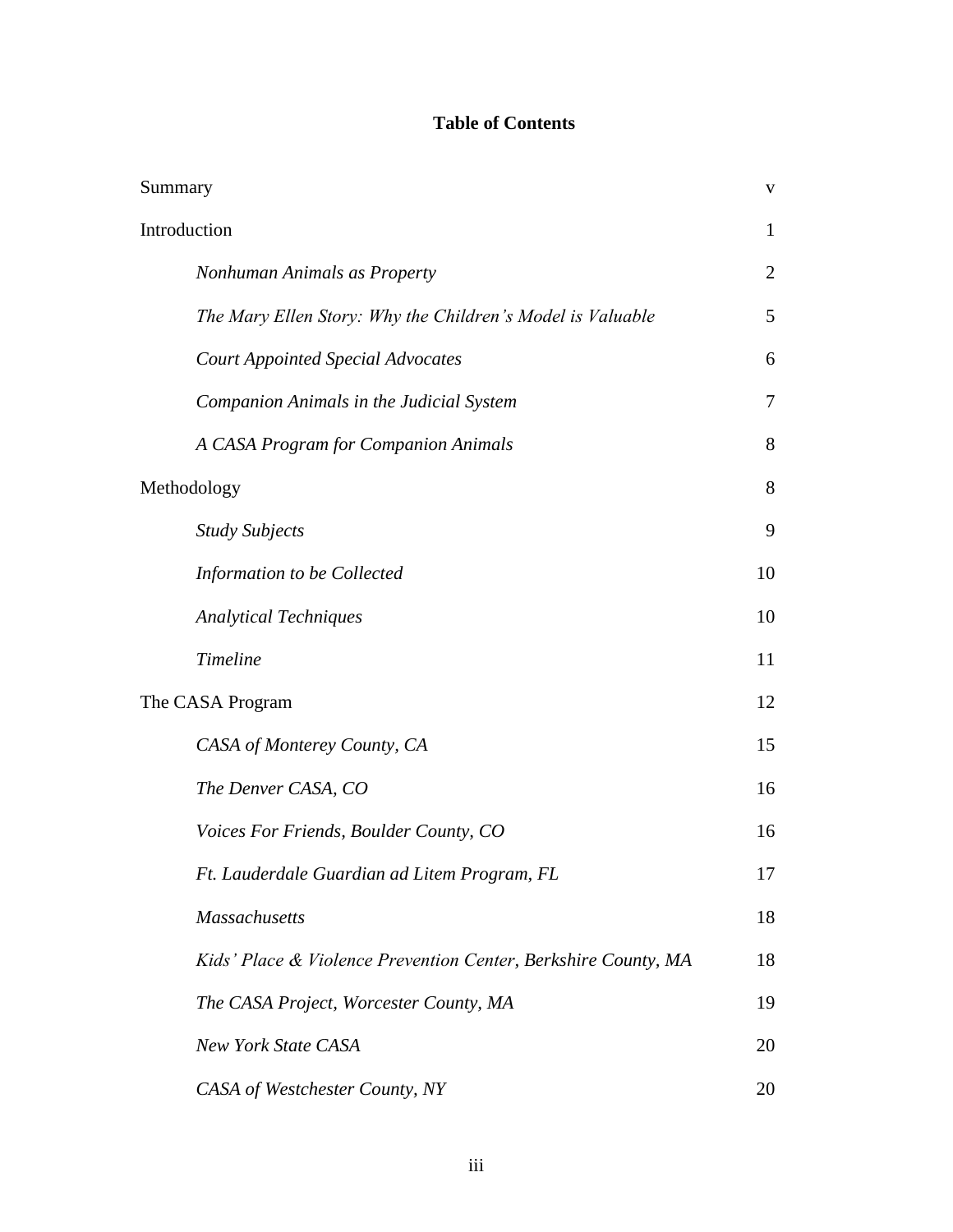## Table of Contents

| | |
|---|---|
| Summary | v |
| Introduction | 1 |
| *Nonhuman Animals as Property* | 2 |
| *The Mary Ellen Story: Why the Children's Model is Valuable* | 5 |
| *Court Appointed Special Advocates* | 6 |
| *Companion Animals in the Judicial System* | 7 |
| *A CASA Program for Companion Animals* | 8 |
| Methodology | 8 |
| *Study Subjects* | 9 |
| *Information to be Collected* | 10 |
| *Analytical Techniques* | 10 |
| *Timeline* | 11 |
| The CASA Program | 12 |
| *CASA of Monterey County, CA* | 15 |
| *The Denver CASA, CO* | 16 |
| *Voices For Friends, Boulder County, CO* | 16 |
| *Ft. Lauderdale Guardian ad Litem Program, FL* | 17 |
| *Massachusetts* | 18 |
| *Kids' Place & Violence Prevention Center, Berkshire County, MA* | 18 |
| *The CASA Project, Worcester County, MA* | 19 |
| *New York State CASA* | 20 |
| *CASA of Westchester County, NY* | 20 |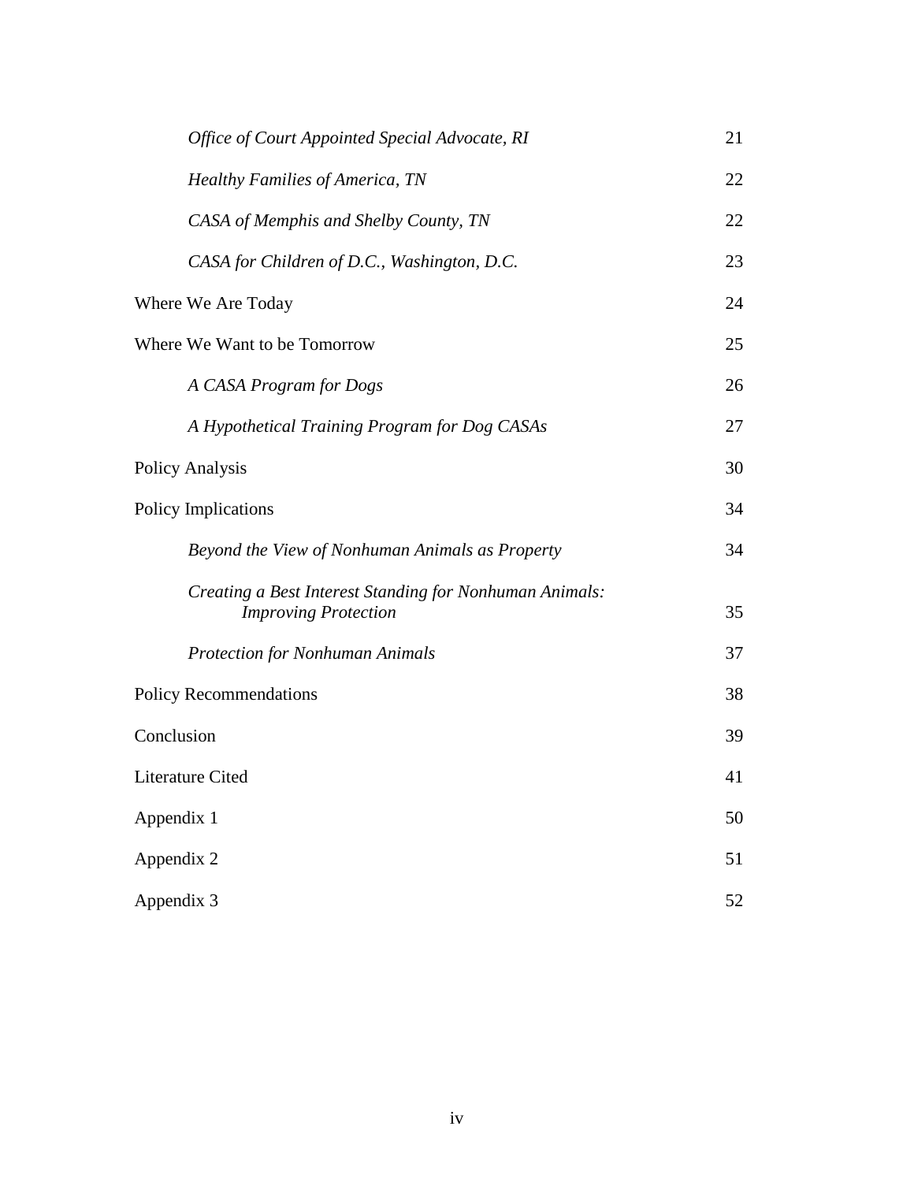| | |
|---|---|
| *Office of Court Appointed Special Advocate, RI* | 21 |
| *Healthy Families of America, TN* | 22 |
| *CASA of Memphis and Shelby County, TN* | 22 |
| *CASA for Children of D.C., Washington, D.C.* | 23 |
| Where We Are Today | 24 |
| Where We Want to be Tomorrow | 25 |
| *A CASA Program for Dogs* | 26 |
| *A Hypothetical Training Program for Dog CASAs* | 27 |
| Policy Analysis | 30 |
| Policy Implications | 34 |
| *Beyond the View of Nonhuman Animals as Property* | 34 |
| *Creating a Best Interest Standing for Nonhuman Animals: Improving Protection* | 35 |
| *Protection for Nonhuman Animals* | 37 |
| Policy Recommendations | 38 |
| Conclusion | 39 |
| Literature Cited | 41 |
| Appendix 1 | 50 |
| Appendix 2 | 51 |
| Appendix 3 | 52 |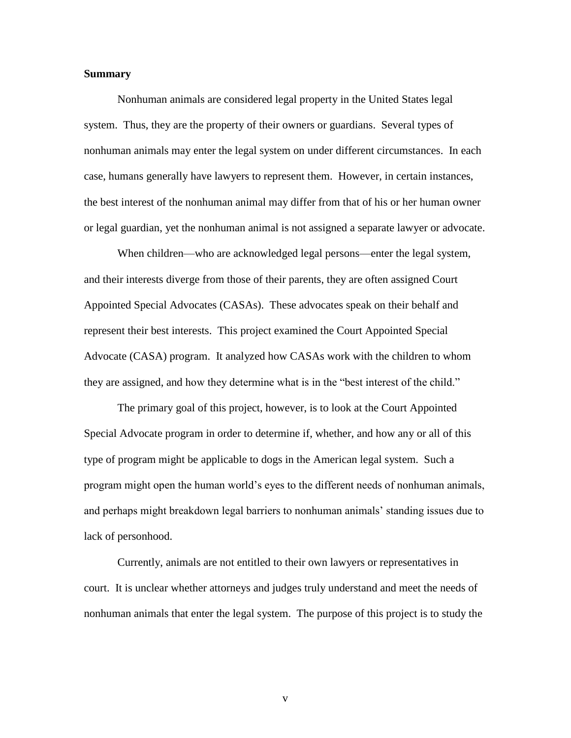**Summary**

Nonhuman animals are considered legal property in the United States legal system. Thus, they are the property of their owners or guardians. Several types of nonhuman animals may enter the legal system on under different circumstances. In each case, humans generally have lawyers to represent them. However, in certain instances, the best interest of the nonhuman animal may differ from that of his or her human owner or legal guardian, yet the nonhuman animal is not assigned a separate lawyer or advocate.

When children—who are acknowledged legal persons—enter the legal system, and their interests diverge from those of their parents, they are often assigned Court Appointed Special Advocates (CASAs). These advocates speak on their behalf and represent their best interests. This project examined the Court Appointed Special Advocate (CASA) program. It analyzed how CASAs work with the children to whom they are assigned, and how they determine what is in the "best interest of the child."

The primary goal of this project, however, is to look at the Court Appointed Special Advocate program in order to determine if, whether, and how any or all of this type of program might be applicable to dogs in the American legal system. Such a program might open the human world's eyes to the different needs of nonhuman animals, and perhaps might breakdown legal barriers to nonhuman animals' standing issues due to lack of personhood.

Currently, animals are not entitled to their own lawyers or representatives in court. It is unclear whether attorneys and judges truly understand and meet the needs of nonhuman animals that enter the legal system. The purpose of this project is to study the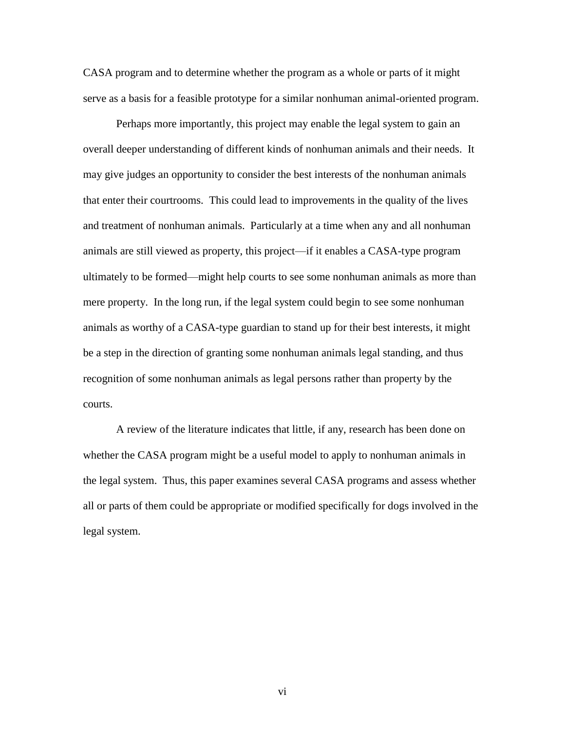CASA program and to determine whether the program as a whole or parts of it might serve as a basis for a feasible prototype for a similar nonhuman animal-oriented program.

Perhaps more importantly, this project may enable the legal system to gain an overall deeper understanding of different kinds of nonhuman animals and their needs. It may give judges an opportunity to consider the best interests of the nonhuman animals that enter their courtrooms. This could lead to improvements in the quality of the lives and treatment of nonhuman animals. Particularly at a time when any and all nonhuman animals are still viewed as property, this project—if it enables a CASA-type program ultimately to be formed—might help courts to see some nonhuman animals as more than mere property. In the long run, if the legal system could begin to see some nonhuman animals as worthy of a CASA-type guardian to stand up for their best interests, it might be a step in the direction of granting some nonhuman animals legal standing, and thus recognition of some nonhuman animals as legal persons rather than property by the courts.

A review of the literature indicates that little, if any, research has been done on whether the CASA program might be a useful model to apply to nonhuman animals in the legal system. Thus, this paper examines several CASA programs and assess whether all or parts of them could be appropriate or modified specifically for dogs involved in the legal system.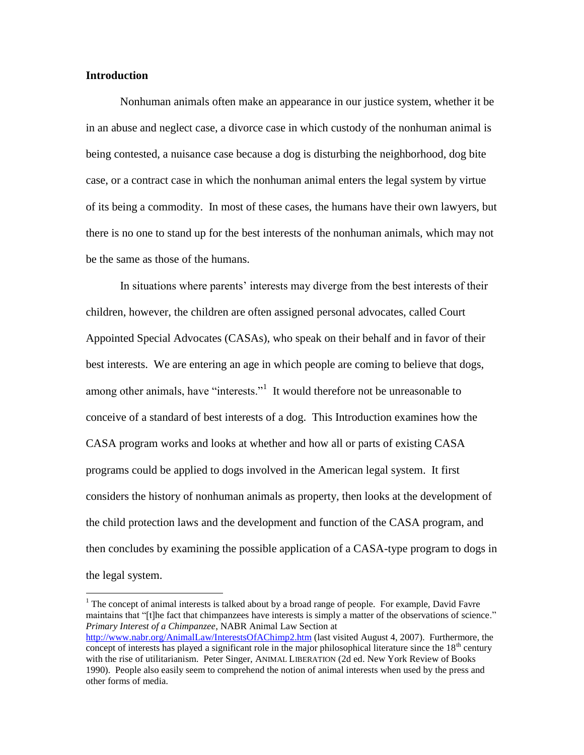## Introduction

Nonhuman animals often make an appearance in our justice system, whether it be in an abuse and neglect case, a divorce case in which custody of the nonhuman animal is being contested, a nuisance case because a dog is disturbing the neighborhood, dog bite case, or a contract case in which the nonhuman animal enters the legal system by virtue of its being a commodity. In most of these cases, the humans have their own lawyers, but there is no one to stand up for the best interests of the nonhuman animals, which may not be the same as those of the humans.

In situations where parents' interests may diverge from the best interests of their children, however, the children are often assigned personal advocates, called Court Appointed Special Advocates (CASAs), who speak on their behalf and in favor of their best interests. We are entering an age in which people are coming to believe that dogs, among other animals, have "interests."[1] It would therefore not be unreasonable to conceive of a standard of best interests of a dog. This Introduction examines how the CASA program works and looks at whether and how all or parts of existing CASA programs could be applied to dogs involved in the American legal system. It first considers the history of nonhuman animals as property, then looks at the development of the child protection laws and the development and function of the CASA program, and then concludes by examining the possible application of a CASA-type program to dogs in the legal system.

---

[1] The concept of animal interests is talked about by a broad range of people. For example, David Favre maintains that "[t]he fact that chimpanzees have interests is simply a matter of the observations of science." *Primary Interest of a Chimpanzee*, NABR Animal Law Section at http://www.nabr.org/AnimalLaw/InterestsOfAChimp2.htm (last visited August 4, 2007). Furthermore, the concept of interests has played a significant role in the major philosophical literature since the 18th century with the rise of utilitarianism. Peter Singer, ANIMAL LIBERATION (2d ed. New York Review of Books 1990). People also easily seem to comprehend the notion of animal interests when used by the press and other forms of media.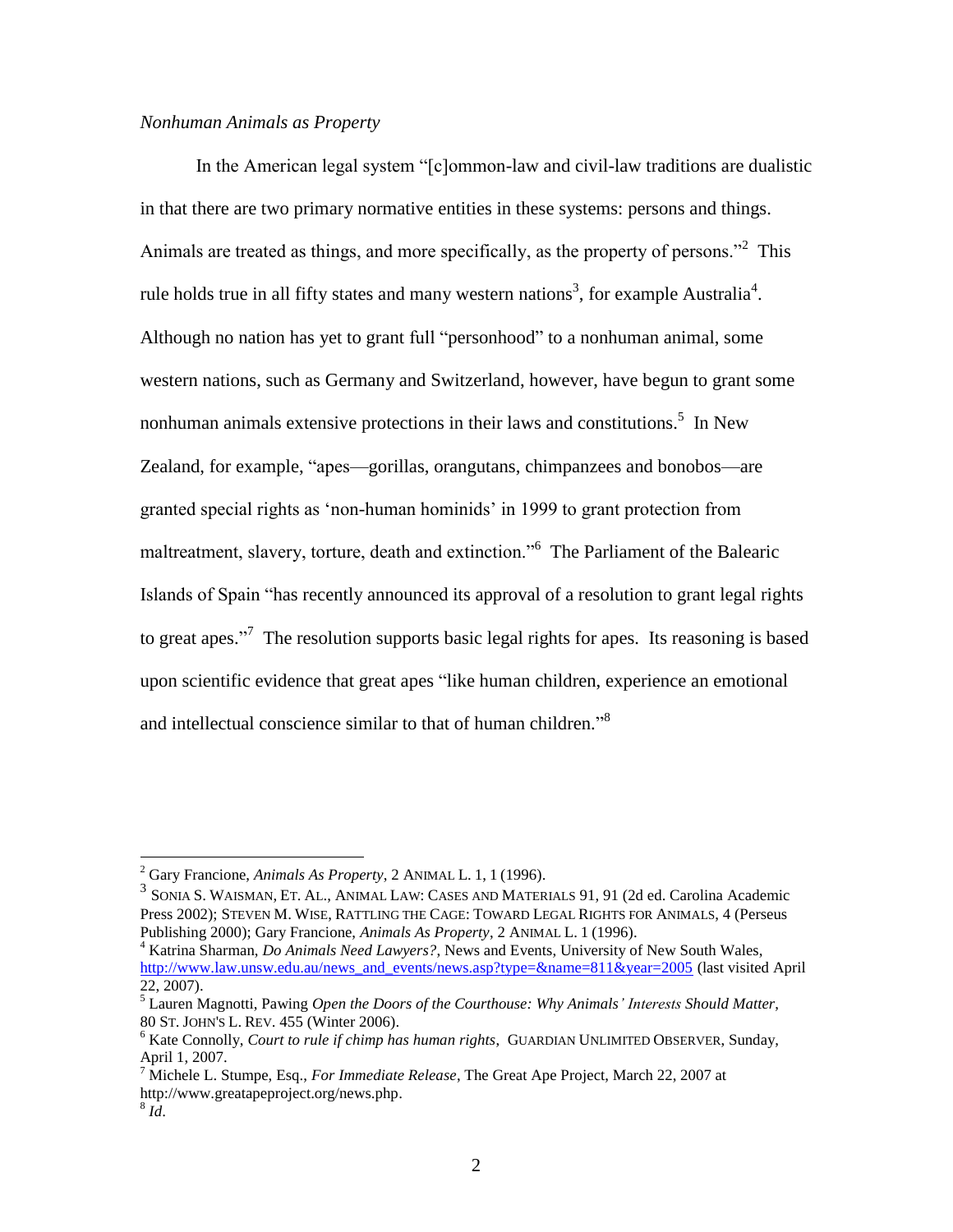*Nonhuman Animals as Property*

In the American legal system "[c]ommon-law and civil-law traditions are dualistic in that there are two primary normative entities in these systems: persons and things. Animals are treated as things, and more specifically, as the property of persons."[2] This rule holds true in all fifty states and many western nations[3], for example Australia[4]. Although no nation has yet to grant full "personhood" to a nonhuman animal, some western nations, such as Germany and Switzerland, however, have begun to grant some nonhuman animals extensive protections in their laws and constitutions.[5] In New Zealand, for example, "apes—gorillas, orangutans, chimpanzees and bonobos—are granted special rights as 'non-human hominids' in 1999 to grant protection from maltreatment, slavery, torture, death and extinction."[6] The Parliament of the Balearic Islands of Spain "has recently announced its approval of a resolution to grant legal rights to great apes."[7] The resolution supports basic legal rights for apes. Its reasoning is based upon scientific evidence that great apes "like human children, experience an emotional and intellectual conscience similar to that of human children."[8]

---

[2] Gary Francione, *Animals As Property*, 2 ANIMAL L. 1, 1 (1996).

[3] SONIA S. WAISMAN, ET. AL., ANIMAL LAW: CASES AND MATERIALS 91, 91 (2d ed. Carolina Academic Press 2002); STEVEN M. WISE, RATTLING THE CAGE: TOWARD LEGAL RIGHTS FOR ANIMALS, 4 (Perseus Publishing 2000); Gary Francione, *Animals As Property*, 2 ANIMAL L. 1 (1996).

[4] Katrina Sharman, *Do Animals Need Lawyers?*, News and Events, University of New South Wales, http://www.law.unsw.edu.au/news_and_events/news.asp?type=&name=811&year=2005 (last visited April 22, 2007).

[5] Lauren Magnotti, Pawing *Open the Doors of the Courthouse: Why Animals' Interests Should Matter*, 80 ST. JOHN'S L. REV. 455 (Winter 2006).

[6] Kate Connolly, *Court to rule if chimp has human rights*, GUARDIAN UNLIMITED OBSERVER, Sunday, April 1, 2007.

[7] Michele L. Stumpe, Esq., *For Immediate Release*, The Great Ape Project, March 22, 2007 at http://www.greatapeproject.org/news.php.

[8] *Id*.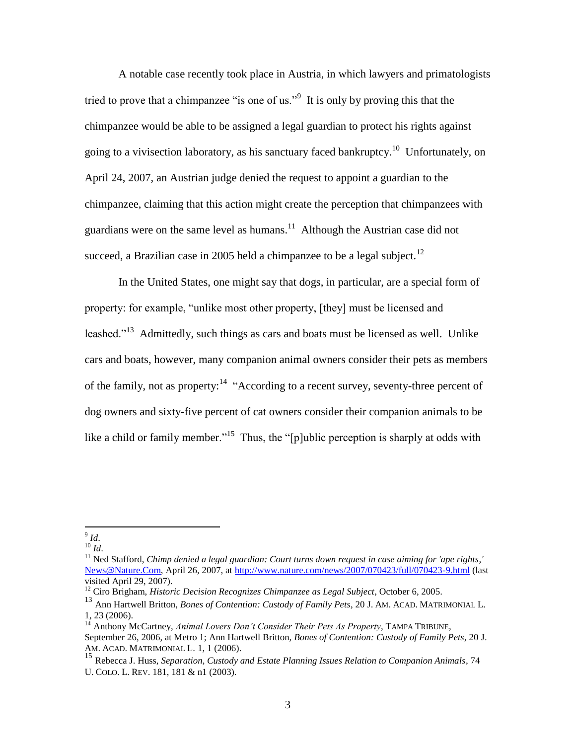A notable case recently took place in Austria, in which lawyers and primatologists tried to prove that a chimpanzee "is one of us."[9] It is only by proving this that the chimpanzee would be able to be assigned a legal guardian to protect his rights against going to a vivisection laboratory, as his sanctuary faced bankruptcy.[10] Unfortunately, on April 24, 2007, an Austrian judge denied the request to appoint a guardian to the chimpanzee, claiming that this action might create the perception that chimpanzees with guardians were on the same level as humans.[11] Although the Austrian case did not succeed, a Brazilian case in 2005 held a chimpanzee to be a legal subject.[12]

In the United States, one might say that dogs, in particular, are a special form of property: for example, "unlike most other property, [they] must be licensed and leashed."[13] Admittedly, such things as cars and boats must be licensed as well. Unlike cars and boats, however, many companion animal owners consider their pets as members of the family, not as property:[14] "According to a recent survey, seventy-three percent of dog owners and sixty-five percent of cat owners consider their companion animals to be like a child or family member."[15] Thus, the "[p]ublic perception is sharply at odds with

---

[9] *Id.*

[10] *Id.*

[11] Ned Stafford, *Chimp denied a legal guardian: Court turns down request in case aiming for 'ape rights,'* News@Nature.Com, April 26, 2007, at http://www.nature.com/news/2007/070423/full/070423-9.html (last visited April 29, 2007).

[12] Ciro Brigham, *Historic Decision Recognizes Chimpanzee as Legal Subject*, October 6, 2005.

[13] Ann Hartwell Britton, *Bones of Contention: Custody of Family Pets*, 20 J. AM. ACAD. MATRIMONIAL L. 1, 23 (2006).

[14] Anthony McCartney, *Animal Lovers Don't Consider Their Pets As Property*, TAMPA TRIBUNE, September 26, 2006, at Metro 1; Ann Hartwell Britton, *Bones of Contention: Custody of Family Pets*, 20 J. AM. ACAD. MATRIMONIAL L. 1, 1 (2006).

[15] Rebecca J. Huss, *Separation, Custody and Estate Planning Issues Relation to Companion Animals*, 74 U. COLO. L. REV. 181, 181 & n1 (2003).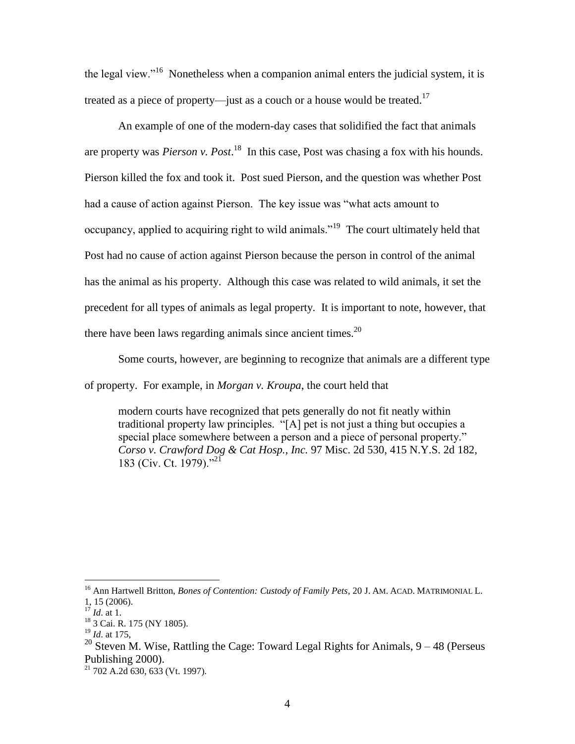the legal view."[16] Nonetheless when a companion animal enters the judicial system, it is treated as a piece of property—just as a couch or a house would be treated.[17]

An example of one of the modern-day cases that solidified the fact that animals are property was *Pierson v. Post*.[18] In this case, Post was chasing a fox with his hounds. Pierson killed the fox and took it. Post sued Pierson, and the question was whether Post had a cause of action against Pierson. The key issue was "what acts amount to occupancy, applied to acquiring right to wild animals."[19] The court ultimately held that Post had no cause of action against Pierson because the person in control of the animal has the animal as his property. Although this case was related to wild animals, it set the precedent for all types of animals as legal property. It is important to note, however, that there have been laws regarding animals since ancient times.[20]

Some courts, however, are beginning to recognize that animals are a different type of property. For example, in *Morgan v. Kroupa*, the court held that

> modern courts have recognized that pets generally do not fit neatly within traditional property law principles. "[A] pet is not just a thing but occupies a special place somewhere between a person and a piece of personal property." *Corso v. Crawford Dog & Cat Hosp., Inc.* 97 Misc. 2d 530, 415 N.Y.S. 2d 182, 183 (Civ. Ct. 1979)."[21]

---

[16] Ann Hartwell Britton, *Bones of Contention: Custody of Family Pets*, 20 J. AM. ACAD. MATRIMONIAL L. 1, 15 (2006).

[17] *Id*. at 1.

[18] 3 Cai. R. 175 (NY 1805).

[19] *Id*. at 175,

[20] Steven M. Wise, Rattling the Cage: Toward Legal Rights for Animals, 9 – 48 (Perseus Publishing 2000).

[21] 702 A.2d 630, 633 (Vt. 1997).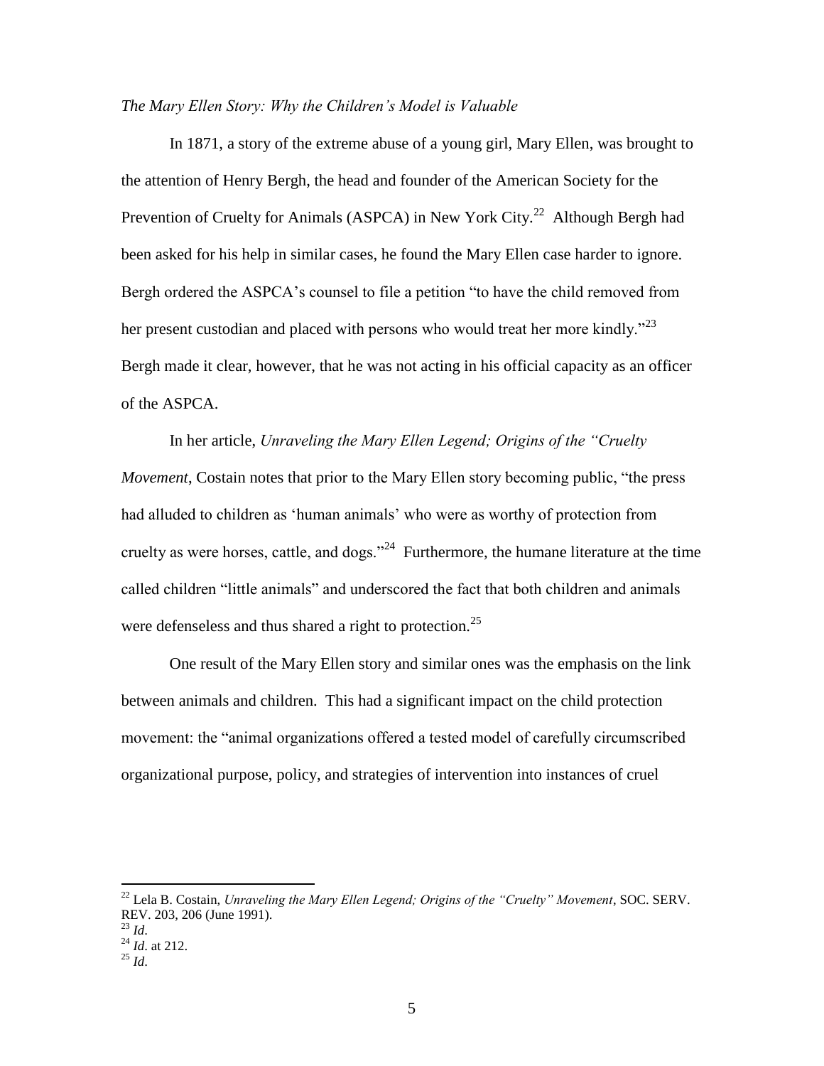*The Mary Ellen Story: Why the Children's Model is Valuable*

In 1871, a story of the extreme abuse of a young girl, Mary Ellen, was brought to the attention of Henry Bergh, the head and founder of the American Society for the Prevention of Cruelty for Animals (ASPCA) in New York City.[22] Although Bergh had been asked for his help in similar cases, he found the Mary Ellen case harder to ignore. Bergh ordered the ASPCA's counsel to file a petition "to have the child removed from her present custodian and placed with persons who would treat her more kindly."[23] Bergh made it clear, however, that he was not acting in his official capacity as an officer of the ASPCA.

In her article, *Unraveling the Mary Ellen Legend; Origins of the "Cruelty Movement*, Costain notes that prior to the Mary Ellen story becoming public, "the press had alluded to children as 'human animals' who were as worthy of protection from cruelty as were horses, cattle, and dogs."[24] Furthermore, the humane literature at the time called children "little animals" and underscored the fact that both children and animals were defenseless and thus shared a right to protection.[25]

One result of the Mary Ellen story and similar ones was the emphasis on the link between animals and children. This had a significant impact on the child protection movement: the "animal organizations offered a tested model of carefully circumscribed organizational purpose, policy, and strategies of intervention into instances of cruel

---

[22] Lela B. Costain, *Unraveling the Mary Ellen Legend; Origins of the "Cruelty" Movement*, SOC. SERV. REV. 203, 206 (June 1991).

[23] *Id*.

[24] *Id*. at 212.

[25] *Id*.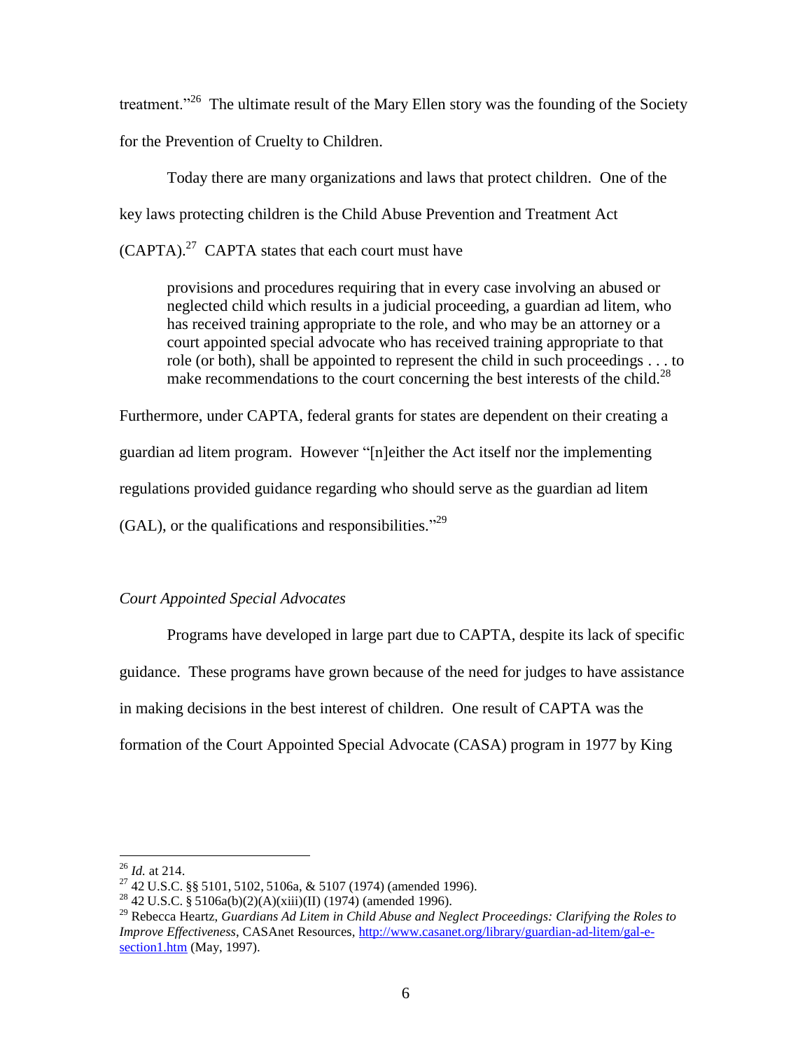treatment."[26] The ultimate result of the Mary Ellen story was the founding of the Society for the Prevention of Cruelty to Children.

Today there are many organizations and laws that protect children. One of the key laws protecting children is the Child Abuse Prevention and Treatment Act (CAPTA).[27] CAPTA states that each court must have

> provisions and procedures requiring that in every case involving an abused or neglected child which results in a judicial proceeding, a guardian ad litem, who has received training appropriate to the role, and who may be an attorney or a court appointed special advocate who has received training appropriate to that role (or both), shall be appointed to represent the child in such proceedings . . . to make recommendations to the court concerning the best interests of the child.[28]

Furthermore, under CAPTA, federal grants for states are dependent on their creating a guardian ad litem program. However "[n]either the Act itself nor the implementing regulations provided guidance regarding who should serve as the guardian ad litem (GAL), or the qualifications and responsibilities."[29]

*Court Appointed Special Advocates*

Programs have developed in large part due to CAPTA, despite its lack of specific guidance. These programs have grown because of the need for judges to have assistance in making decisions in the best interest of children. One result of CAPTA was the formation of the Court Appointed Special Advocate (CASA) program in 1977 by King

---

[26] *Id.* at 214.

[27] 42 U.S.C. §§ 5101, 5102, 5106a, & 5107 (1974) (amended 1996).

[28] 42 U.S.C. § 5106a(b)(2)(A)(xiii)(II) (1974) (amended 1996).

[29] Rebecca Heartz, *Guardians Ad Litem in Child Abuse and Neglect Proceedings: Clarifying the Roles to Improve Effectiveness*, CASAnet Resources, http://www.casanet.org/library/guardian-ad-litem/gal-e-section1.htm (May, 1997).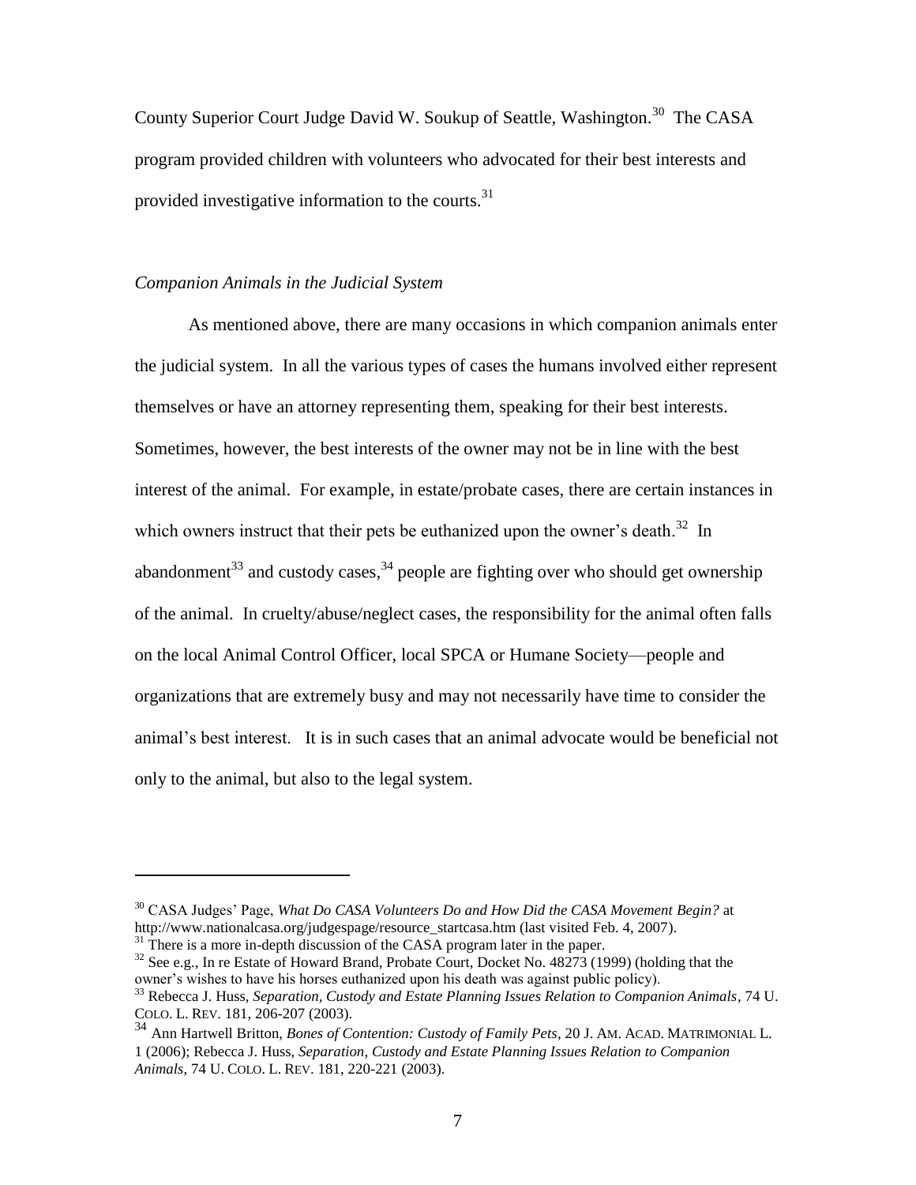County Superior Court Judge David W. Soukup of Seattle, Washington.[30] The CASA program provided children with volunteers who advocated for their best interests and provided investigative information to the courts.[31]

*Companion Animals in the Judicial System*

As mentioned above, there are many occasions in which companion animals enter the judicial system. In all the various types of cases the humans involved either represent themselves or have an attorney representing them, speaking for their best interests. Sometimes, however, the best interests of the owner may not be in line with the best interest of the animal. For example, in estate/probate cases, there are certain instances in which owners instruct that their pets be euthanized upon the owner's death.[32] In abandonment[33] and custody cases,[34] people are fighting over who should get ownership of the animal. In cruelty/abuse/neglect cases, the responsibility for the animal often falls on the local Animal Control Officer, local SPCA or Humane Society—people and organizations that are extremely busy and may not necessarily have time to consider the animal's best interest. It is in such cases that an animal advocate would be beneficial not only to the animal, but also to the legal system.

---

[30] CASA Judges' Page, *What Do CASA Volunteers Do and How Did the CASA Movement Begin?* at http://www.nationalcasa.org/judgespage/resource_startcasa.htm (last visited Feb. 4, 2007).

[31] There is a more in-depth discussion of the CASA program later in the paper.

[32] See e.g., In re Estate of Howard Brand, Probate Court, Docket No. 48273 (1999) (holding that the owner's wishes to have his horses euthanized upon his death was against public policy).

[33] Rebecca J. Huss, *Separation, Custody and Estate Planning Issues Relation to Companion Animals*, 74 U. COLO. L. REV. 181, 206-207 (2003).

[34] Ann Hartwell Britton, *Bones of Contention: Custody of Family Pets*, 20 J. AM. ACAD. MATRIMONIAL L. 1 (2006); Rebecca J. Huss, *Separation, Custody and Estate Planning Issues Relation to Companion Animals*, 74 U. COLO. L. REV. 181, 220-221 (2003).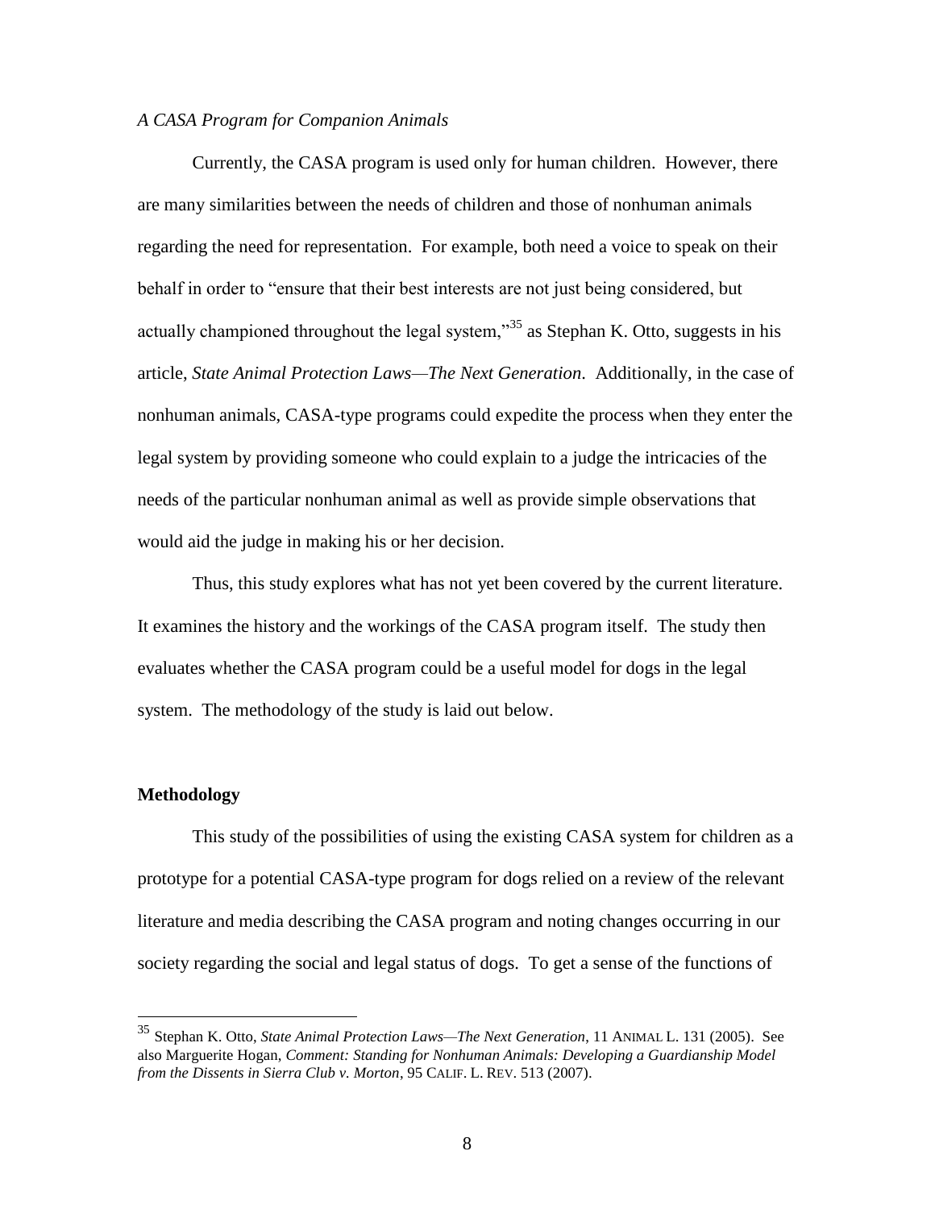*A CASA Program for Companion Animals*

Currently, the CASA program is used only for human children. However, there are many similarities between the needs of children and those of nonhuman animals regarding the need for representation. For example, both need a voice to speak on their behalf in order to "ensure that their best interests are not just being considered, but actually championed throughout the legal system,"[35] as Stephan K. Otto, suggests in his article, *State Animal Protection Laws—The Next Generation*. Additionally, in the case of nonhuman animals, CASA-type programs could expedite the process when they enter the legal system by providing someone who could explain to a judge the intricacies of the needs of the particular nonhuman animal as well as provide simple observations that would aid the judge in making his or her decision.

Thus, this study explores what has not yet been covered by the current literature. It examines the history and the workings of the CASA program itself. The study then evaluates whether the CASA program could be a useful model for dogs in the legal system. The methodology of the study is laid out below.

**Methodology**

This study of the possibilities of using the existing CASA system for children as a prototype for a potential CASA-type program for dogs relied on a review of the relevant literature and media describing the CASA program and noting changes occurring in our society regarding the social and legal status of dogs. To get a sense of the functions of

---

[35] Stephan K. Otto, *State Animal Protection Laws—The Next Generation*, 11 ANIMAL L. 131 (2005). See also Marguerite Hogan, *Comment: Standing for Nonhuman Animals: Developing a Guardianship Model from the Dissents in Sierra Club v. Morton*, 95 CALIF. L. REV. 513 (2007).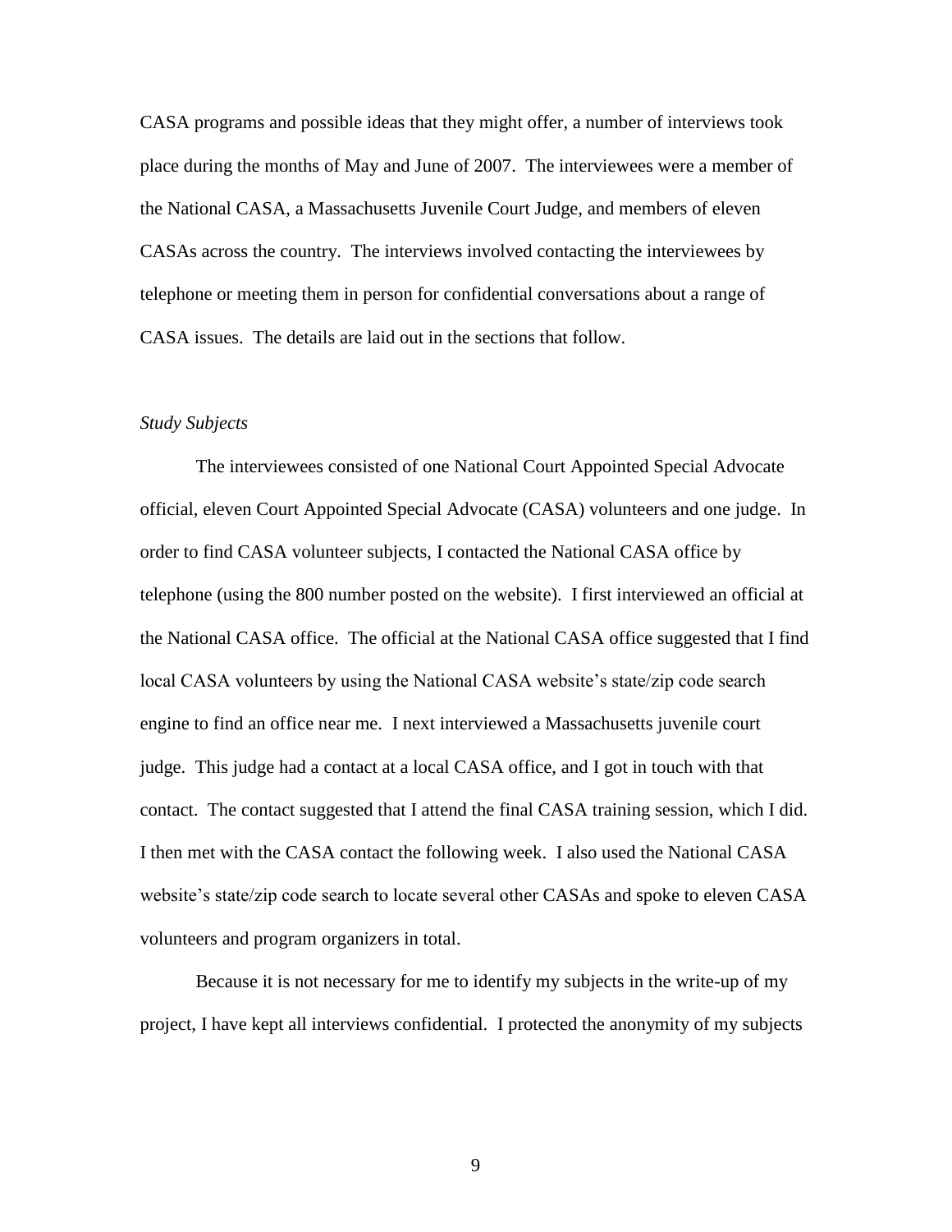CASA programs and possible ideas that they might offer, a number of interviews took place during the months of May and June of 2007. The interviewees were a member of the National CASA, a Massachusetts Juvenile Court Judge, and members of eleven CASAs across the country. The interviews involved contacting the interviewees by telephone or meeting them in person for confidential conversations about a range of CASA issues. The details are laid out in the sections that follow.

*Study Subjects*

The interviewees consisted of one National Court Appointed Special Advocate official, eleven Court Appointed Special Advocate (CASA) volunteers and one judge. In order to find CASA volunteer subjects, I contacted the National CASA office by telephone (using the 800 number posted on the website). I first interviewed an official at the National CASA office. The official at the National CASA office suggested that I find local CASA volunteers by using the National CASA website's state/zip code search engine to find an office near me. I next interviewed a Massachusetts juvenile court judge. This judge had a contact at a local CASA office, and I got in touch with that contact. The contact suggested that I attend the final CASA training session, which I did. I then met with the CASA contact the following week. I also used the National CASA website's state/zip code search to locate several other CASAs and spoke to eleven CASA volunteers and program organizers in total.

Because it is not necessary for me to identify my subjects in the write-up of my project, I have kept all interviews confidential. I protected the anonymity of my subjects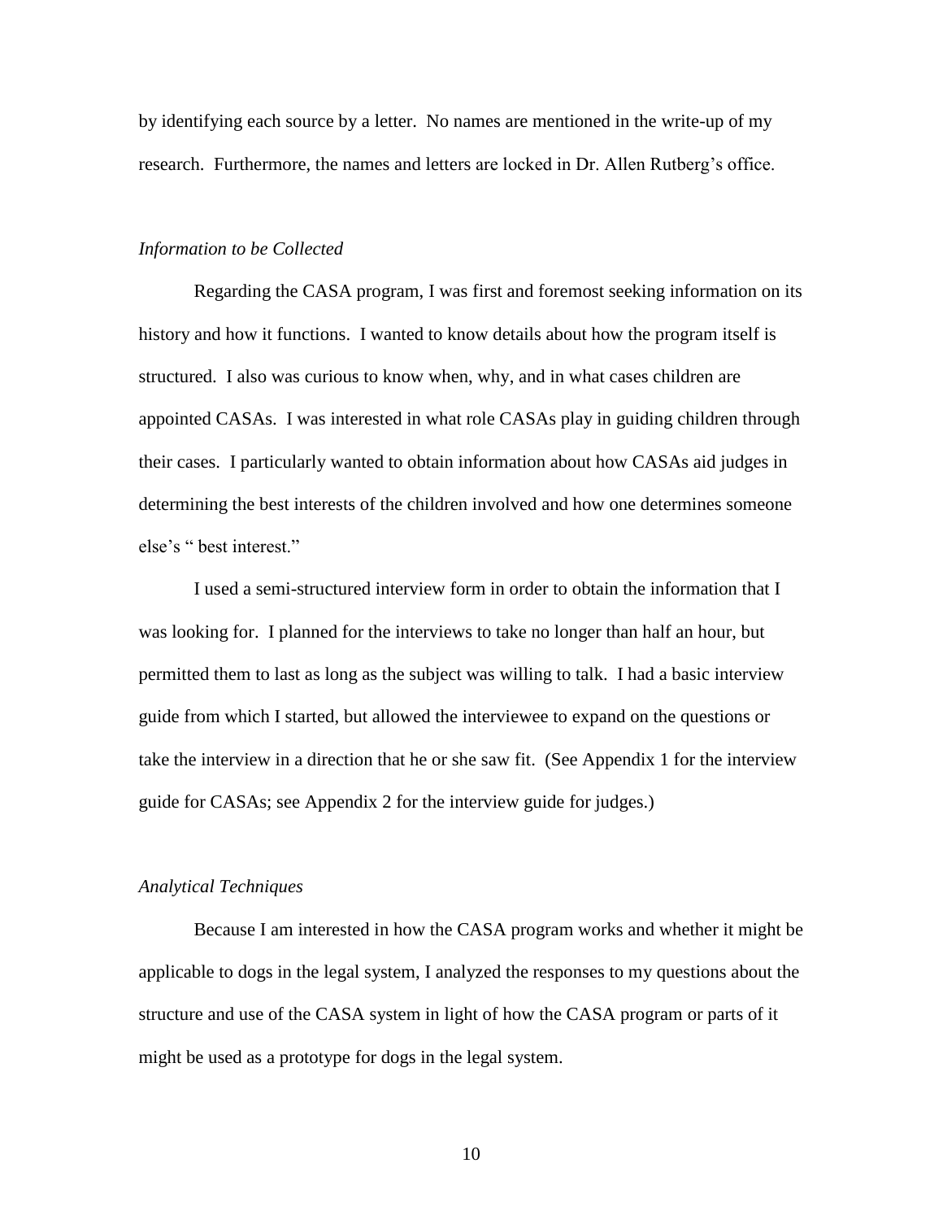by identifying each source by a letter. No names are mentioned in the write-up of my research. Furthermore, the names and letters are locked in Dr. Allen Rutberg's office.

*Information to be Collected*

Regarding the CASA program, I was first and foremost seeking information on its history and how it functions. I wanted to know details about how the program itself is structured. I also was curious to know when, why, and in what cases children are appointed CASAs. I was interested in what role CASAs play in guiding children through their cases. I particularly wanted to obtain information about how CASAs aid judges in determining the best interests of the children involved and how one determines someone else's " best interest."

I used a semi-structured interview form in order to obtain the information that I was looking for. I planned for the interviews to take no longer than half an hour, but permitted them to last as long as the subject was willing to talk. I had a basic interview guide from which I started, but allowed the interviewee to expand on the questions or take the interview in a direction that he or she saw fit. (See Appendix 1 for the interview guide for CASAs; see Appendix 2 for the interview guide for judges.)

*Analytical Techniques*

Because I am interested in how the CASA program works and whether it might be applicable to dogs in the legal system, I analyzed the responses to my questions about the structure and use of the CASA system in light of how the CASA program or parts of it might be used as a prototype for dogs in the legal system.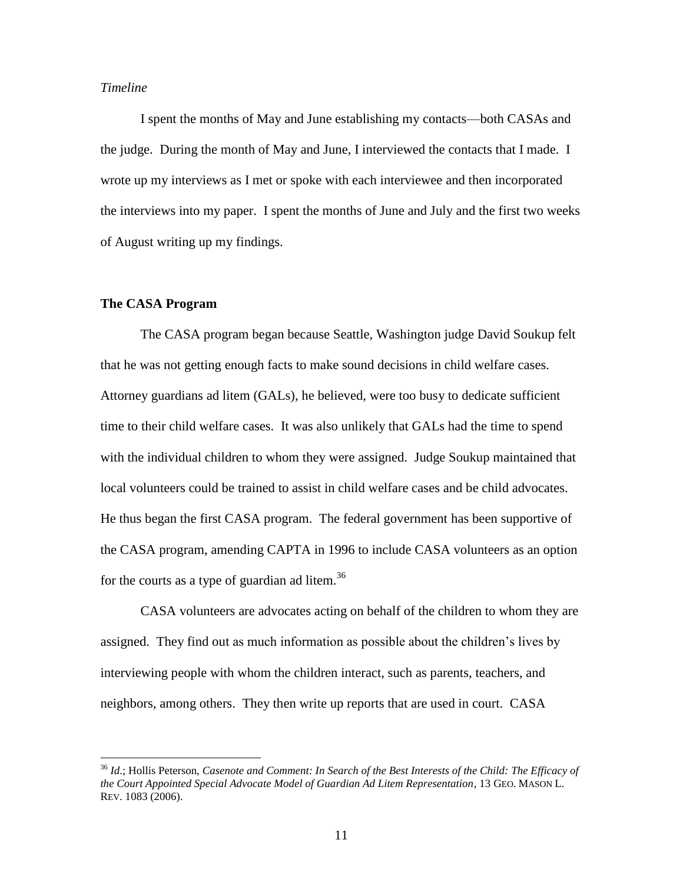*Timeline*

I spent the months of May and June establishing my contacts—both CASAs and the judge. During the month of May and June, I interviewed the contacts that I made. I wrote up my interviews as I met or spoke with each interviewee and then incorporated the interviews into my paper. I spent the months of June and July and the first two weeks of August writing up my findings.

**The CASA Program**

The CASA program began because Seattle, Washington judge David Soukup felt that he was not getting enough facts to make sound decisions in child welfare cases. Attorney guardians ad litem (GALs), he believed, were too busy to dedicate sufficient time to their child welfare cases. It was also unlikely that GALs had the time to spend with the individual children to whom they were assigned. Judge Soukup maintained that local volunteers could be trained to assist in child welfare cases and be child advocates. He thus began the first CASA program. The federal government has been supportive of the CASA program, amending CAPTA in 1996 to include CASA volunteers as an option for the courts as a type of guardian ad litem.[36]

CASA volunteers are advocates acting on behalf of the children to whom they are assigned. They find out as much information as possible about the children's lives by interviewing people with whom the children interact, such as parents, teachers, and neighbors, among others. They then write up reports that are used in court. CASA

---

[36] *Id*.; Hollis Peterson, *Casenote and Comment: In Search of the Best Interests of the Child: The Efficacy of the Court Appointed Special Advocate Model of Guardian Ad Litem Representation*, 13 GEO. MASON L. REV. 1083 (2006).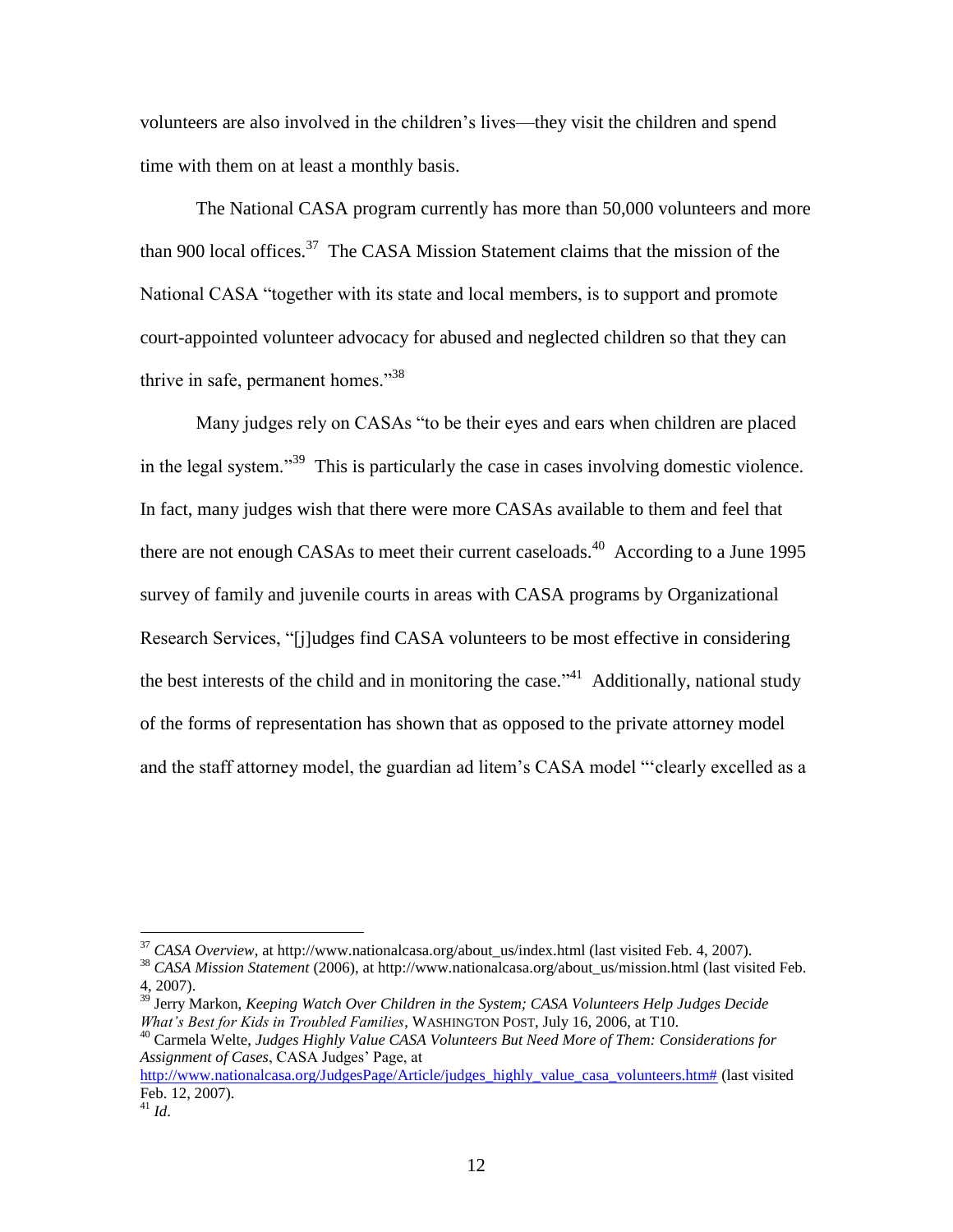volunteers are also involved in the children's lives—they visit the children and spend time with them on at least a monthly basis.

The National CASA program currently has more than 50,000 volunteers and more than 900 local offices.[37] The CASA Mission Statement claims that the mission of the National CASA "together with its state and local members, is to support and promote court-appointed volunteer advocacy for abused and neglected children so that they can thrive in safe, permanent homes."[38]

Many judges rely on CASAs "to be their eyes and ears when children are placed in the legal system."[39] This is particularly the case in cases involving domestic violence. In fact, many judges wish that there were more CASAs available to them and feel that there are not enough CASAs to meet their current caseloads.[40] According to a June 1995 survey of family and juvenile courts in areas with CASA programs by Organizational Research Services, "[j]udges find CASA volunteers to be most effective in considering the best interests of the child and in monitoring the case."[41] Additionally, national study of the forms of representation has shown that as opposed to the private attorney model and the staff attorney model, the guardian ad litem's CASA model "'clearly excelled as a

---

[37] *CASA Overview*, at http://www.nationalcasa.org/about_us/index.html (last visited Feb. 4, 2007).

[38] *CASA Mission Statement* (2006), at http://www.nationalcasa.org/about_us/mission.html (last visited Feb. 4, 2007).

[39] Jerry Markon, *Keeping Watch Over Children in the System; CASA Volunteers Help Judges Decide What's Best for Kids in Troubled Families*, WASHINGTON POST, July 16, 2006, at T10.

[40] Carmela Welte, *Judges Highly Value CASA Volunteers But Need More of Them: Considerations for Assignment of Cases*, CASA Judges' Page, at http://www.nationalcasa.org/JudgesPage/Article/judges_highly_value_casa_volunteers.htm# (last visited Feb. 12, 2007).

[41] *Id*.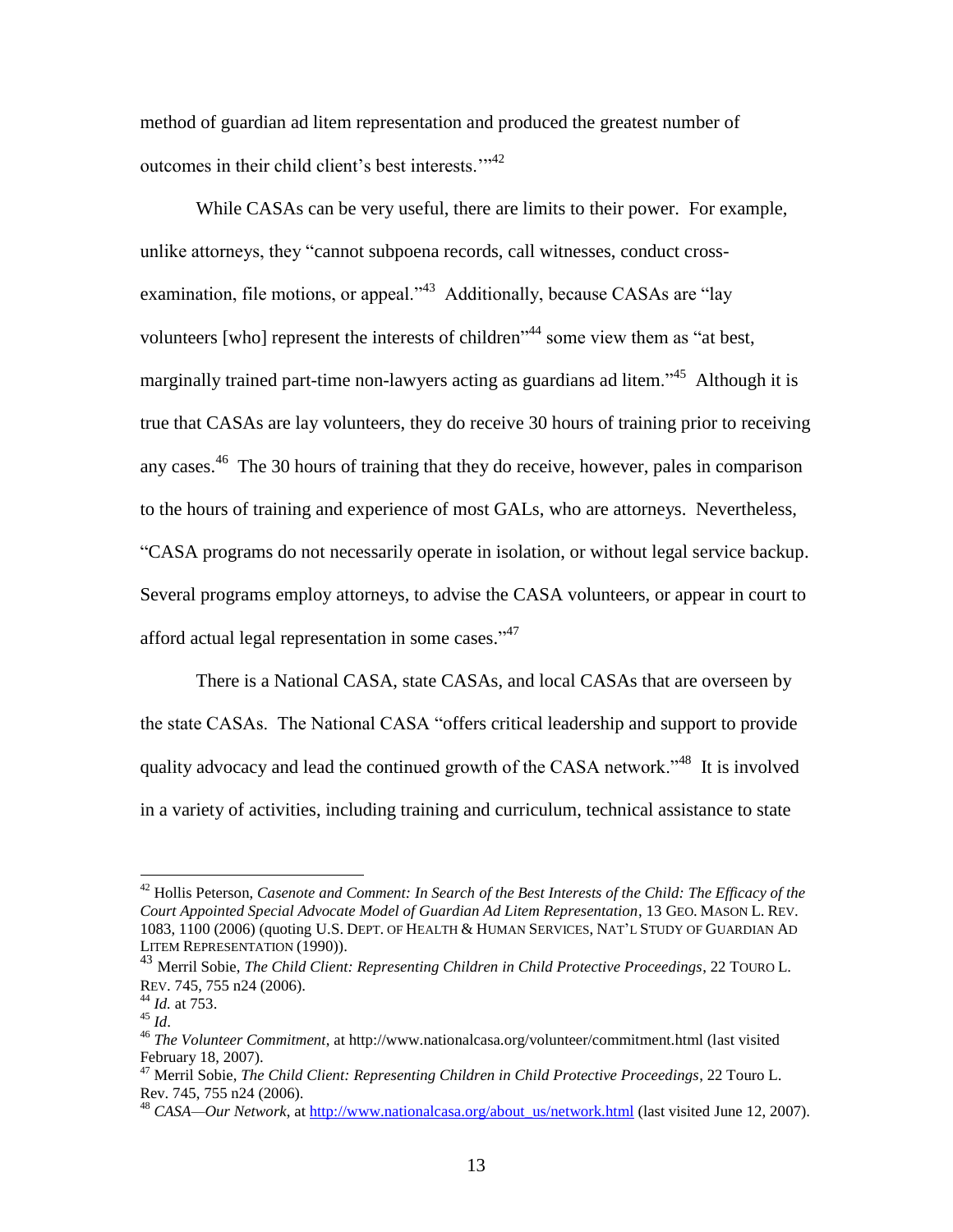method of guardian ad litem representation and produced the greatest number of outcomes in their child client's best interests.'"[42]

While CASAs can be very useful, there are limits to their power. For example, unlike attorneys, they "cannot subpoena records, call witnesses, conduct cross-examination, file motions, or appeal."[43] Additionally, because CASAs are "lay volunteers [who] represent the interests of children"[44] some view them as "at best, marginally trained part-time non-lawyers acting as guardians ad litem."[45] Although it is true that CASAs are lay volunteers, they do receive 30 hours of training prior to receiving any cases.[46] The 30 hours of training that they do receive, however, pales in comparison to the hours of training and experience of most GALs, who are attorneys. Nevertheless, "CASA programs do not necessarily operate in isolation, or without legal service backup. Several programs employ attorneys, to advise the CASA volunteers, or appear in court to afford actual legal representation in some cases."[47]

There is a National CASA, state CASAs, and local CASAs that are overseen by the state CASAs. The National CASA "offers critical leadership and support to provide quality advocacy and lead the continued growth of the CASA network."[48] It is involved in a variety of activities, including training and curriculum, technical assistance to state

---

[42] Hollis Peterson, *Casenote and Comment: In Search of the Best Interests of the Child: The Efficacy of the Court Appointed Special Advocate Model of Guardian Ad Litem Representation*, 13 GEO. MASON L. REV. 1083, 1100 (2006) (quoting U.S. DEPT. OF HEALTH & HUMAN SERVICES, NAT'L STUDY OF GUARDIAN AD LITEM REPRESENTATION (1990)).

[43] Merril Sobie, *The Child Client: Representing Children in Child Protective Proceedings*, 22 TOURO L. REV. 745, 755 n24 (2006).

[44] *Id.* at 753.

[45] *Id*.

[46] *The Volunteer Commitment*, at http://www.nationalcasa.org/volunteer/commitment.html (last visited February 18, 2007).

[47] Merril Sobie, *The Child Client: Representing Children in Child Protective Proceedings*, 22 Touro L. Rev. 745, 755 n24 (2006).

[48] *CASA—Our Network*, at http://www.nationalcasa.org/about_us/network.html (last visited June 12, 2007).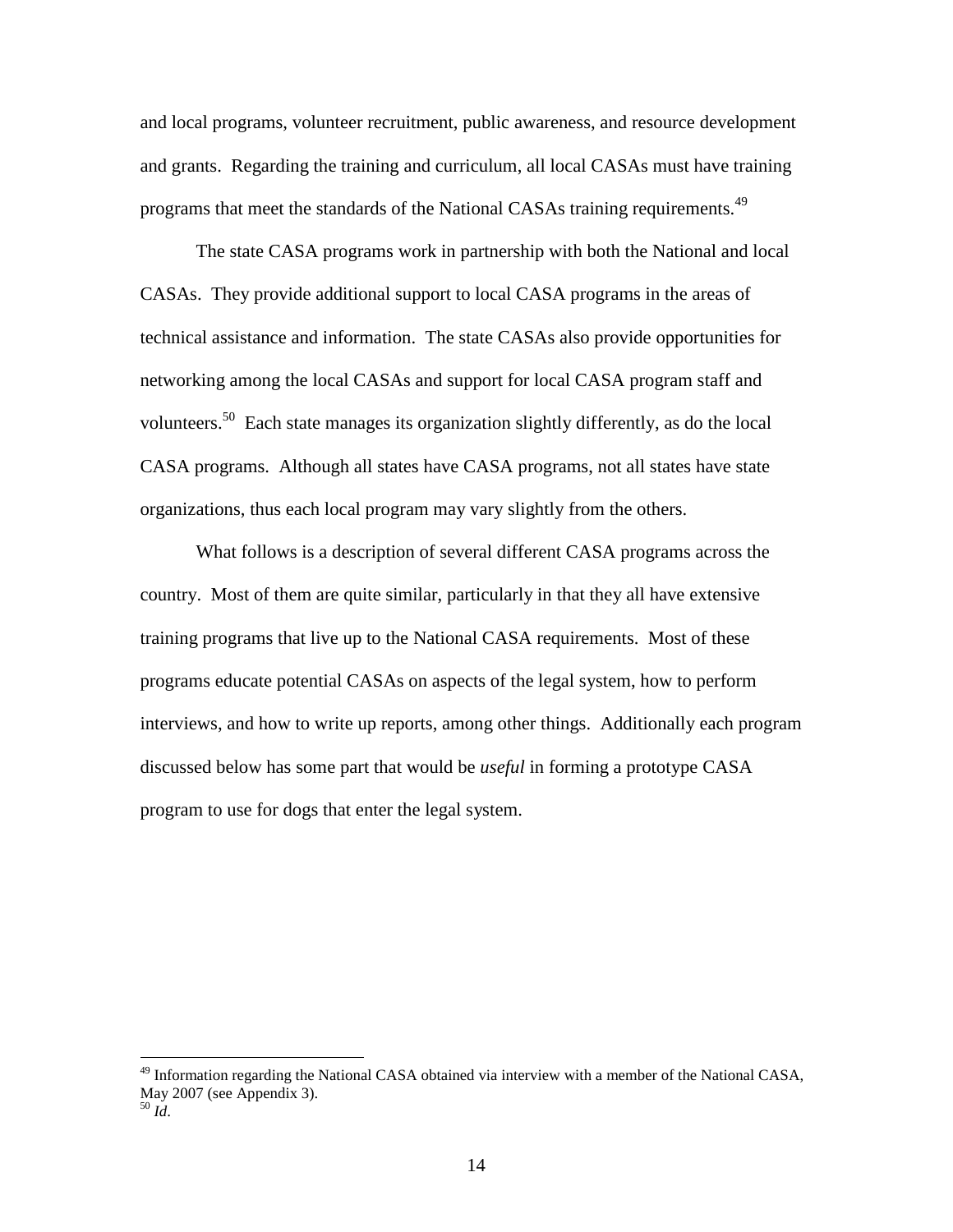and local programs, volunteer recruitment, public awareness, and resource development and grants. Regarding the training and curriculum, all local CASAs must have training programs that meet the standards of the National CASAs training requirements.[49]

The state CASA programs work in partnership with both the National and local CASAs. They provide additional support to local CASA programs in the areas of technical assistance and information. The state CASAs also provide opportunities for networking among the local CASAs and support for local CASA program staff and volunteers.[50] Each state manages its organization slightly differently, as do the local CASA programs. Although all states have CASA programs, not all states have state organizations, thus each local program may vary slightly from the others.

What follows is a description of several different CASA programs across the country. Most of them are quite similar, particularly in that they all have extensive training programs that live up to the National CASA requirements. Most of these programs educate potential CASAs on aspects of the legal system, how to perform interviews, and how to write up reports, among other things. Additionally each program discussed below has some part that would be *useful* in forming a prototype CASA program to use for dogs that enter the legal system.

---

[49] Information regarding the National CASA obtained via interview with a member of the National CASA, May 2007 (see Appendix 3).

[50] *Id*.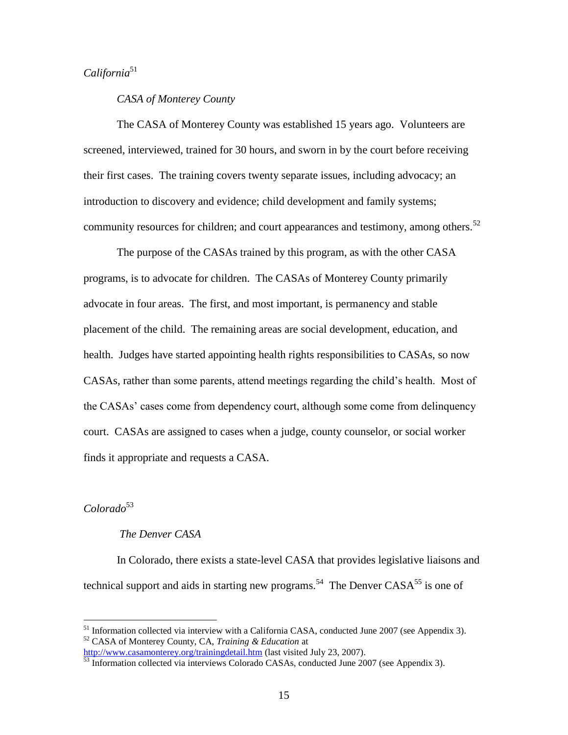*California*[51]

*CASA of Monterey County*

The CASA of Monterey County was established 15 years ago. Volunteers are screened, interviewed, trained for 30 hours, and sworn in by the court before receiving their first cases. The training covers twenty separate issues, including advocacy; an introduction to discovery and evidence; child development and family systems; community resources for children; and court appearances and testimony, among others.[52]

The purpose of the CASAs trained by this program, as with the other CASA programs, is to advocate for children. The CASAs of Monterey County primarily advocate in four areas. The first, and most important, is permanency and stable placement of the child. The remaining areas are social development, education, and health. Judges have started appointing health rights responsibilities to CASAs, so now CASAs, rather than some parents, attend meetings regarding the child's health. Most of the CASAs' cases come from dependency court, although some come from delinquency court. CASAs are assigned to cases when a judge, county counselor, or social worker finds it appropriate and requests a CASA.

*Colorado*[53]

*The Denver CASA*

In Colorado, there exists a state-level CASA that provides legislative liaisons and technical support and aids in starting new programs.[54] The Denver CASA[55] is one of

---

[51] Information collected via interview with a California CASA, conducted June 2007 (see Appendix 3).

[52] CASA of Monterey County, CA, *Training & Education* at http://www.casamonterey.org/trainingdetail.htm (last visited July 23, 2007).

[53] Information collected via interviews Colorado CASAs, conducted June 2007 (see Appendix 3).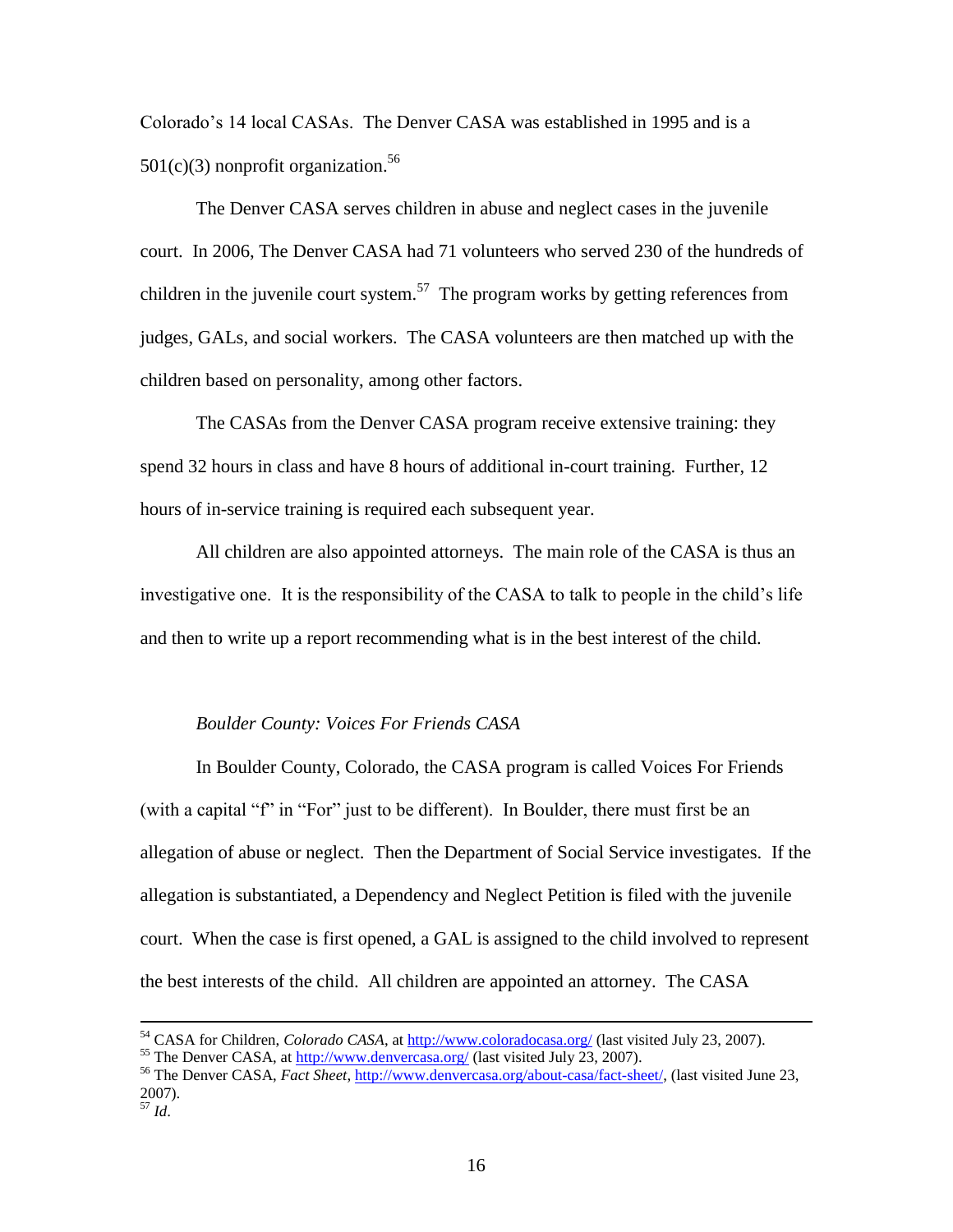Colorado's 14 local CASAs. The Denver CASA was established in 1995 and is a 501(c)(3) nonprofit organization.[56]

The Denver CASA serves children in abuse and neglect cases in the juvenile court. In 2006, The Denver CASA had 71 volunteers who served 230 of the hundreds of children in the juvenile court system.[57] The program works by getting references from judges, GALs, and social workers. The CASA volunteers are then matched up with the children based on personality, among other factors.

The CASAs from the Denver CASA program receive extensive training: they spend 32 hours in class and have 8 hours of additional in-court training. Further, 12 hours of in-service training is required each subsequent year.

All children are also appointed attorneys. The main role of the CASA is thus an investigative one. It is the responsibility of the CASA to talk to people in the child's life and then to write up a report recommending what is in the best interest of the child.

*Boulder County: Voices For Friends CASA*

In Boulder County, Colorado, the CASA program is called Voices For Friends (with a capital "f" in "For" just to be different). In Boulder, there must first be an allegation of abuse or neglect. Then the Department of Social Service investigates. If the allegation is substantiated, a Dependency and Neglect Petition is filed with the juvenile court. When the case is first opened, a GAL is assigned to the child involved to represent the best interests of the child. All children are appointed an attorney. The CASA

---

[54] CASA for Children, *Colorado CASA*, at http://www.coloradocasa.org/ (last visited July 23, 2007).

[55] The Denver CASA, at http://www.denvercasa.org/ (last visited July 23, 2007).

[56] The Denver CASA, *Fact Sheet*, http://www.denvercasa.org/about-casa/fact-sheet/, (last visited June 23, 2007).

[57] *Id*.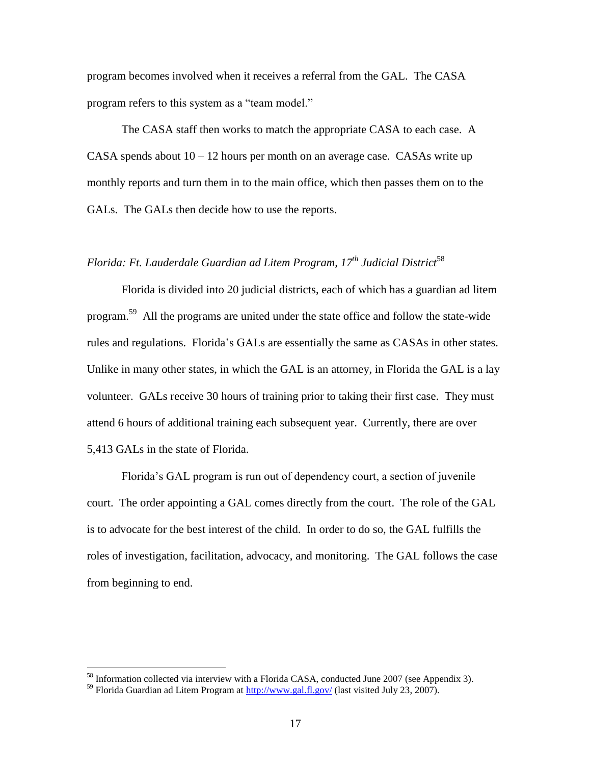program becomes involved when it receives a referral from the GAL. The CASA program refers to this system as a "team model."

The CASA staff then works to match the appropriate CASA to each case. A CASA spends about 10 – 12 hours per month on an average case. CASAs write up monthly reports and turn them in to the main office, which then passes them on to the GALs. The GALs then decide how to use the reports.

### *Florida: Ft. Lauderdale Guardian ad Litem Program, 17th Judicial District*[58]

Florida is divided into 20 judicial districts, each of which has a guardian ad litem program.[59] All the programs are united under the state office and follow the state-wide rules and regulations. Florida's GALs are essentially the same as CASAs in other states. Unlike in many other states, in which the GAL is an attorney, in Florida the GAL is a lay volunteer. GALs receive 30 hours of training prior to taking their first case. They must attend 6 hours of additional training each subsequent year. Currently, there are over 5,413 GALs in the state of Florida.

Florida's GAL program is run out of dependency court, a section of juvenile court. The order appointing a GAL comes directly from the court. The role of the GAL is to advocate for the best interest of the child. In order to do so, the GAL fulfills the roles of investigation, facilitation, advocacy, and monitoring. The GAL follows the case from beginning to end.

---

[58] Information collected via interview with a Florida CASA, conducted June 2007 (see Appendix 3).

[59] Florida Guardian ad Litem Program at http://www.gal.fl.gov/ (last visited July 23, 2007).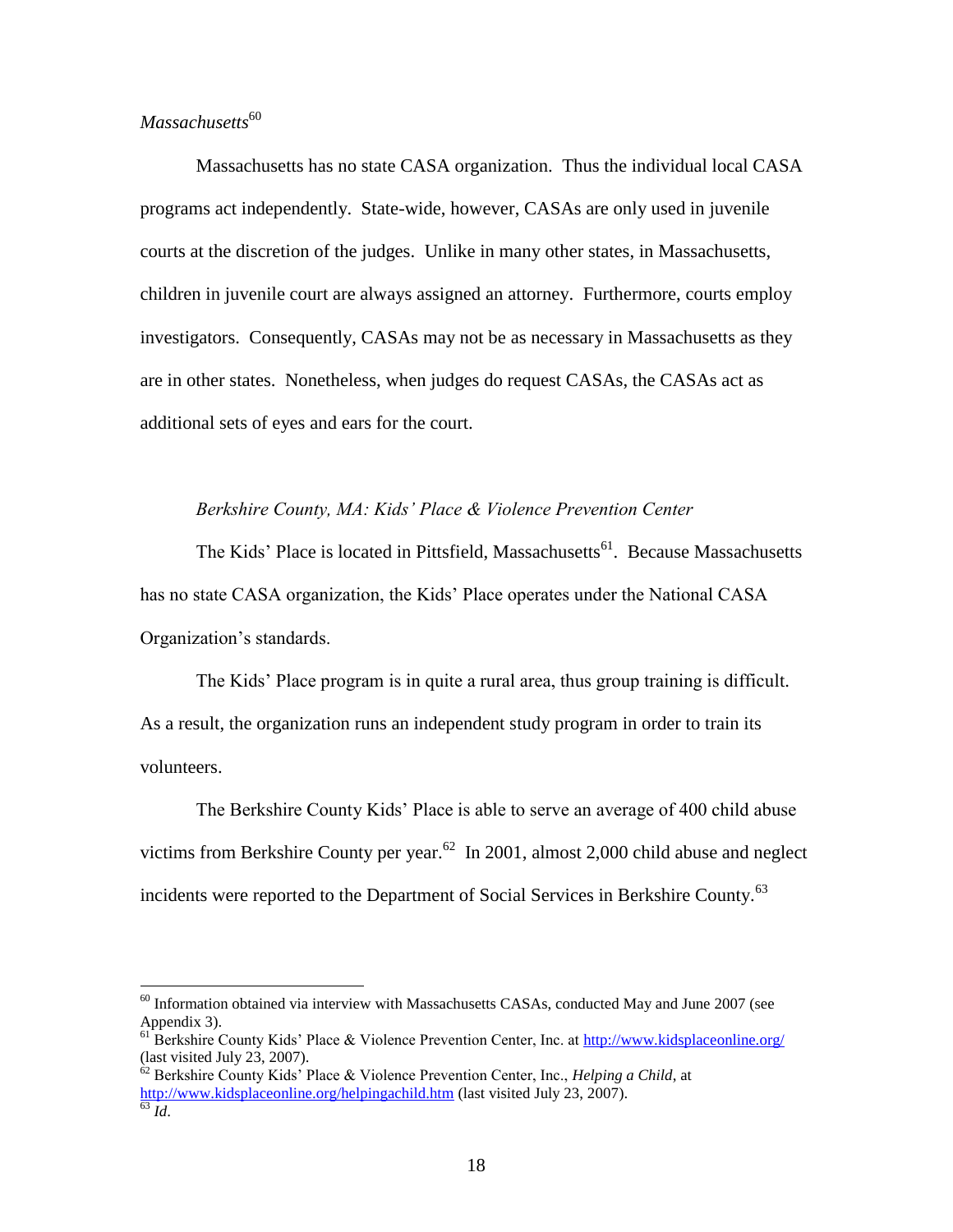*Massachusetts*[60]

Massachusetts has no state CASA organization. Thus the individual local CASA programs act independently. State-wide, however, CASAs are only used in juvenile courts at the discretion of the judges. Unlike in many other states, in Massachusetts, children in juvenile court are always assigned an attorney. Furthermore, courts employ investigators. Consequently, CASAs may not be as necessary in Massachusetts as they are in other states. Nonetheless, when judges do request CASAs, the CASAs act as additional sets of eyes and ears for the court.

*Berkshire County, MA: Kids' Place & Violence Prevention Center*

The Kids' Place is located in Pittsfield, Massachusetts[61]. Because Massachusetts has no state CASA organization, the Kids' Place operates under the National CASA Organization's standards.

The Kids' Place program is in quite a rural area, thus group training is difficult. As a result, the organization runs an independent study program in order to train its volunteers.

The Berkshire County Kids' Place is able to serve an average of 400 child abuse victims from Berkshire County per year.[62] In 2001, almost 2,000 child abuse and neglect incidents were reported to the Department of Social Services in Berkshire County.[63]

---

[60] Information obtained via interview with Massachusetts CASAs, conducted May and June 2007 (see Appendix 3).

[61] Berkshire County Kids' Place & Violence Prevention Center, Inc. at http://www.kidsplaceonline.org/ (last visited July 23, 2007).

[62] Berkshire County Kids' Place & Violence Prevention Center, Inc., *Helping a Child*, at http://www.kidsplaceonline.org/helpingachild.htm (last visited July 23, 2007).

[63] *Id*.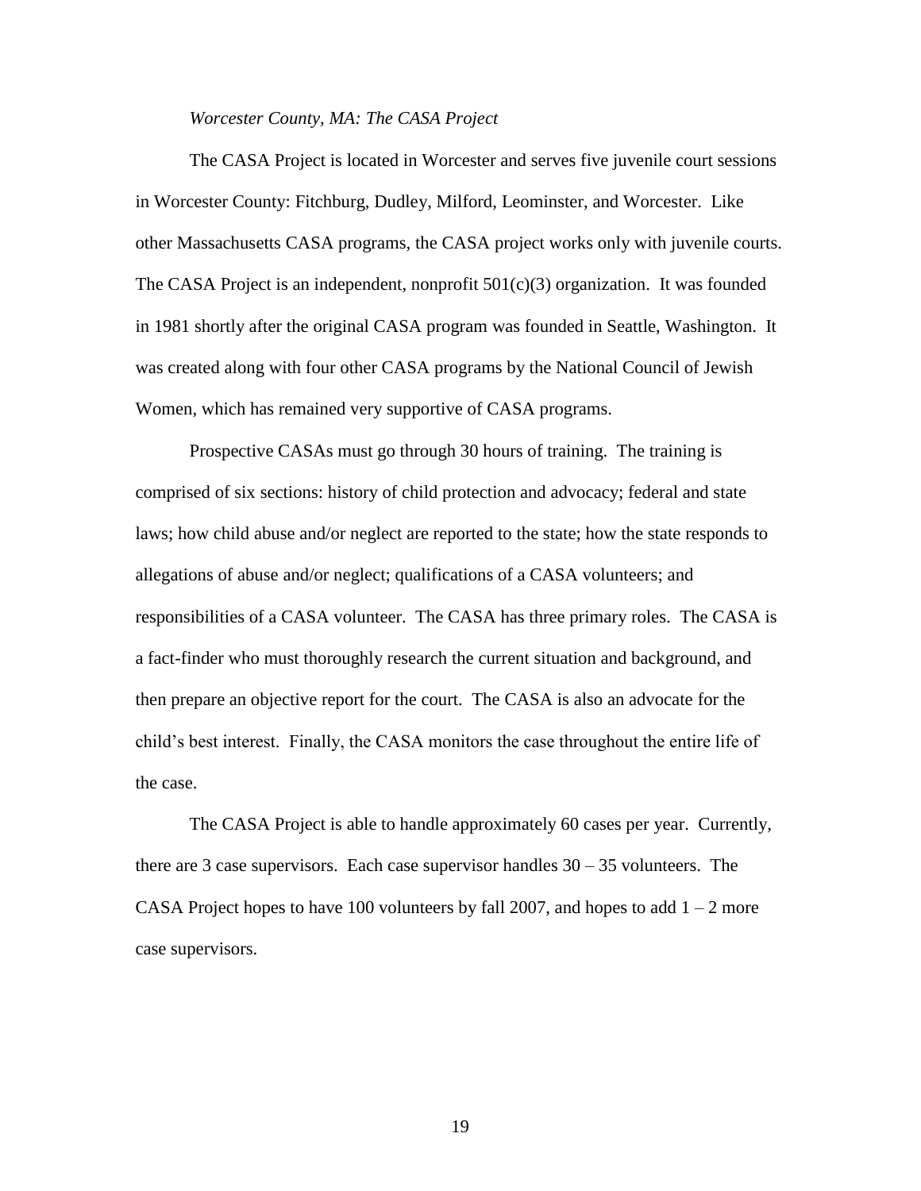*Worcester County, MA: The CASA Project*

The CASA Project is located in Worcester and serves five juvenile court sessions in Worcester County: Fitchburg, Dudley, Milford, Leominster, and Worcester. Like other Massachusetts CASA programs, the CASA project works only with juvenile courts. The CASA Project is an independent, nonprofit 501(c)(3) organization. It was founded in 1981 shortly after the original CASA program was founded in Seattle, Washington. It was created along with four other CASA programs by the National Council of Jewish Women, which has remained very supportive of CASA programs.

Prospective CASAs must go through 30 hours of training. The training is comprised of six sections: history of child protection and advocacy; federal and state laws; how child abuse and/or neglect are reported to the state; how the state responds to allegations of abuse and/or neglect; qualifications of a CASA volunteers; and responsibilities of a CASA volunteer. The CASA has three primary roles. The CASA is a fact-finder who must thoroughly research the current situation and background, and then prepare an objective report for the court. The CASA is also an advocate for the child's best interest. Finally, the CASA monitors the case throughout the entire life of the case.

The CASA Project is able to handle approximately 60 cases per year. Currently, there are 3 case supervisors. Each case supervisor handles 30 – 35 volunteers. The CASA Project hopes to have 100 volunteers by fall 2007, and hopes to add 1 – 2 more case supervisors.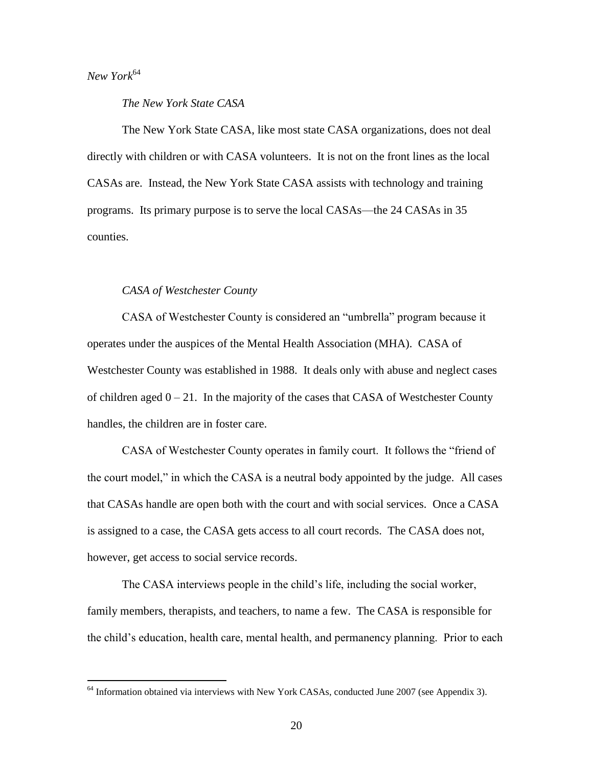*New York*[64]

*The New York State CASA*

The New York State CASA, like most state CASA organizations, does not deal directly with children or with CASA volunteers. It is not on the front lines as the local CASAs are. Instead, the New York State CASA assists with technology and training programs. Its primary purpose is to serve the local CASAs—the 24 CASAs in 35 counties.

*CASA of Westchester County*

CASA of Westchester County is considered an "umbrella" program because it operates under the auspices of the Mental Health Association (MHA). CASA of Westchester County was established in 1988. It deals only with abuse and neglect cases of children aged 0 – 21. In the majority of the cases that CASA of Westchester County handles, the children are in foster care.

CASA of Westchester County operates in family court. It follows the "friend of the court model," in which the CASA is a neutral body appointed by the judge. All cases that CASAs handle are open both with the court and with social services. Once a CASA is assigned to a case, the CASA gets access to all court records. The CASA does not, however, get access to social service records.

The CASA interviews people in the child's life, including the social worker, family members, therapists, and teachers, to name a few. The CASA is responsible for the child's education, health care, mental health, and permanency planning. Prior to each

[64] Information obtained via interviews with New York CASAs, conducted June 2007 (see Appendix 3).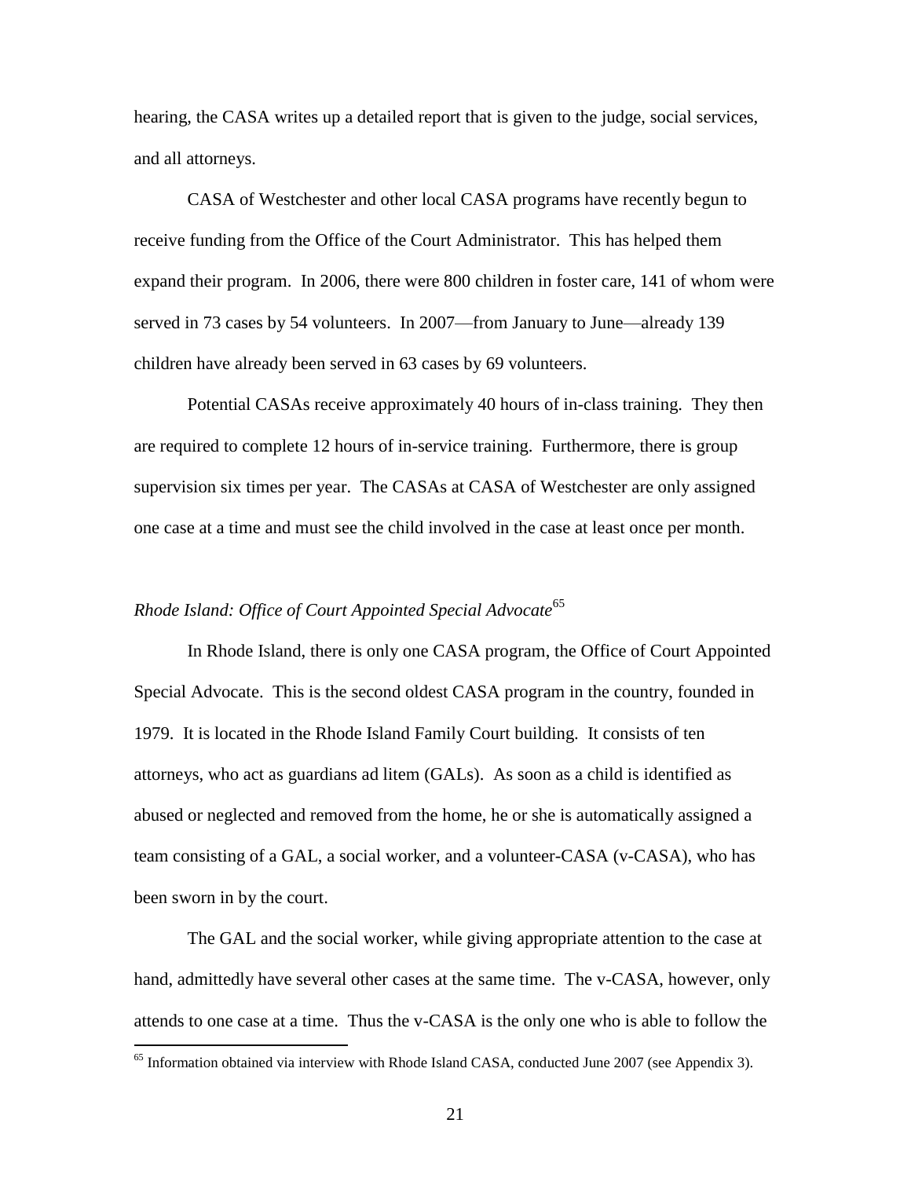hearing, the CASA writes up a detailed report that is given to the judge, social services, and all attorneys.

CASA of Westchester and other local CASA programs have recently begun to receive funding from the Office of the Court Administrator. This has helped them expand their program. In 2006, there were 800 children in foster care, 141 of whom were served in 73 cases by 54 volunteers. In 2007—from January to June—already 139 children have already been served in 63 cases by 69 volunteers.

Potential CASAs receive approximately 40 hours of in-class training. They then are required to complete 12 hours of in-service training. Furthermore, there is group supervision six times per year. The CASAs at CASA of Westchester are only assigned one case at a time and must see the child involved in the case at least once per month.

*Rhode Island: Office of Court Appointed Special Advocate*[65]

In Rhode Island, there is only one CASA program, the Office of Court Appointed Special Advocate. This is the second oldest CASA program in the country, founded in 1979. It is located in the Rhode Island Family Court building. It consists of ten attorneys, who act as guardians ad litem (GALs). As soon as a child is identified as abused or neglected and removed from the home, he or she is automatically assigned a team consisting of a GAL, a social worker, and a volunteer-CASA (v-CASA), who has been sworn in by the court.

The GAL and the social worker, while giving appropriate attention to the case at hand, admittedly have several other cases at the same time. The v-CASA, however, only attends to one case at a time. Thus the v-CASA is the only one who is able to follow the

[65] Information obtained via interview with Rhode Island CASA, conducted June 2007 (see Appendix 3).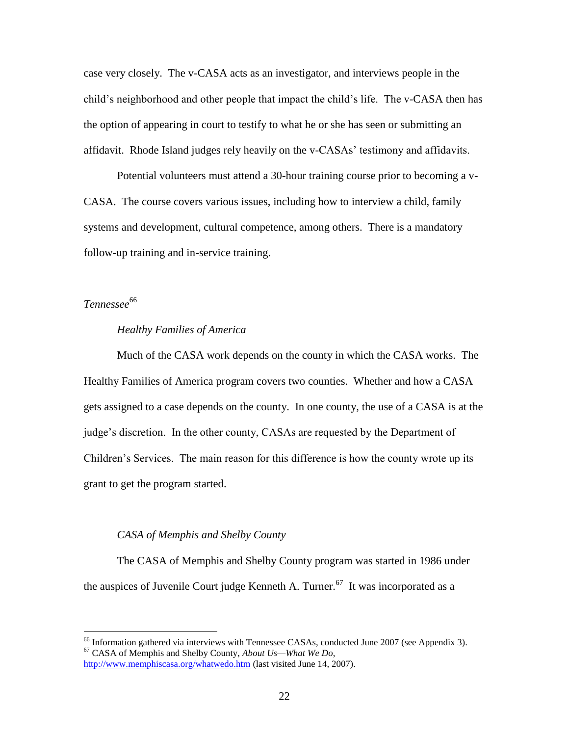case very closely. The v-CASA acts as an investigator, and interviews people in the child's neighborhood and other people that impact the child's life. The v-CASA then has the option of appearing in court to testify to what he or she has seen or submitting an affidavit. Rhode Island judges rely heavily on the v-CASAs' testimony and affidavits.

Potential volunteers must attend a 30-hour training course prior to becoming a v-CASA. The course covers various issues, including how to interview a child, family systems and development, cultural competence, among others. There is a mandatory follow-up training and in-service training.

*Tennessee*[66]

*Healthy Families of America*

Much of the CASA work depends on the county in which the CASA works. The Healthy Families of America program covers two counties. Whether and how a CASA gets assigned to a case depends on the county. In one county, the use of a CASA is at the judge's discretion. In the other county, CASAs are requested by the Department of Children's Services. The main reason for this difference is how the county wrote up its grant to get the program started.

*CASA of Memphis and Shelby County*

The CASA of Memphis and Shelby County program was started in 1986 under the auspices of Juvenile Court judge Kenneth A. Turner.[67] It was incorporated as a

---

[66] Information gathered via interviews with Tennessee CASAs, conducted June 2007 (see Appendix 3).

[67] CASA of Memphis and Shelby County, *About Us—What We Do*, http://www.memphiscasa.org/whatwedo.htm (last visited June 14, 2007).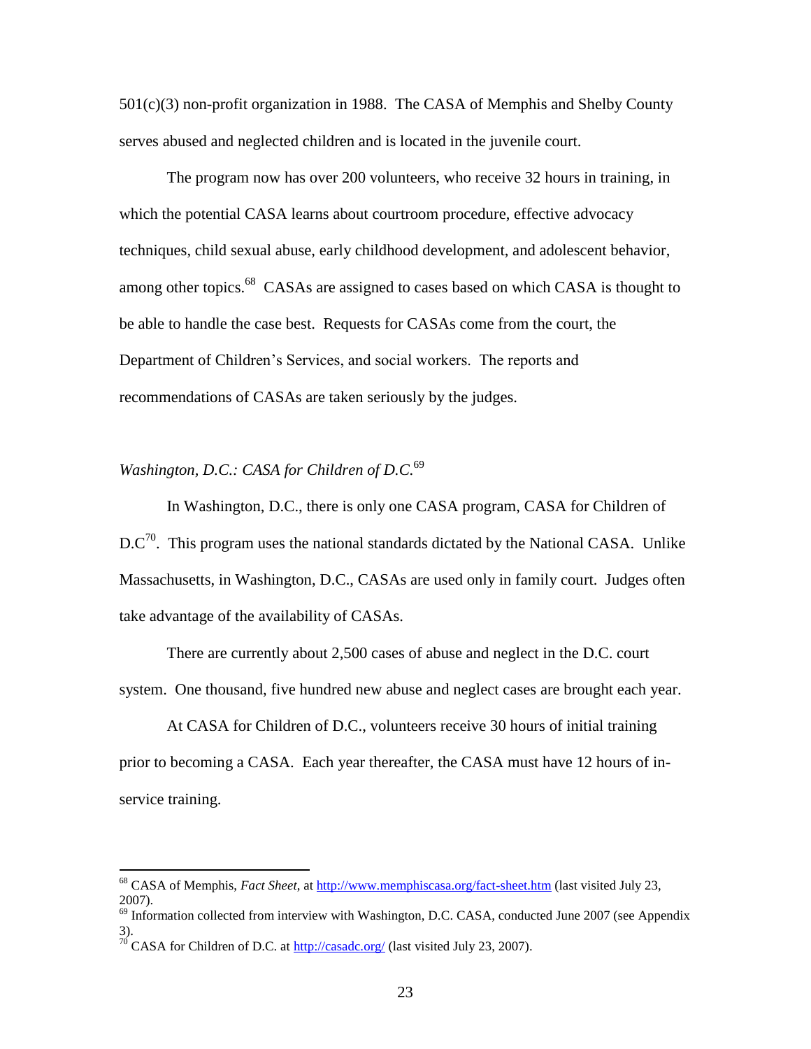501(c)(3) non-profit organization in 1988. The CASA of Memphis and Shelby County serves abused and neglected children and is located in the juvenile court.

The program now has over 200 volunteers, who receive 32 hours in training, in which the potential CASA learns about courtroom procedure, effective advocacy techniques, child sexual abuse, early childhood development, and adolescent behavior, among other topics.[68] CASAs are assigned to cases based on which CASA is thought to be able to handle the case best. Requests for CASAs come from the court, the Department of Children's Services, and social workers. The reports and recommendations of CASAs are taken seriously by the judges.

*Washington, D.C.: CASA for Children of D.C.*[69]

In Washington, D.C., there is only one CASA program, CASA for Children of D.C[70]. This program uses the national standards dictated by the National CASA. Unlike Massachusetts, in Washington, D.C., CASAs are used only in family court. Judges often take advantage of the availability of CASAs.

There are currently about 2,500 cases of abuse and neglect in the D.C. court system. One thousand, five hundred new abuse and neglect cases are brought each year.

At CASA for Children of D.C., volunteers receive 30 hours of initial training prior to becoming a CASA. Each year thereafter, the CASA must have 12 hours of in-service training.

---

[68] CASA of Memphis, *Fact Sheet*, at http://www.memphiscasa.org/fact-sheet.htm (last visited July 23, 2007).

[69] Information collected from interview with Washington, D.C. CASA, conducted June 2007 (see Appendix 3).

[70] CASA for Children of D.C. at http://casadc.org/ (last visited July 23, 2007).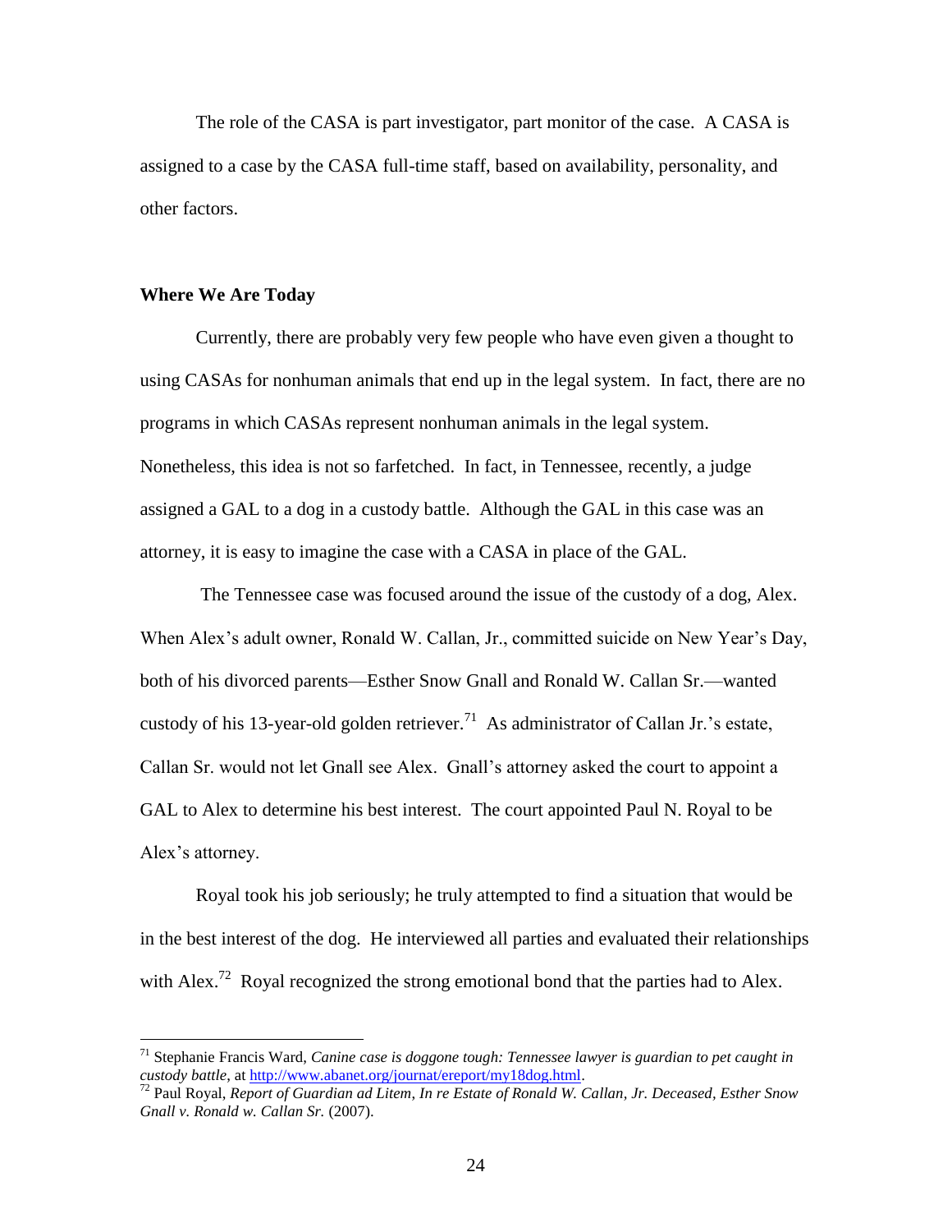The role of the CASA is part investigator, part monitor of the case. A CASA is assigned to a case by the CASA full-time staff, based on availability, personality, and other factors.

**Where We Are Today**

Currently, there are probably very few people who have even given a thought to using CASAs for nonhuman animals that end up in the legal system. In fact, there are no programs in which CASAs represent nonhuman animals in the legal system. Nonetheless, this idea is not so farfetched. In fact, in Tennessee, recently, a judge assigned a GAL to a dog in a custody battle. Although the GAL in this case was an attorney, it is easy to imagine the case with a CASA in place of the GAL.

The Tennessee case was focused around the issue of the custody of a dog, Alex. When Alex's adult owner, Ronald W. Callan, Jr., committed suicide on New Year's Day, both of his divorced parents—Esther Snow Gnall and Ronald W. Callan Sr.—wanted custody of his 13-year-old golden retriever.[71] As administrator of Callan Jr.'s estate, Callan Sr. would not let Gnall see Alex. Gnall's attorney asked the court to appoint a GAL to Alex to determine his best interest. The court appointed Paul N. Royal to be Alex's attorney.

Royal took his job seriously; he truly attempted to find a situation that would be in the best interest of the dog. He interviewed all parties and evaluated their relationships with Alex.[72] Royal recognized the strong emotional bond that the parties had to Alex.

---

[71] Stephanie Francis Ward, *Canine case is doggone tough: Tennessee lawyer is guardian to pet caught in custody battle*, at http://www.abanet.org/journal/ereport/my18dog.html.

[72] Paul Royal, *Report of Guardian ad Litem, In re Estate of Ronald W. Callan, Jr. Deceased, Esther Snow Gnall v. Ronald w. Callan Sr.* (2007).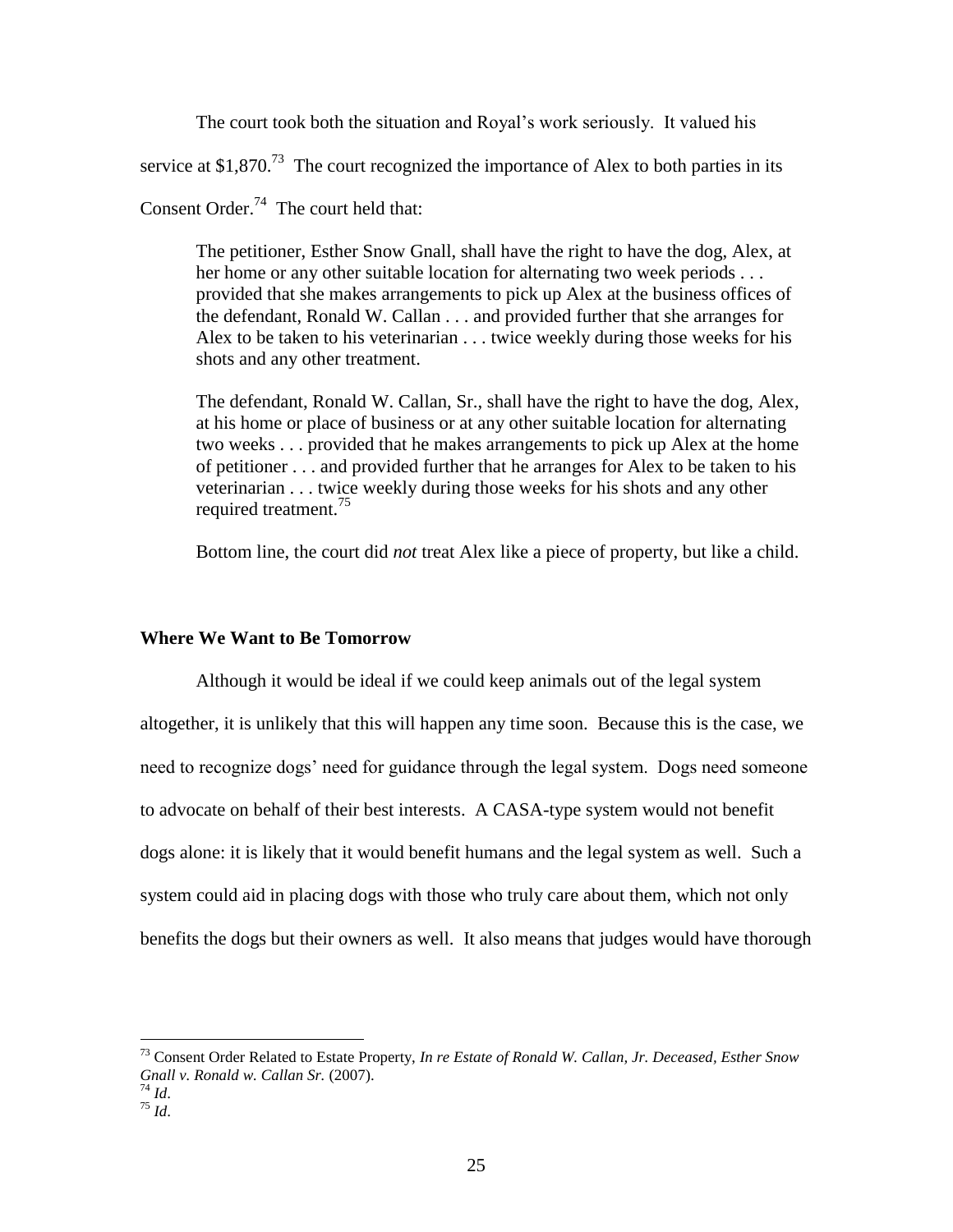The court took both the situation and Royal's work seriously. It valued his service at $1,870.[73] The court recognized the importance of Alex to both parties in its Consent Order.[74] The court held that:

> The petitioner, Esther Snow Gnall, shall have the right to have the dog, Alex, at her home or any other suitable location for alternating two week periods . . . provided that she makes arrangements to pick up Alex at the business offices of the defendant, Ronald W. Callan . . . and provided further that she arranges for Alex to be taken to his veterinarian . . . twice weekly during those weeks for his shots and any other treatment.
>
> The defendant, Ronald W. Callan, Sr., shall have the right to have the dog, Alex, at his home or place of business or at any other suitable location for alternating two weeks . . . provided that he makes arrangements to pick up Alex at the home of petitioner . . . and provided further that he arranges for Alex to be taken to his veterinarian . . . twice weekly during those weeks for his shots and any other required treatment.[75]

Bottom line, the court did *not* treat Alex like a piece of property, but like a child.

**Where We Want to Be Tomorrow**

Although it would be ideal if we could keep animals out of the legal system altogether, it is unlikely that this will happen any time soon. Because this is the case, we need to recognize dogs' need for guidance through the legal system. Dogs need someone to advocate on behalf of their best interests. A CASA-type system would not benefit dogs alone: it is likely that it would benefit humans and the legal system as well. Such a system could aid in placing dogs with those who truly care about them, which not only benefits the dogs but their owners as well. It also means that judges would have thorough

---

[73] Consent Order Related to Estate Property, *In re Estate of Ronald W. Callan, Jr. Deceased, Esther Snow Gnall v. Ronald w. Callan Sr.* (2007).

[74] *Id*.

[75] *Id*.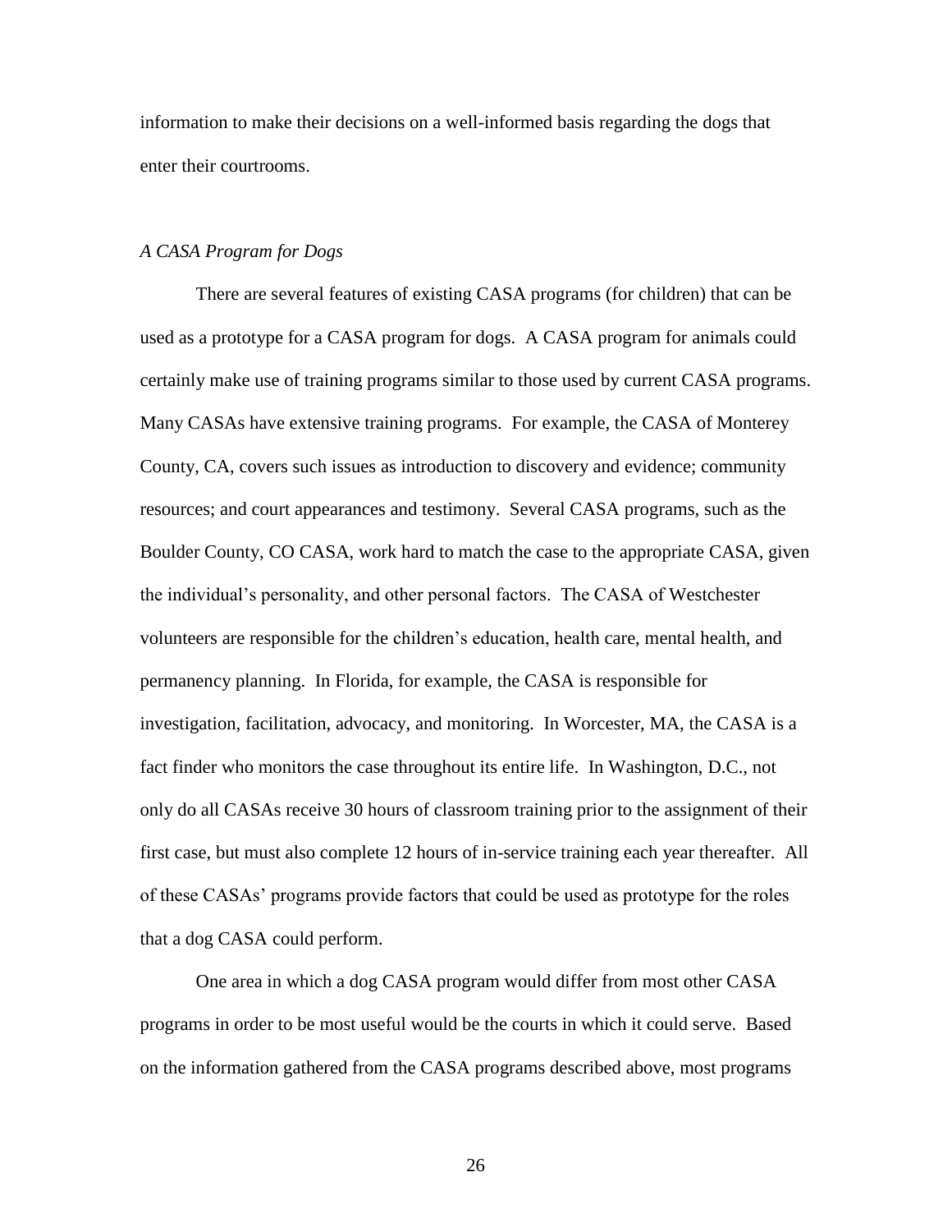information to make their decisions on a well-informed basis regarding the dogs that enter their courtrooms.

*A CASA Program for Dogs*

There are several features of existing CASA programs (for children) that can be used as a prototype for a CASA program for dogs. A CASA program for animals could certainly make use of training programs similar to those used by current CASA programs. Many CASAs have extensive training programs. For example, the CASA of Monterey County, CA, covers such issues as introduction to discovery and evidence; community resources; and court appearances and testimony. Several CASA programs, such as the Boulder County, CO CASA, work hard to match the case to the appropriate CASA, given the individual's personality, and other personal factors. The CASA of Westchester volunteers are responsible for the children's education, health care, mental health, and permanency planning. In Florida, for example, the CASA is responsible for investigation, facilitation, advocacy, and monitoring. In Worcester, MA, the CASA is a fact finder who monitors the case throughout its entire life. In Washington, D.C., not only do all CASAs receive 30 hours of classroom training prior to the assignment of their first case, but must also complete 12 hours of in-service training each year thereafter. All of these CASAs' programs provide factors that could be used as prototype for the roles that a dog CASA could perform.

One area in which a dog CASA program would differ from most other CASA programs in order to be most useful would be the courts in which it could serve. Based on the information gathered from the CASA programs described above, most programs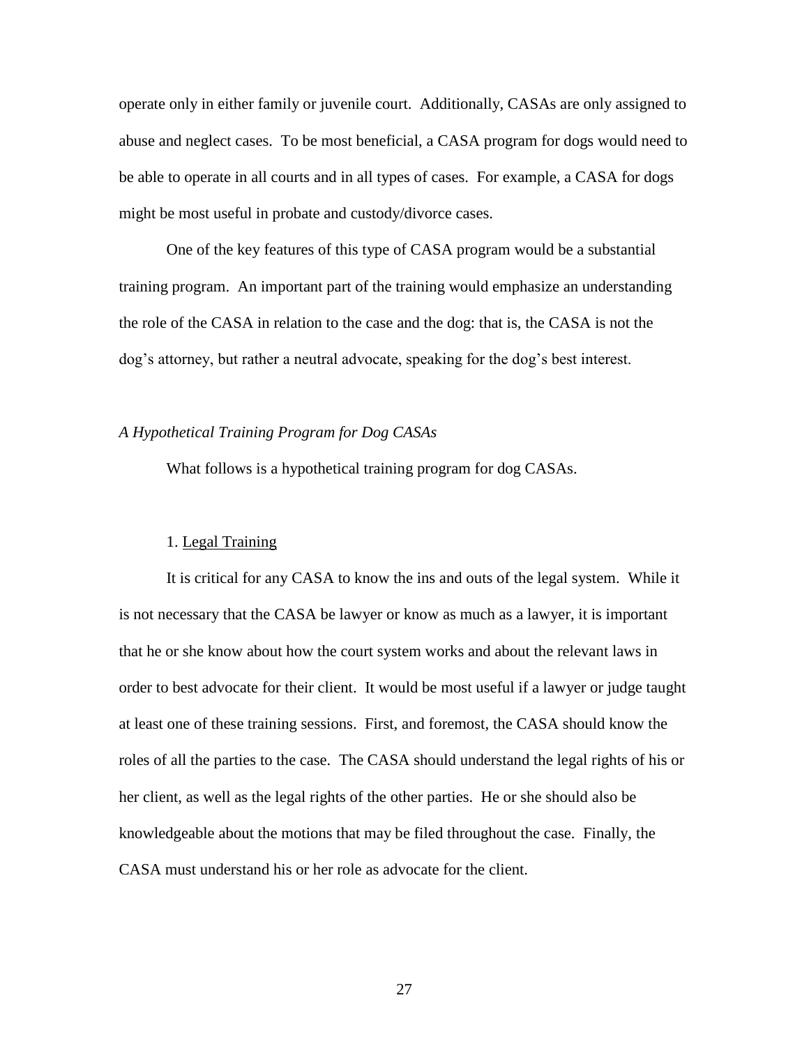operate only in either family or juvenile court. Additionally, CASAs are only assigned to abuse and neglect cases. To be most beneficial, a CASA program for dogs would need to be able to operate in all courts and in all types of cases. For example, a CASA for dogs might be most useful in probate and custody/divorce cases.

One of the key features of this type of CASA program would be a substantial training program. An important part of the training would emphasize an understanding the role of the CASA in relation to the case and the dog: that is, the CASA is not the dog's attorney, but rather a neutral advocate, speaking for the dog's best interest.

### *A Hypothetical Training Program for Dog CASAs*

What follows is a hypothetical training program for dog CASAs.

#### 1. Legal Training

It is critical for any CASA to know the ins and outs of the legal system. While it is not necessary that the CASA be lawyer or know as much as a lawyer, it is important that he or she know about how the court system works and about the relevant laws in order to best advocate for their client. It would be most useful if a lawyer or judge taught at least one of these training sessions. First, and foremost, the CASA should know the roles of all the parties to the case. The CASA should understand the legal rights of his or her client, as well as the legal rights of the other parties. He or she should also be knowledgeable about the motions that may be filed throughout the case. Finally, the CASA must understand his or her role as advocate for the client.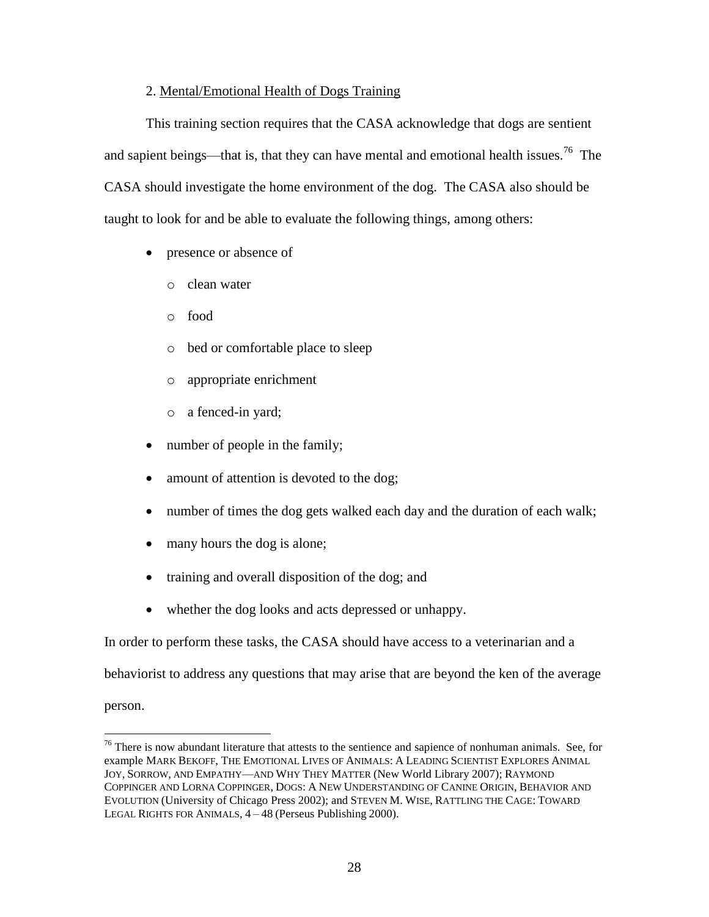2. Mental/Emotional Health of Dogs Training

This training section requires that the CASA acknowledge that dogs are sentient and sapient beings—that is, that they can have mental and emotional health issues.[76] The CASA should investigate the home environment of the dog. The CASA also should be taught to look for and be able to evaluate the following things, among others:

- presence or absence of
  - clean water
  - food
  - bed or comfortable place to sleep
  - appropriate enrichment
  - a fenced-in yard;
- number of people in the family;
- amount of attention is devoted to the dog;
- number of times the dog gets walked each day and the duration of each walk;
- many hours the dog is alone;
- training and overall disposition of the dog; and
- whether the dog looks and acts depressed or unhappy.

In order to perform these tasks, the CASA should have access to a veterinarian and a behaviorist to address any questions that may arise that are beyond the ken of the average person.

[76] There is now abundant literature that attests to the sentience and sapience of nonhuman animals. See, for example MARK BEKOFF, THE EMOTIONAL LIVES OF ANIMALS: A LEADING SCIENTIST EXPLORES ANIMAL JOY, SORROW, AND EMPATHY—AND WHY THEY MATTER (New World Library 2007); RAYMOND COPPINGER AND LORNA COPPINGER, DOGS: A NEW UNDERSTANDING OF CANINE ORIGIN, BEHAVIOR AND EVOLUTION (University of Chicago Press 2002); and STEVEN M. WISE, RATTLING THE CAGE: TOWARD LEGAL RIGHTS FOR ANIMALS, 4 – 48 (Perseus Publishing 2000).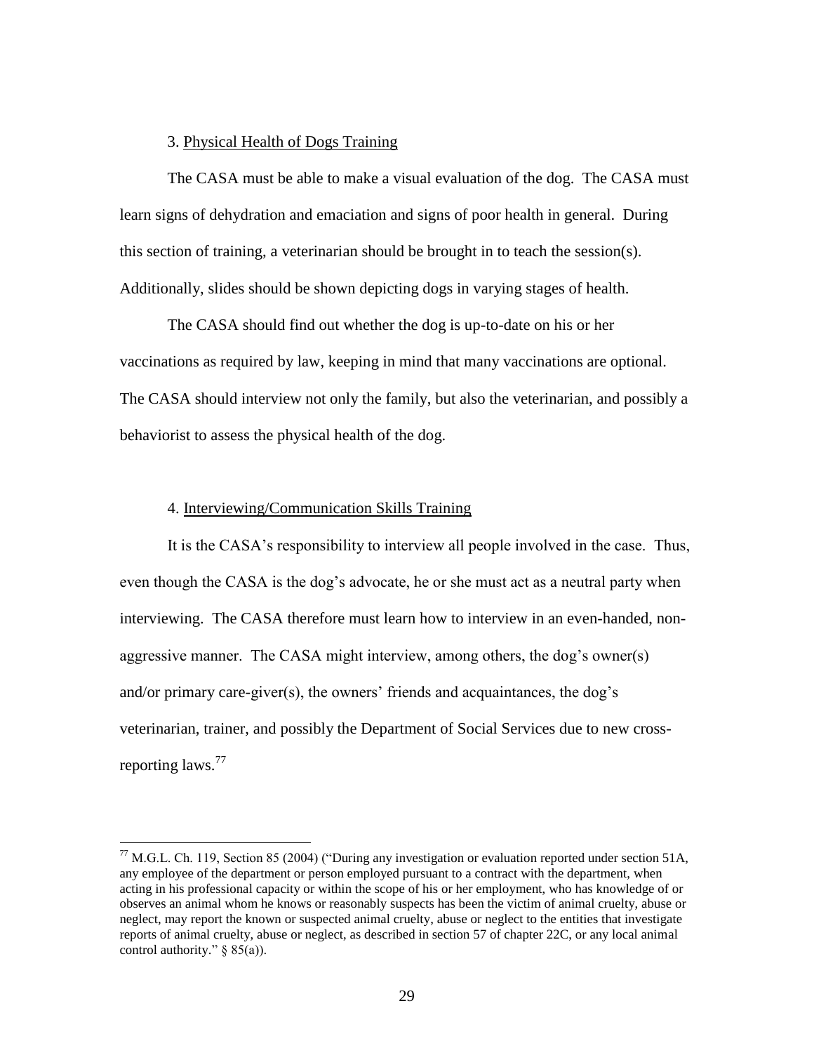3. Physical Health of Dogs Training

The CASA must be able to make a visual evaluation of the dog. The CASA must learn signs of dehydration and emaciation and signs of poor health in general. During this section of training, a veterinarian should be brought in to teach the session(s). Additionally, slides should be shown depicting dogs in varying stages of health.

The CASA should find out whether the dog is up-to-date on his or her vaccinations as required by law, keeping in mind that many vaccinations are optional. The CASA should interview not only the family, but also the veterinarian, and possibly a behaviorist to assess the physical health of the dog.

4. Interviewing/Communication Skills Training

It is the CASA's responsibility to interview all people involved in the case. Thus, even though the CASA is the dog's advocate, he or she must act as a neutral party when interviewing. The CASA therefore must learn how to interview in an even-handed, non-aggressive manner. The CASA might interview, among others, the dog's owner(s) and/or primary care-giver(s), the owners' friends and acquaintances, the dog's veterinarian, trainer, and possibly the Department of Social Services due to new cross-reporting laws.[77]

---

[77] M.G.L. Ch. 119, Section 85 (2004) ("During any investigation or evaluation reported under section 51A, any employee of the department or person employed pursuant to a contract with the department, when acting in his professional capacity or within the scope of his or her employment, who has knowledge of or observes an animal whom he knows or reasonably suspects has been the victim of animal cruelty, abuse or neglect, may report the known or suspected animal cruelty, abuse or neglect to the entities that investigate reports of animal cruelty, abuse or neglect, as described in section 57 of chapter 22C, or any local animal control authority." § 85(a)).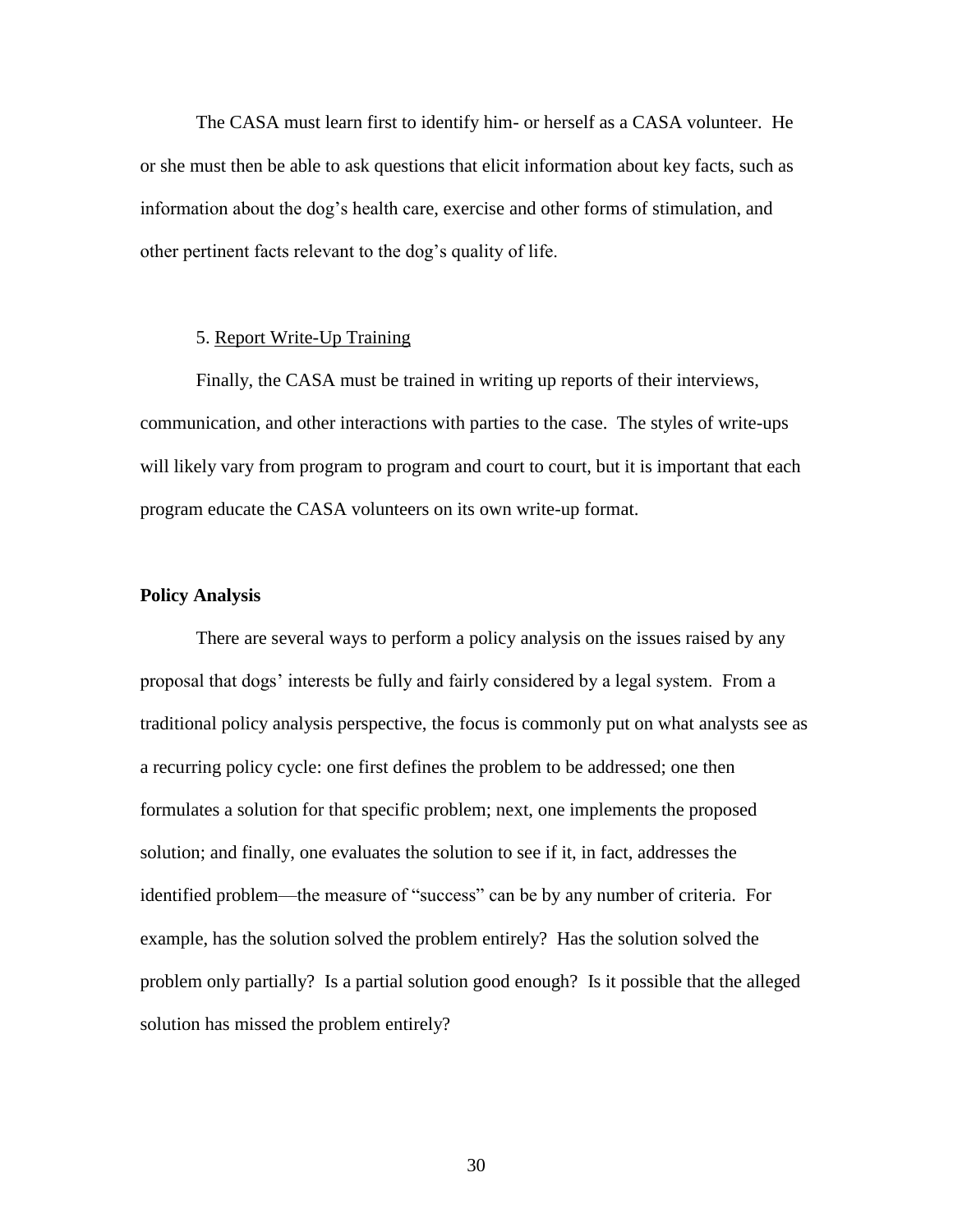The CASA must learn first to identify him- or herself as a CASA volunteer. He or she must then be able to ask questions that elicit information about key facts, such as information about the dog's health care, exercise and other forms of stimulation, and other pertinent facts relevant to the dog's quality of life.

5. Report Write-Up Training

Finally, the CASA must be trained in writing up reports of their interviews, communication, and other interactions with parties to the case. The styles of write-ups will likely vary from program to program and court to court, but it is important that each program educate the CASA volunteers on its own write-up format.

**Policy Analysis**

There are several ways to perform a policy analysis on the issues raised by any proposal that dogs' interests be fully and fairly considered by a legal system. From a traditional policy analysis perspective, the focus is commonly put on what analysts see as a recurring policy cycle: one first defines the problem to be addressed; one then formulates a solution for that specific problem; next, one implements the proposed solution; and finally, one evaluates the solution to see if it, in fact, addresses the identified problem—the measure of "success" can be by any number of criteria. For example, has the solution solved the problem entirely? Has the solution solved the problem only partially? Is a partial solution good enough? Is it possible that the alleged solution has missed the problem entirely?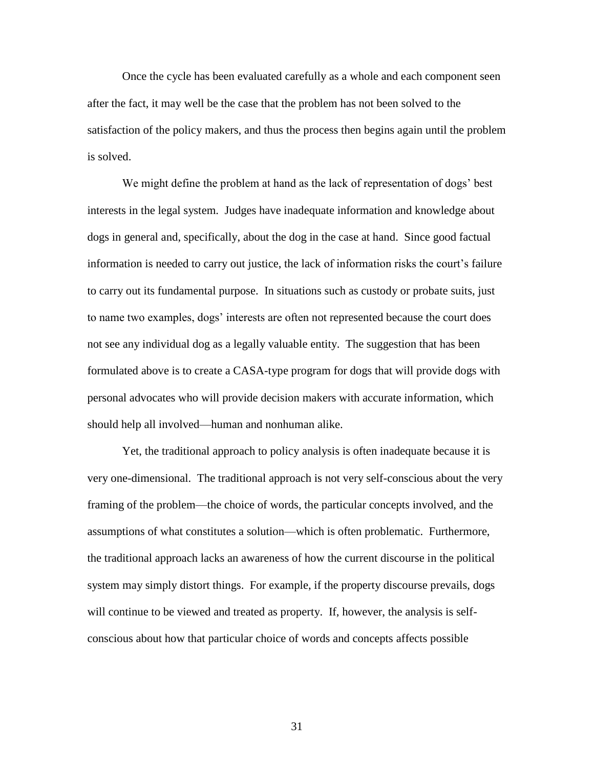Once the cycle has been evaluated carefully as a whole and each component seen after the fact, it may well be the case that the problem has not been solved to the satisfaction of the policy makers, and thus the process then begins again until the problem is solved.

We might define the problem at hand as the lack of representation of dogs' best interests in the legal system. Judges have inadequate information and knowledge about dogs in general and, specifically, about the dog in the case at hand. Since good factual information is needed to carry out justice, the lack of information risks the court's failure to carry out its fundamental purpose. In situations such as custody or probate suits, just to name two examples, dogs' interests are often not represented because the court does not see any individual dog as a legally valuable entity. The suggestion that has been formulated above is to create a CASA-type program for dogs that will provide dogs with personal advocates who will provide decision makers with accurate information, which should help all involved—human and nonhuman alike.

Yet, the traditional approach to policy analysis is often inadequate because it is very one-dimensional. The traditional approach is not very self-conscious about the very framing of the problem—the choice of words, the particular concepts involved, and the assumptions of what constitutes a solution—which is often problematic. Furthermore, the traditional approach lacks an awareness of how the current discourse in the political system may simply distort things. For example, if the property discourse prevails, dogs will continue to be viewed and treated as property. If, however, the analysis is self-conscious about how that particular choice of words and concepts affects possible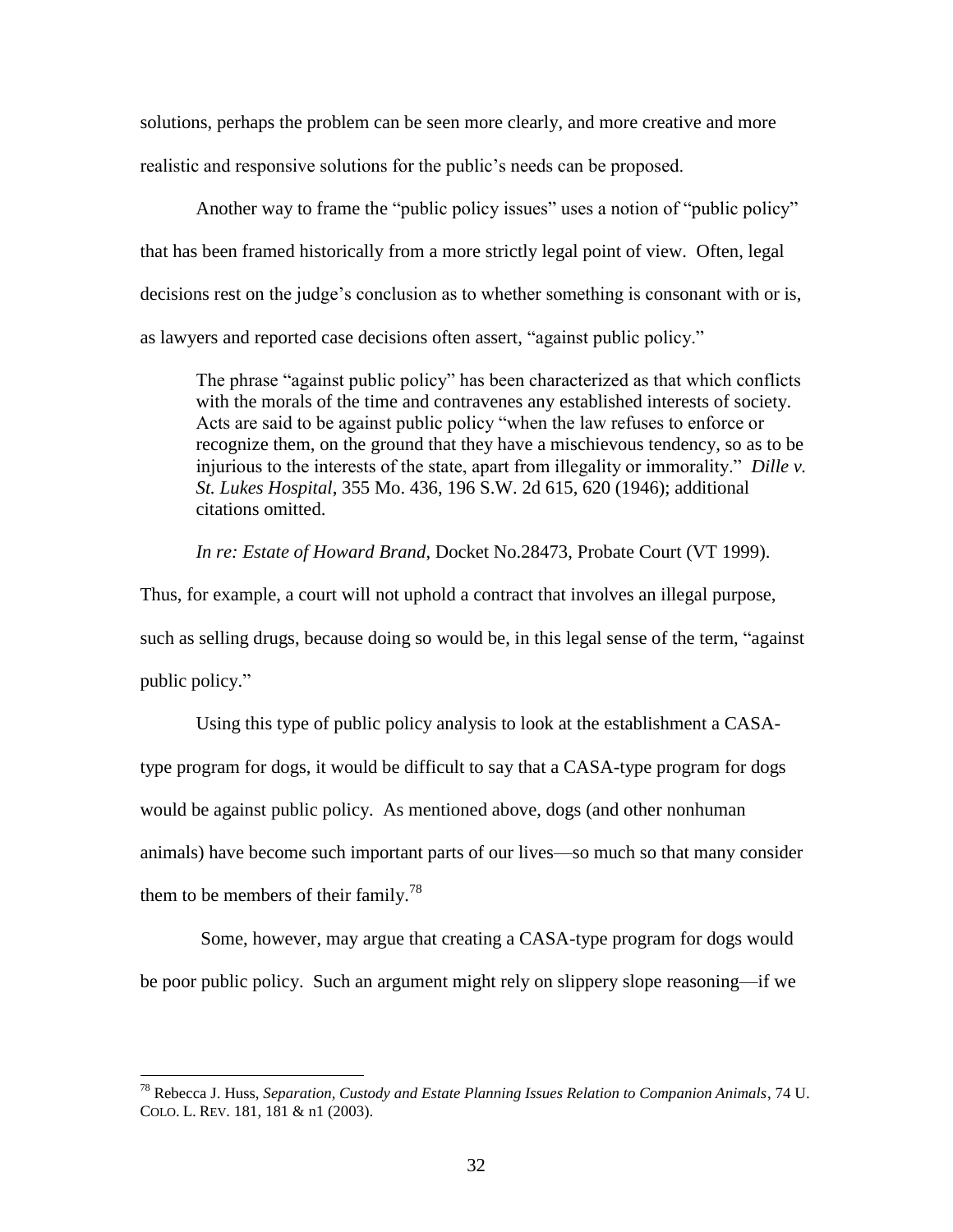solutions, perhaps the problem can be seen more clearly, and more creative and more realistic and responsive solutions for the public's needs can be proposed.

Another way to frame the "public policy issues" uses a notion of "public policy" that has been framed historically from a more strictly legal point of view. Often, legal decisions rest on the judge's conclusion as to whether something is consonant with or is, as lawyers and reported case decisions often assert, "against public policy."

> The phrase "against public policy" has been characterized as that which conflicts with the morals of the time and contravenes any established interests of society. Acts are said to be against public policy "when the law refuses to enforce or recognize them, on the ground that they have a mischievous tendency, so as to be injurious to the interests of the state, apart from illegality or immorality." *Dille v. St. Lukes Hospital*, 355 Mo. 436, 196 S.W. 2d 615, 620 (1946); additional citations omitted.
>
> *In re: Estate of Howard Brand*, Docket No.28473, Probate Court (VT 1999).

Thus, for example, a court will not uphold a contract that involves an illegal purpose, such as selling drugs, because doing so would be, in this legal sense of the term, "against public policy."

Using this type of public policy analysis to look at the establishment a CASA-type program for dogs, it would be difficult to say that a CASA-type program for dogs would be against public policy. As mentioned above, dogs (and other nonhuman animals) have become such important parts of our lives—so much so that many consider them to be members of their family.[78]

Some, however, may argue that creating a CASA-type program for dogs would be poor public policy. Such an argument might rely on slippery slope reasoning—if we

[78] Rebecca J. Huss, *Separation, Custody and Estate Planning Issues Relation to Companion Animals*, 74 U. COLO. L. REV. 181, 181 & n1 (2003).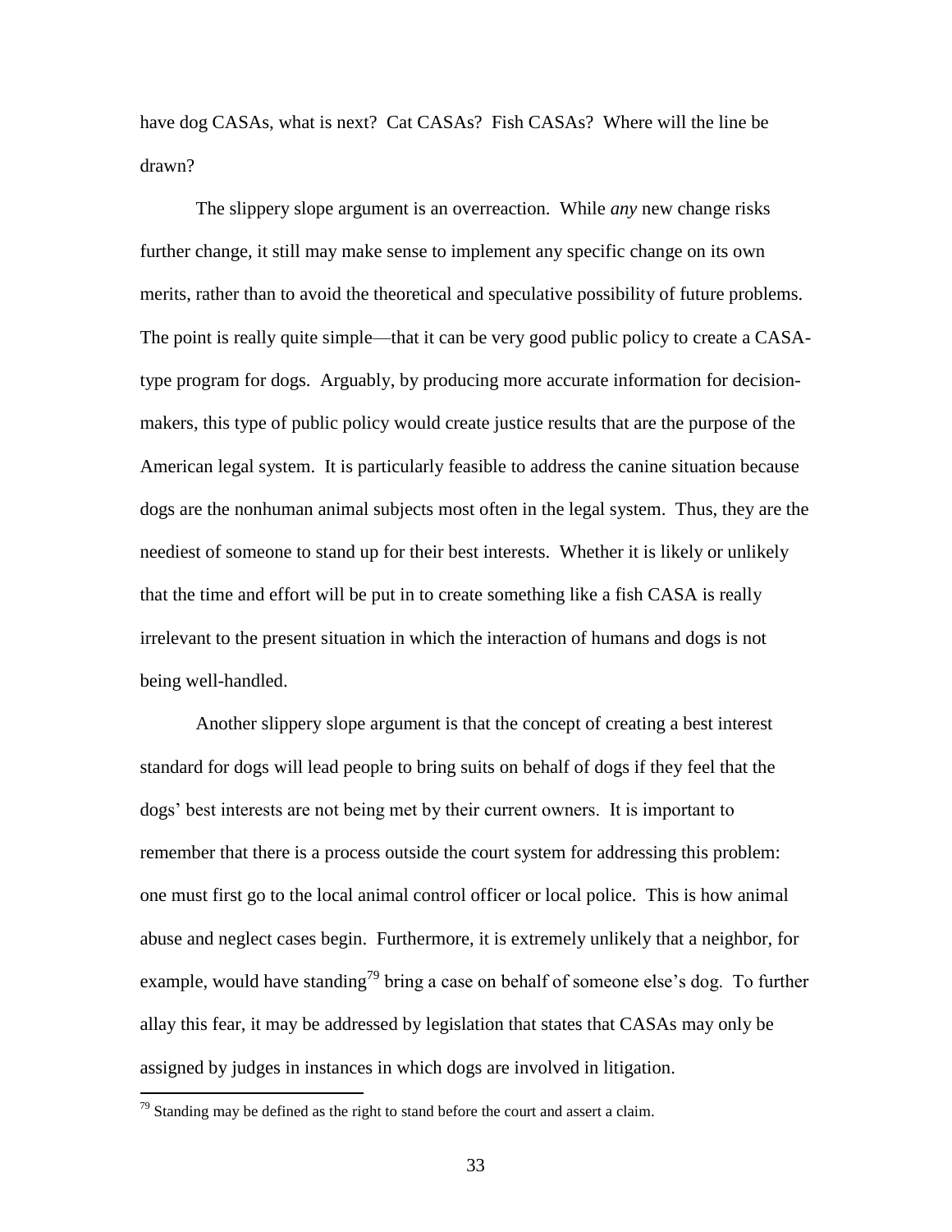have dog CASAs, what is next? Cat CASAs? Fish CASAs? Where will the line be drawn?

The slippery slope argument is an overreaction. While *any* new change risks further change, it still may make sense to implement any specific change on its own merits, rather than to avoid the theoretical and speculative possibility of future problems. The point is really quite simple—that it can be very good public policy to create a CASA-type program for dogs. Arguably, by producing more accurate information for decision-makers, this type of public policy would create justice results that are the purpose of the American legal system. It is particularly feasible to address the canine situation because dogs are the nonhuman animal subjects most often in the legal system. Thus, they are the neediest of someone to stand up for their best interests. Whether it is likely or unlikely that the time and effort will be put in to create something like a fish CASA is really irrelevant to the present situation in which the interaction of humans and dogs is not being well-handled.

Another slippery slope argument is that the concept of creating a best interest standard for dogs will lead people to bring suits on behalf of dogs if they feel that the dogs' best interests are not being met by their current owners. It is important to remember that there is a process outside the court system for addressing this problem: one must first go to the local animal control officer or local police. This is how animal abuse and neglect cases begin. Furthermore, it is extremely unlikely that a neighbor, for example, would have standing[79] bring a case on behalf of someone else's dog. To further allay this fear, it may be addressed by legislation that states that CASAs may only be assigned by judges in instances in which dogs are involved in litigation.

[79] Standing may be defined as the right to stand before the court and assert a claim.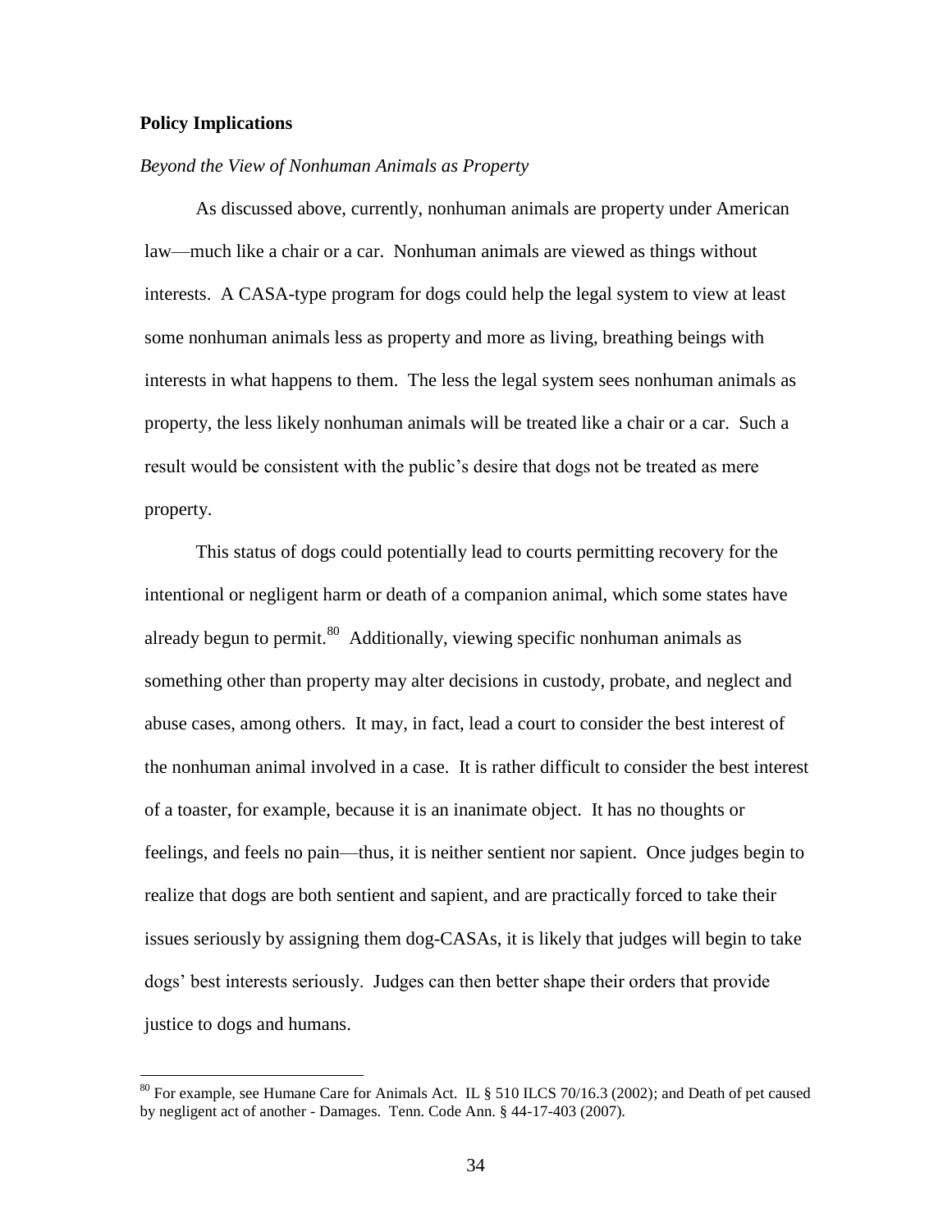## Policy Implications

*Beyond the View of Nonhuman Animals as Property*

As discussed above, currently, nonhuman animals are property under American law—much like a chair or a car. Nonhuman animals are viewed as things without interests. A CASA-type program for dogs could help the legal system to view at least some nonhuman animals less as property and more as living, breathing beings with interests in what happens to them. The less the legal system sees nonhuman animals as property, the less likely nonhuman animals will be treated like a chair or a car. Such a result would be consistent with the public's desire that dogs not be treated as mere property.

This status of dogs could potentially lead to courts permitting recovery for the intentional or negligent harm or death of a companion animal, which some states have already begun to permit.[80] Additionally, viewing specific nonhuman animals as something other than property may alter decisions in custody, probate, and neglect and abuse cases, among others. It may, in fact, lead a court to consider the best interest of the nonhuman animal involved in a case. It is rather difficult to consider the best interest of a toaster, for example, because it is an inanimate object. It has no thoughts or feelings, and feels no pain—thus, it is neither sentient nor sapient. Once judges begin to realize that dogs are both sentient and sapient, and are practically forced to take their issues seriously by assigning them dog-CASAs, it is likely that judges will begin to take dogs' best interests seriously. Judges can then better shape their orders that provide justice to dogs and humans.

[80] For example, see Humane Care for Animals Act. IL § 510 ILCS 70/16.3 (2002); and Death of pet caused by negligent act of another - Damages. Tenn. Code Ann. § 44-17-403 (2007).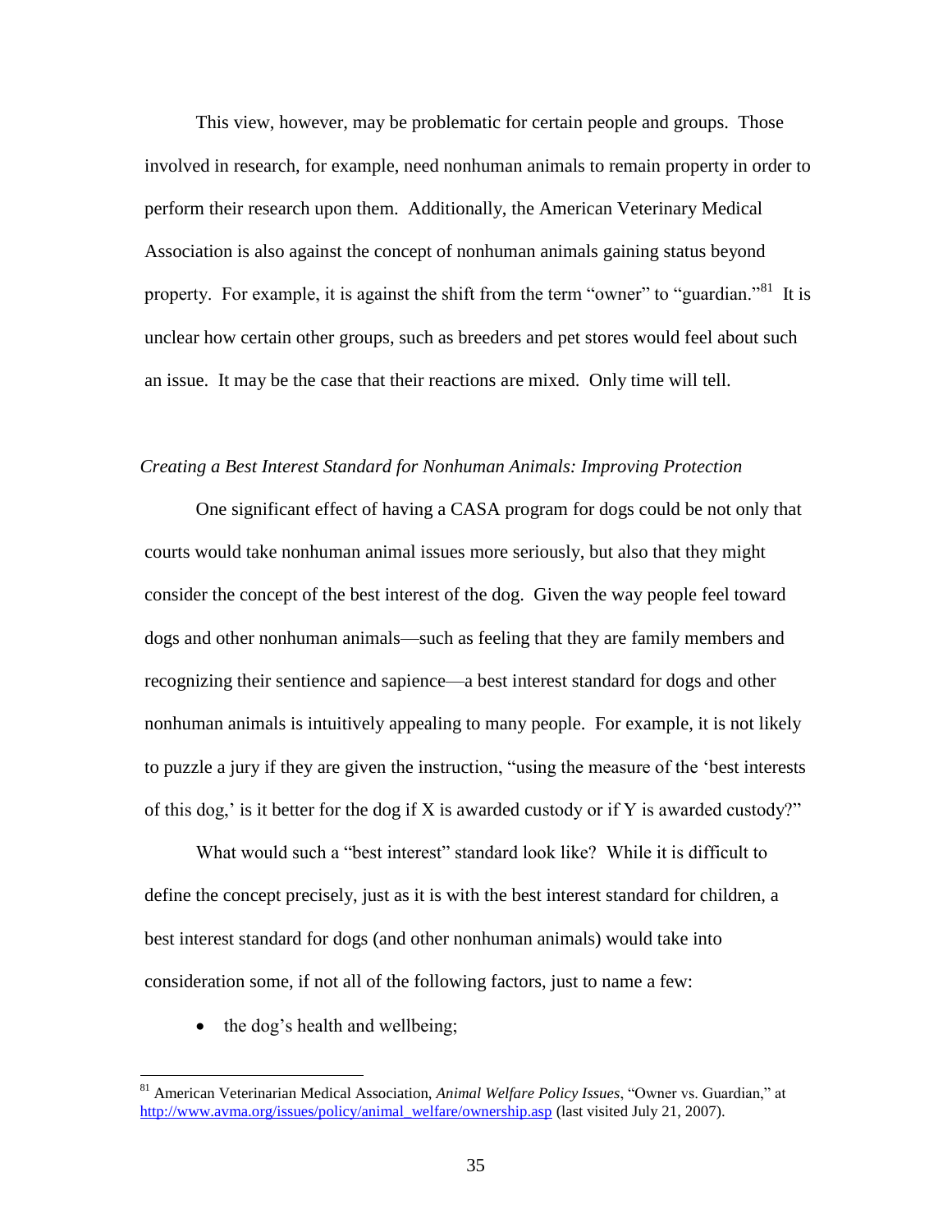This view, however, may be problematic for certain people and groups. Those involved in research, for example, need nonhuman animals to remain property in order to perform their research upon them. Additionally, the American Veterinary Medical Association is also against the concept of nonhuman animals gaining status beyond property. For example, it is against the shift from the term "owner" to "guardian."[81] It is unclear how certain other groups, such as breeders and pet stores would feel about such an issue. It may be the case that their reactions are mixed. Only time will tell.

*Creating a Best Interest Standard for Nonhuman Animals: Improving Protection*

One significant effect of having a CASA program for dogs could be not only that courts would take nonhuman animal issues more seriously, but also that they might consider the concept of the best interest of the dog. Given the way people feel toward dogs and other nonhuman animals—such as feeling that they are family members and recognizing their sentience and sapience—a best interest standard for dogs and other nonhuman animals is intuitively appealing to many people. For example, it is not likely to puzzle a jury if they are given the instruction, "using the measure of the 'best interests of this dog,' is it better for the dog if X is awarded custody or if Y is awarded custody?"

What would such a "best interest" standard look like? While it is difficult to define the concept precisely, just as it is with the best interest standard for children, a best interest standard for dogs (and other nonhuman animals) would take into consideration some, if not all of the following factors, just to name a few:

- the dog's health and wellbeing;

---

[81] American Veterinarian Medical Association, *Animal Welfare Policy Issues*, "Owner vs. Guardian," at http://www.avma.org/issues/policy/animal_welfare/ownership.asp (last visited July 21, 2007).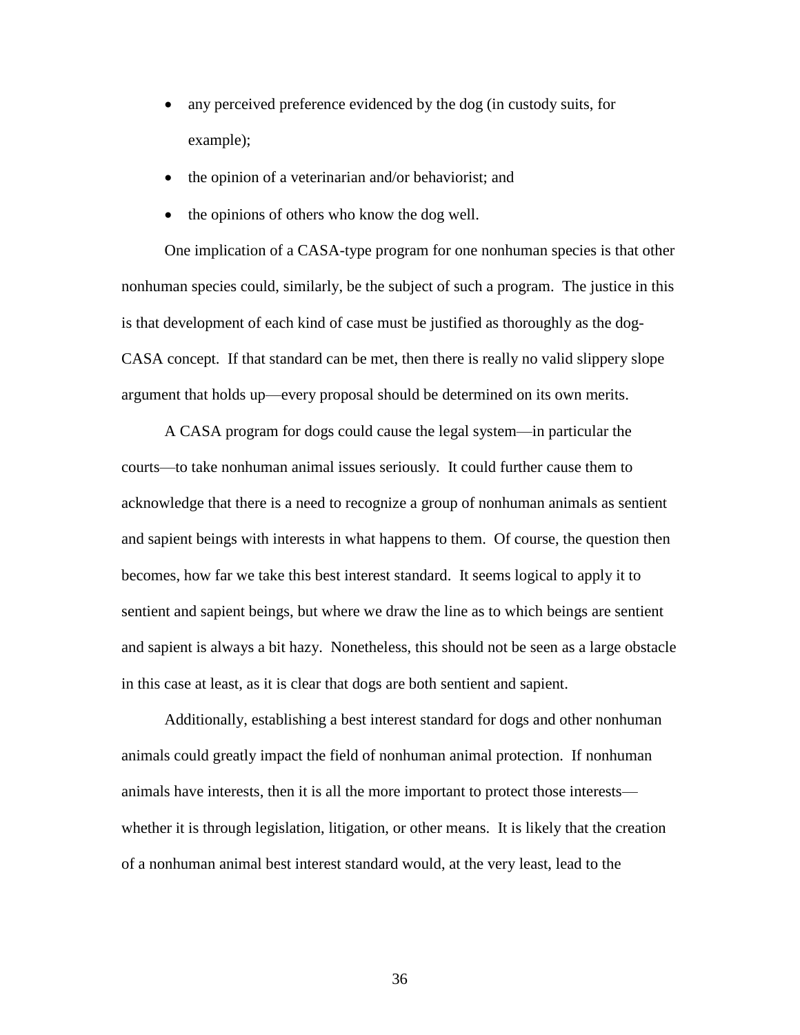- any perceived preference evidenced by the dog (in custody suits, for example);
- the opinion of a veterinarian and/or behaviorist; and
- the opinions of others who know the dog well.

One implication of a CASA-type program for one nonhuman species is that other nonhuman species could, similarly, be the subject of such a program. The justice in this is that development of each kind of case must be justified as thoroughly as the dog-CASA concept. If that standard can be met, then there is really no valid slippery slope argument that holds up—every proposal should be determined on its own merits.

A CASA program for dogs could cause the legal system—in particular the courts—to take nonhuman animal issues seriously. It could further cause them to acknowledge that there is a need to recognize a group of nonhuman animals as sentient and sapient beings with interests in what happens to them. Of course, the question then becomes, how far we take this best interest standard. It seems logical to apply it to sentient and sapient beings, but where we draw the line as to which beings are sentient and sapient is always a bit hazy. Nonetheless, this should not be seen as a large obstacle in this case at least, as it is clear that dogs are both sentient and sapient.

Additionally, establishing a best interest standard for dogs and other nonhuman animals could greatly impact the field of nonhuman animal protection. If nonhuman animals have interests, then it is all the more important to protect those interests—whether it is through legislation, litigation, or other means. It is likely that the creation of a nonhuman animal best interest standard would, at the very least, lead to the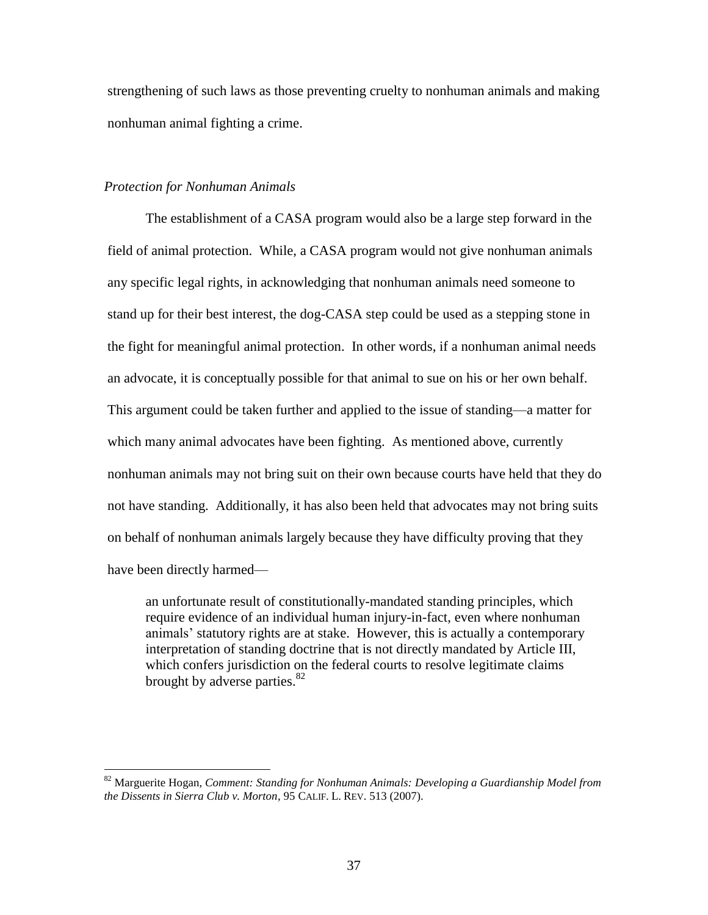strengthening of such laws as those preventing cruelty to nonhuman animals and making nonhuman animal fighting a crime.

*Protection for Nonhuman Animals*

The establishment of a CASA program would also be a large step forward in the field of animal protection. While, a CASA program would not give nonhuman animals any specific legal rights, in acknowledging that nonhuman animals need someone to stand up for their best interest, the dog-CASA step could be used as a stepping stone in the fight for meaningful animal protection. In other words, if a nonhuman animal needs an advocate, it is conceptually possible for that animal to sue on his or her own behalf. This argument could be taken further and applied to the issue of standing—a matter for which many animal advocates have been fighting. As mentioned above, currently nonhuman animals may not bring suit on their own because courts have held that they do not have standing. Additionally, it has also been held that advocates may not bring suits on behalf of nonhuman animals largely because they have difficulty proving that they have been directly harmed—

> an unfortunate result of constitutionally-mandated standing principles, which require evidence of an individual human injury-in-fact, even where nonhuman animals' statutory rights are at stake. However, this is actually a contemporary interpretation of standing doctrine that is not directly mandated by Article III, which confers jurisdiction on the federal courts to resolve legitimate claims brought by adverse parties.[82]

---

[82] Marguerite Hogan, *Comment: Standing for Nonhuman Animals: Developing a Guardianship Model from the Dissents in Sierra Club v. Morton*, 95 CALIF. L. REV. 513 (2007).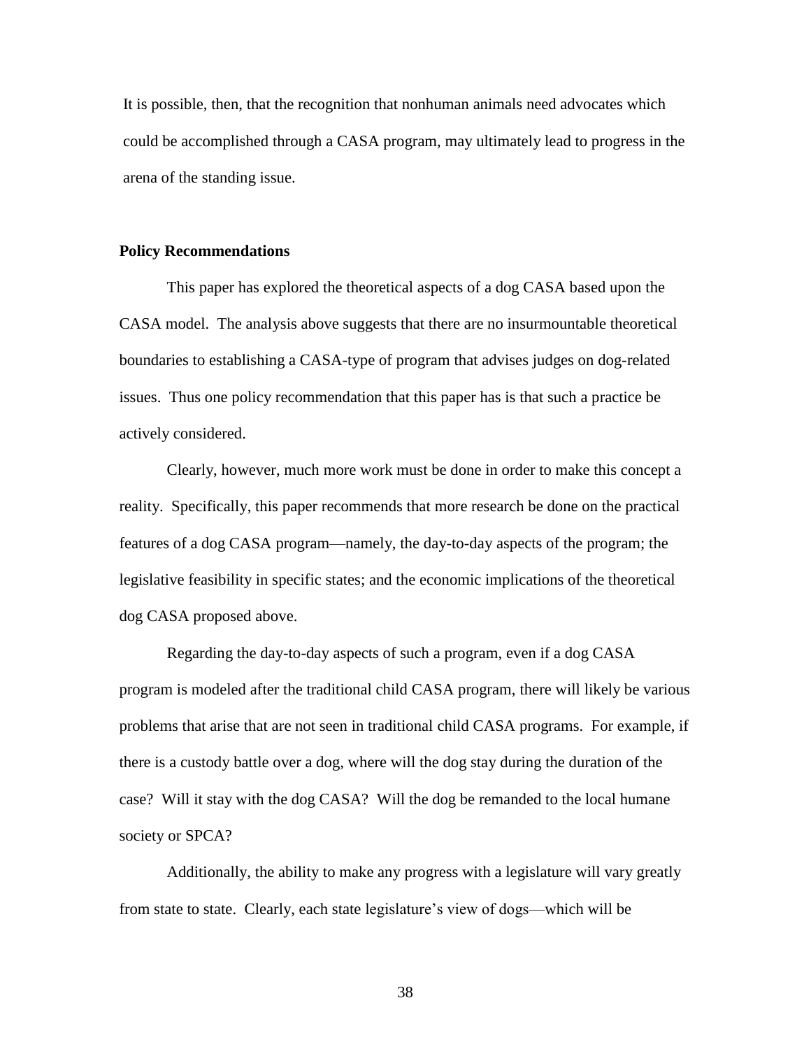It is possible, then, that the recognition that nonhuman animals need advocates which could be accomplished through a CASA program, may ultimately lead to progress in the arena of the standing issue.

**Policy Recommendations**

This paper has explored the theoretical aspects of a dog CASA based upon the CASA model. The analysis above suggests that there are no insurmountable theoretical boundaries to establishing a CASA-type of program that advises judges on dog-related issues. Thus one policy recommendation that this paper has is that such a practice be actively considered.

Clearly, however, much more work must be done in order to make this concept a reality. Specifically, this paper recommends that more research be done on the practical features of a dog CASA program—namely, the day-to-day aspects of the program; the legislative feasibility in specific states; and the economic implications of the theoretical dog CASA proposed above.

Regarding the day-to-day aspects of such a program, even if a dog CASA program is modeled after the traditional child CASA program, there will likely be various problems that arise that are not seen in traditional child CASA programs. For example, if there is a custody battle over a dog, where will the dog stay during the duration of the case? Will it stay with the dog CASA? Will the dog be remanded to the local humane society or SPCA?

Additionally, the ability to make any progress with a legislature will vary greatly from state to state. Clearly, each state legislature's view of dogs—which will be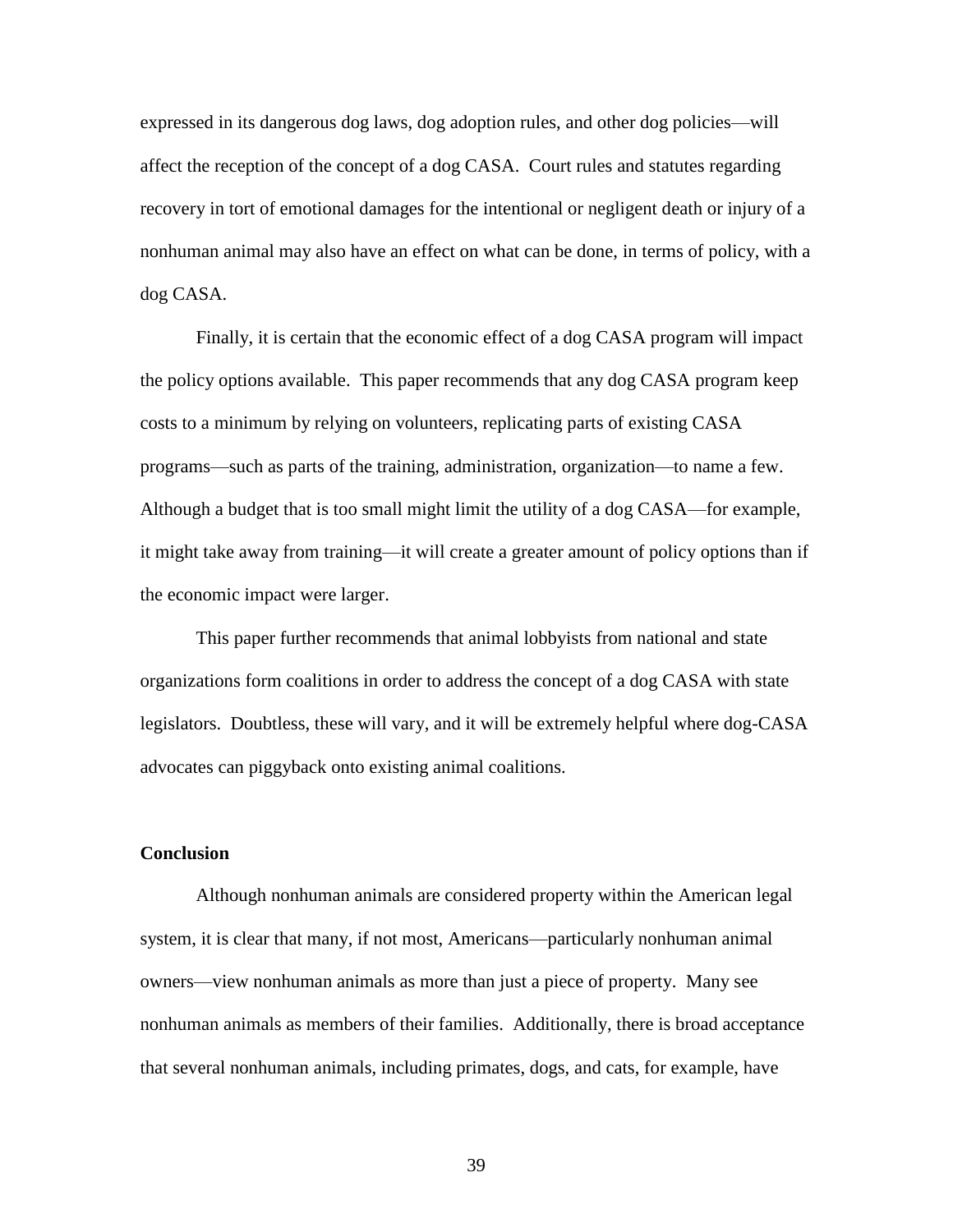expressed in its dangerous dog laws, dog adoption rules, and other dog policies—will affect the reception of the concept of a dog CASA. Court rules and statutes regarding recovery in tort of emotional damages for the intentional or negligent death or injury of a nonhuman animal may also have an effect on what can be done, in terms of policy, with a dog CASA.

Finally, it is certain that the economic effect of a dog CASA program will impact the policy options available. This paper recommends that any dog CASA program keep costs to a minimum by relying on volunteers, replicating parts of existing CASA programs—such as parts of the training, administration, organization—to name a few. Although a budget that is too small might limit the utility of a dog CASA—for example, it might take away from training—it will create a greater amount of policy options than if the economic impact were larger.

This paper further recommends that animal lobbyists from national and state organizations form coalitions in order to address the concept of a dog CASA with state legislators. Doubtless, these will vary, and it will be extremely helpful where dog-CASA advocates can piggyback onto existing animal coalitions.

**Conclusion**

Although nonhuman animals are considered property within the American legal system, it is clear that many, if not most, Americans—particularly nonhuman animal owners—view nonhuman animals as more than just a piece of property. Many see nonhuman animals as members of their families. Additionally, there is broad acceptance that several nonhuman animals, including primates, dogs, and cats, for example, have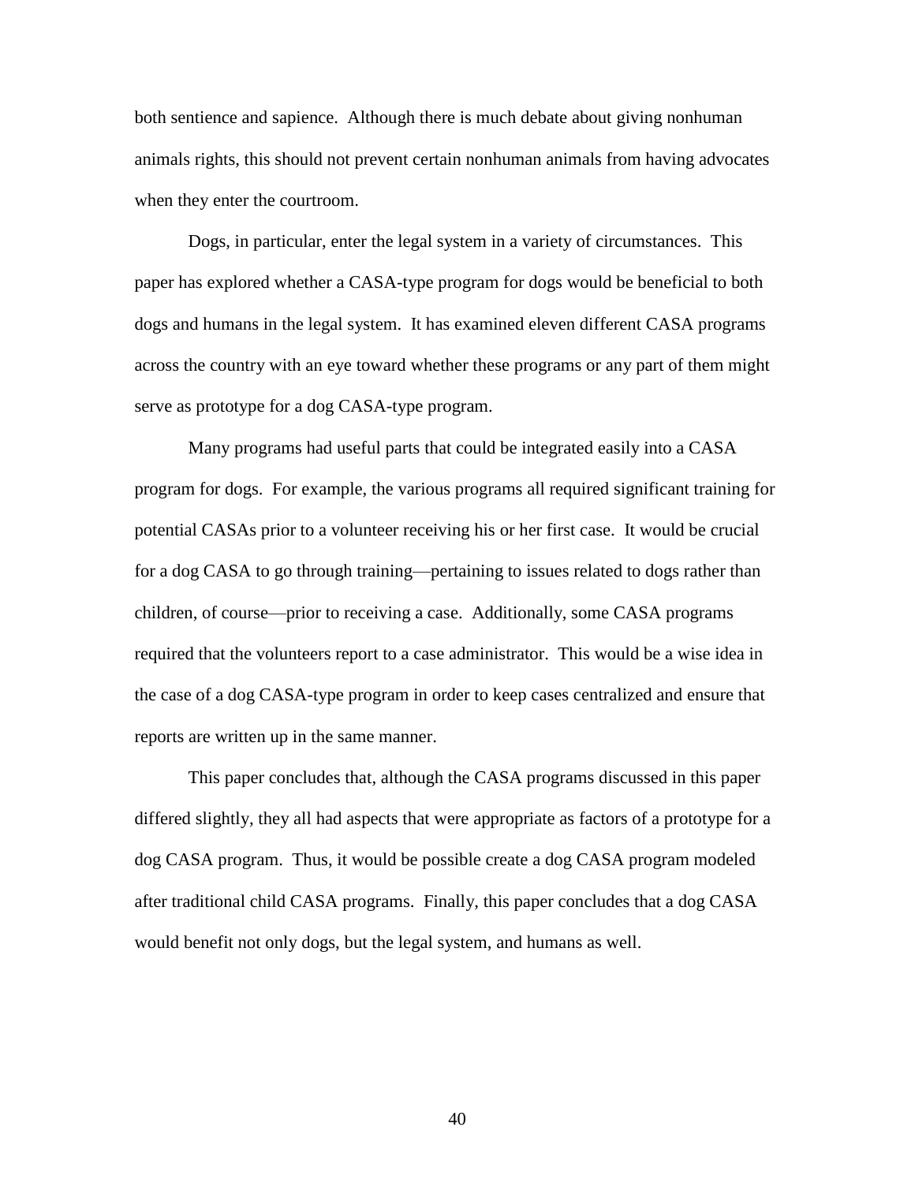both sentience and sapience. Although there is much debate about giving nonhuman animals rights, this should not prevent certain nonhuman animals from having advocates when they enter the courtroom.

Dogs, in particular, enter the legal system in a variety of circumstances. This paper has explored whether a CASA-type program for dogs would be beneficial to both dogs and humans in the legal system. It has examined eleven different CASA programs across the country with an eye toward whether these programs or any part of them might serve as prototype for a dog CASA-type program.

Many programs had useful parts that could be integrated easily into a CASA program for dogs. For example, the various programs all required significant training for potential CASAs prior to a volunteer receiving his or her first case. It would be crucial for a dog CASA to go through training—pertaining to issues related to dogs rather than children, of course—prior to receiving a case. Additionally, some CASA programs required that the volunteers report to a case administrator. This would be a wise idea in the case of a dog CASA-type program in order to keep cases centralized and ensure that reports are written up in the same manner.

This paper concludes that, although the CASA programs discussed in this paper differed slightly, they all had aspects that were appropriate as factors of a prototype for a dog CASA program. Thus, it would be possible create a dog CASA program modeled after traditional child CASA programs. Finally, this paper concludes that a dog CASA would benefit not only dogs, but the legal system, and humans as well.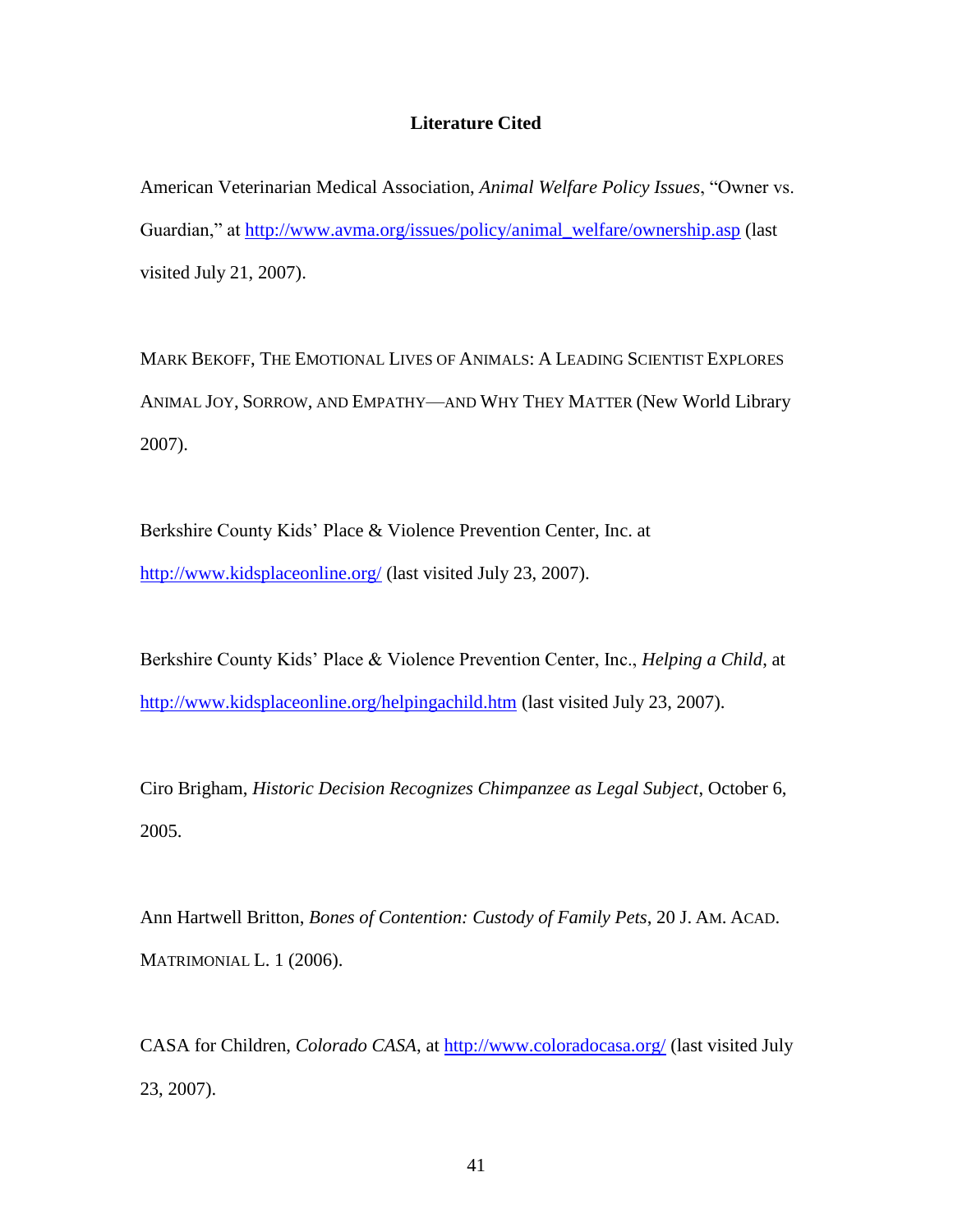## Literature Cited

American Veterinarian Medical Association, *Animal Welfare Policy Issues*, "Owner vs. Guardian," at http://www.avma.org/issues/policy/animal_welfare/ownership.asp (last visited July 21, 2007).

MARK BEKOFF, THE EMOTIONAL LIVES OF ANIMALS: A LEADING SCIENTIST EXPLORES ANIMAL JOY, SORROW, AND EMPATHY—AND WHY THEY MATTER (New World Library 2007).

Berkshire County Kids' Place & Violence Prevention Center, Inc. at http://www.kidsplaceonline.org/ (last visited July 23, 2007).

Berkshire County Kids' Place & Violence Prevention Center, Inc., *Helping a Child*, at http://www.kidsplaceonline.org/helpingachild.htm (last visited July 23, 2007).

Ciro Brigham, *Historic Decision Recognizes Chimpanzee as Legal Subject*, October 6, 2005.

Ann Hartwell Britton, *Bones of Contention: Custody of Family Pets*, 20 J. AM. ACAD. MATRIMONIAL L. 1 (2006).

CASA for Children, *Colorado CASA*, at http://www.coloradocasa.org/ (last visited July 23, 2007).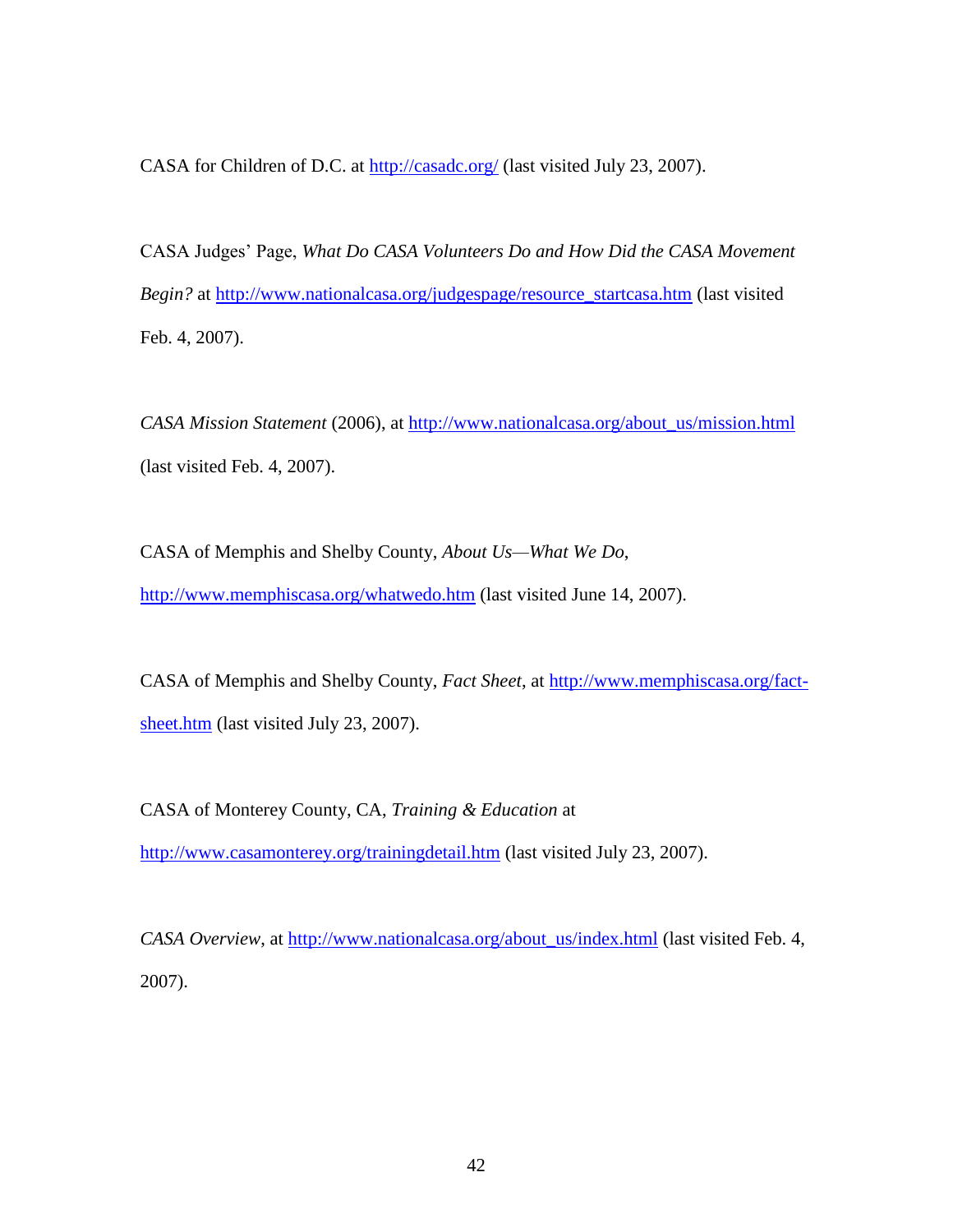CASA for Children of D.C. at http://casadc.org/ (last visited July 23, 2007).

CASA Judges' Page, *What Do CASA Volunteers Do and How Did the CASA Movement Begin?* at http://www.nationalcasa.org/judgespage/resource_startcasa.htm (last visited Feb. 4, 2007).

*CASA Mission Statement* (2006), at http://www.nationalcasa.org/about_us/mission.html (last visited Feb. 4, 2007).

CASA of Memphis and Shelby County, *About Us—What We Do*, http://www.memphiscasa.org/whatwedo.htm (last visited June 14, 2007).

CASA of Memphis and Shelby County, *Fact Sheet*, at http://www.memphiscasa.org/fact-sheet.htm (last visited July 23, 2007).

CASA of Monterey County, CA, *Training & Education* at http://www.casamonterey.org/trainingdetail.htm (last visited July 23, 2007).

*CASA Overview*, at http://www.nationalcasa.org/about_us/index.html (last visited Feb. 4, 2007).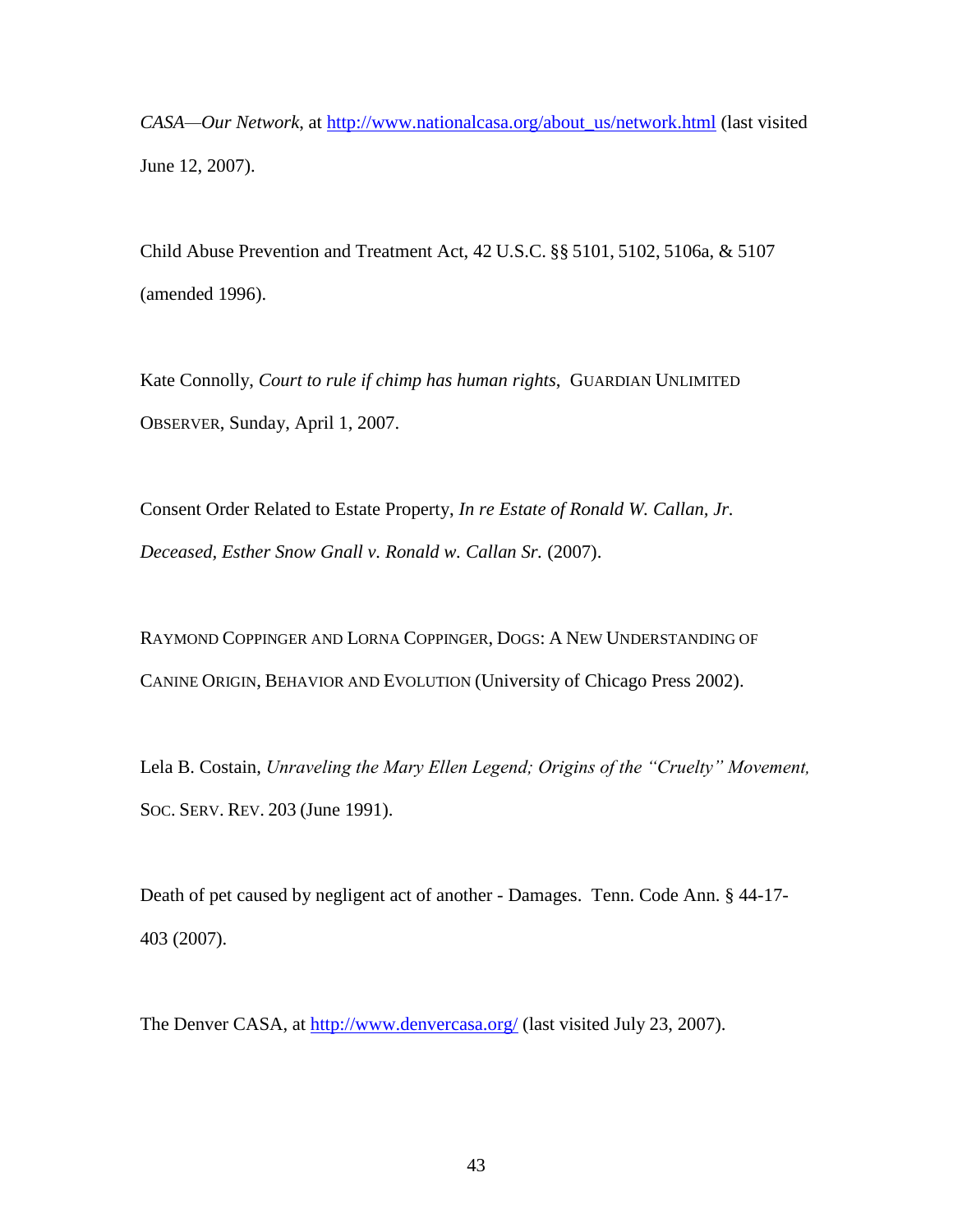*CASA—Our Network*, at http://www.nationalcasa.org/about_us/network.html (last visited June 12, 2007).

Child Abuse Prevention and Treatment Act, 42 U.S.C. §§ 5101, 5102, 5106a, & 5107 (amended 1996).

Kate Connolly, *Court to rule if chimp has human rights*, GUARDIAN UNLIMITED OBSERVER, Sunday, April 1, 2007.

Consent Order Related to Estate Property, *In re Estate of Ronald W. Callan, Jr. Deceased, Esther Snow Gnall v. Ronald w. Callan Sr.* (2007).

RAYMOND COPPINGER AND LORNA COPPINGER, DOGS: A NEW UNDERSTANDING OF CANINE ORIGIN, BEHAVIOR AND EVOLUTION (University of Chicago Press 2002).

Lela B. Costain, *Unraveling the Mary Ellen Legend; Origins of the "Cruelty" Movement,* SOC. SERV. REV. 203 (June 1991).

Death of pet caused by negligent act of another - Damages. Tenn. Code Ann. § 44-17-403 (2007).

The Denver CASA, at http://www.denvercasa.org/ (last visited July 23, 2007).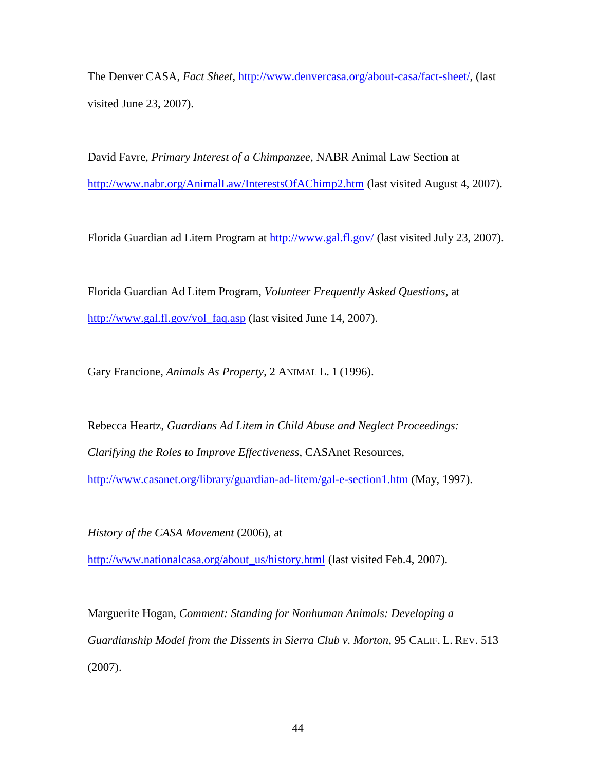The Denver CASA, *Fact Sheet*, http://www.denvercasa.org/about-casa/fact-sheet/, (last visited June 23, 2007).

David Favre, *Primary Interest of a Chimpanzee*, NABR Animal Law Section at http://www.nabr.org/AnimalLaw/InterestsOfAChimp2.htm (last visited August 4, 2007).

Florida Guardian ad Litem Program at http://www.gal.fl.gov/ (last visited July 23, 2007).

Florida Guardian Ad Litem Program, *Volunteer Frequently Asked Questions*, at http://www.gal.fl.gov/vol_faq.asp (last visited June 14, 2007).

Gary Francione, *Animals As Property*, 2 ANIMAL L. 1 (1996).

Rebecca Heartz, *Guardians Ad Litem in Child Abuse and Neglect Proceedings: Clarifying the Roles to Improve Effectiveness*, CASAnet Resources, http://www.casanet.org/library/guardian-ad-litem/gal-e-section1.htm (May, 1997).

*History of the CASA Movement* (2006), at http://www.nationalcasa.org/about_us/history.html (last visited Feb.4, 2007).

Marguerite Hogan, *Comment: Standing for Nonhuman Animals: Developing a Guardianship Model from the Dissents in Sierra Club v. Morton*, 95 CALIF. L. REV. 513 (2007).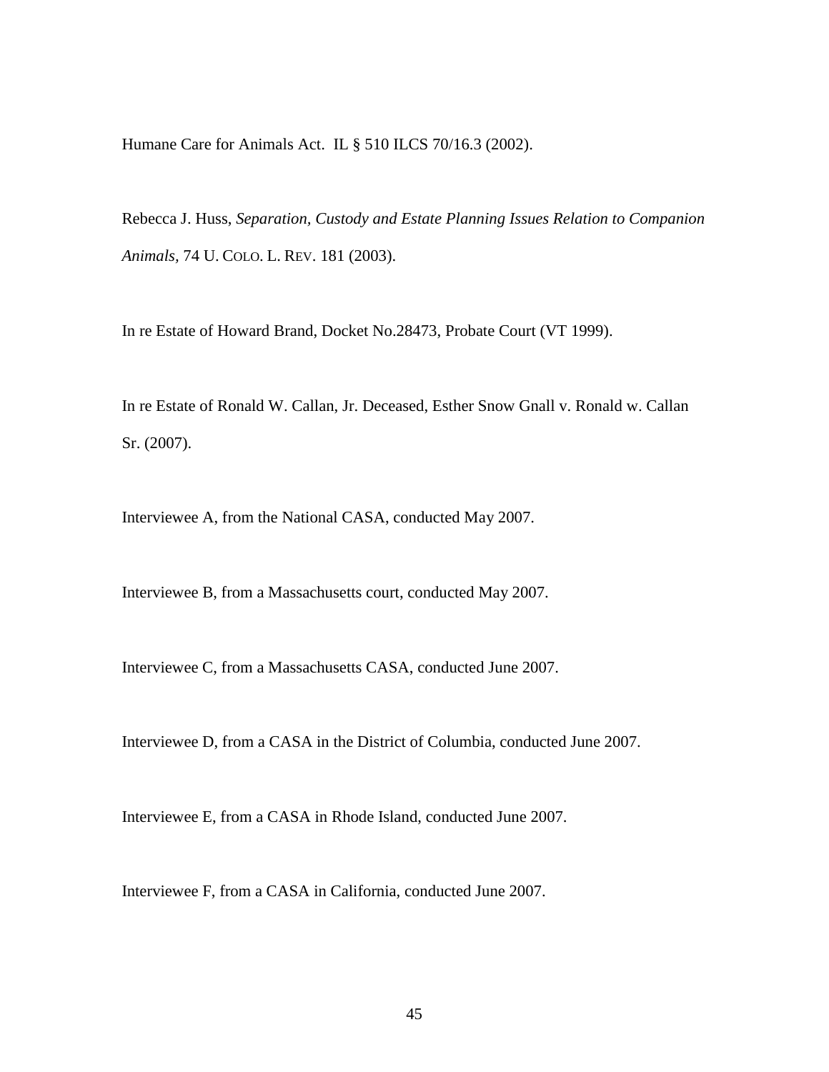Humane Care for Animals Act. IL § 510 ILCS 70/16.3 (2002).

Rebecca J. Huss, *Separation, Custody and Estate Planning Issues Relation to Companion Animals,* 74 U. COLO. L. REV. 181 (2003).

In re Estate of Howard Brand, Docket No.28473, Probate Court (VT 1999).

In re Estate of Ronald W. Callan, Jr. Deceased, Esther Snow Gnall v. Ronald w. Callan Sr. (2007).

Interviewee A, from the National CASA, conducted May 2007.

Interviewee B, from a Massachusetts court, conducted May 2007.

Interviewee C, from a Massachusetts CASA, conducted June 2007.

Interviewee D, from a CASA in the District of Columbia, conducted June 2007.

Interviewee E, from a CASA in Rhode Island, conducted June 2007.

Interviewee F, from a CASA in California, conducted June 2007.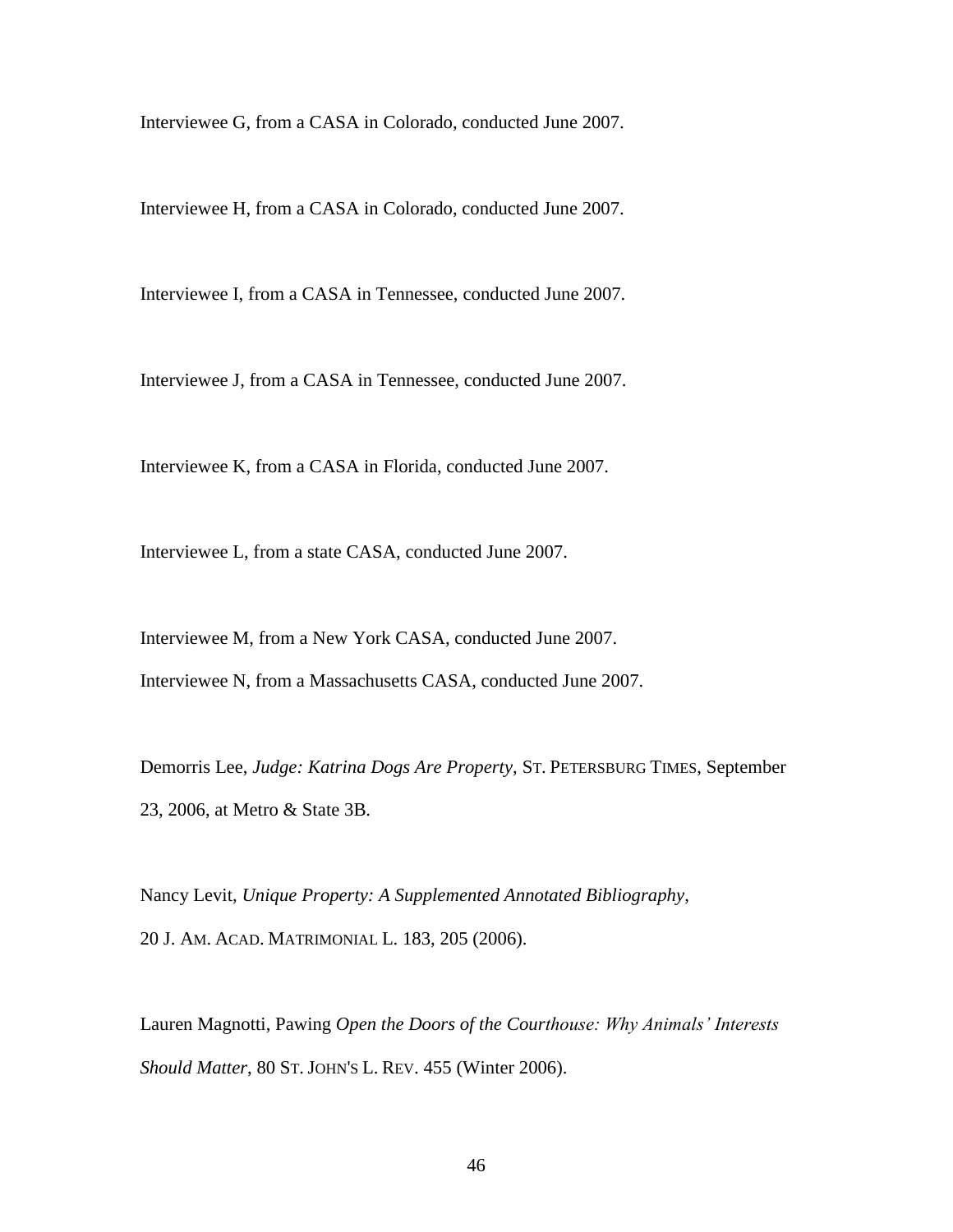Interviewee G, from a CASA in Colorado, conducted June 2007.

Interviewee H, from a CASA in Colorado, conducted June 2007.

Interviewee I, from a CASA in Tennessee, conducted June 2007.

Interviewee J, from a CASA in Tennessee, conducted June 2007.

Interviewee K, from a CASA in Florida, conducted June 2007.

Interviewee L, from a state CASA, conducted June 2007.

Interviewee M, from a New York CASA, conducted June 2007.

Interviewee N, from a Massachusetts CASA, conducted June 2007.

Demorris Lee, *Judge: Katrina Dogs Are Property*, ST. PETERSBURG TIMES, September 23, 2006, at Metro & State 3B.

Nancy Levit, *Unique Property: A Supplemented Annotated Bibliography*, 20 J. AM. ACAD. MATRIMONIAL L. 183, 205 (2006).

Lauren Magnotti, Pawing *Open the Doors of the Courthouse: Why Animals' Interests Should Matter*, 80 ST. JOHN'S L. REV. 455 (Winter 2006).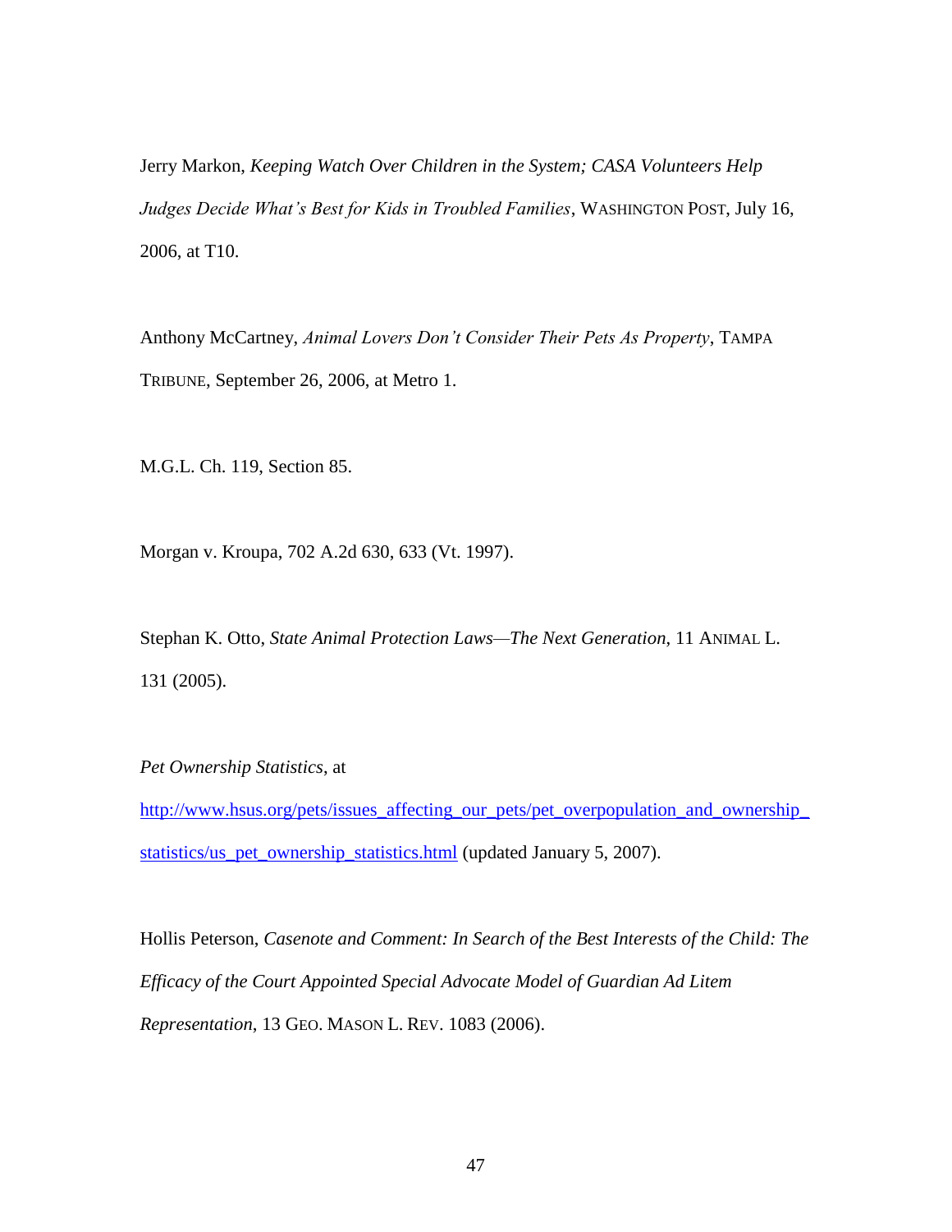Jerry Markon, *Keeping Watch Over Children in the System; CASA Volunteers Help Judges Decide What's Best for Kids in Troubled Families*, WASHINGTON POST, July 16, 2006, at T10.

Anthony McCartney, *Animal Lovers Don't Consider Their Pets As Property*, TAMPA TRIBUNE, September 26, 2006, at Metro 1.

M.G.L. Ch. 119, Section 85.

Morgan v. Kroupa, 702 A.2d 630, 633 (Vt. 1997).

Stephan K. Otto, *State Animal Protection Laws—The Next Generation*, 11 ANIMAL L. 131 (2005).

*Pet Ownership Statistics*, at http://www.hsus.org/pets/issues_affecting_our_pets/pet_overpopulation_and_ownership_statistics/us_pet_ownership_statistics.html (updated January 5, 2007).

Hollis Peterson, *Casenote and Comment: In Search of the Best Interests of the Child: The Efficacy of the Court Appointed Special Advocate Model of Guardian Ad Litem Representation*, 13 GEO. MASON L. REV. 1083 (2006).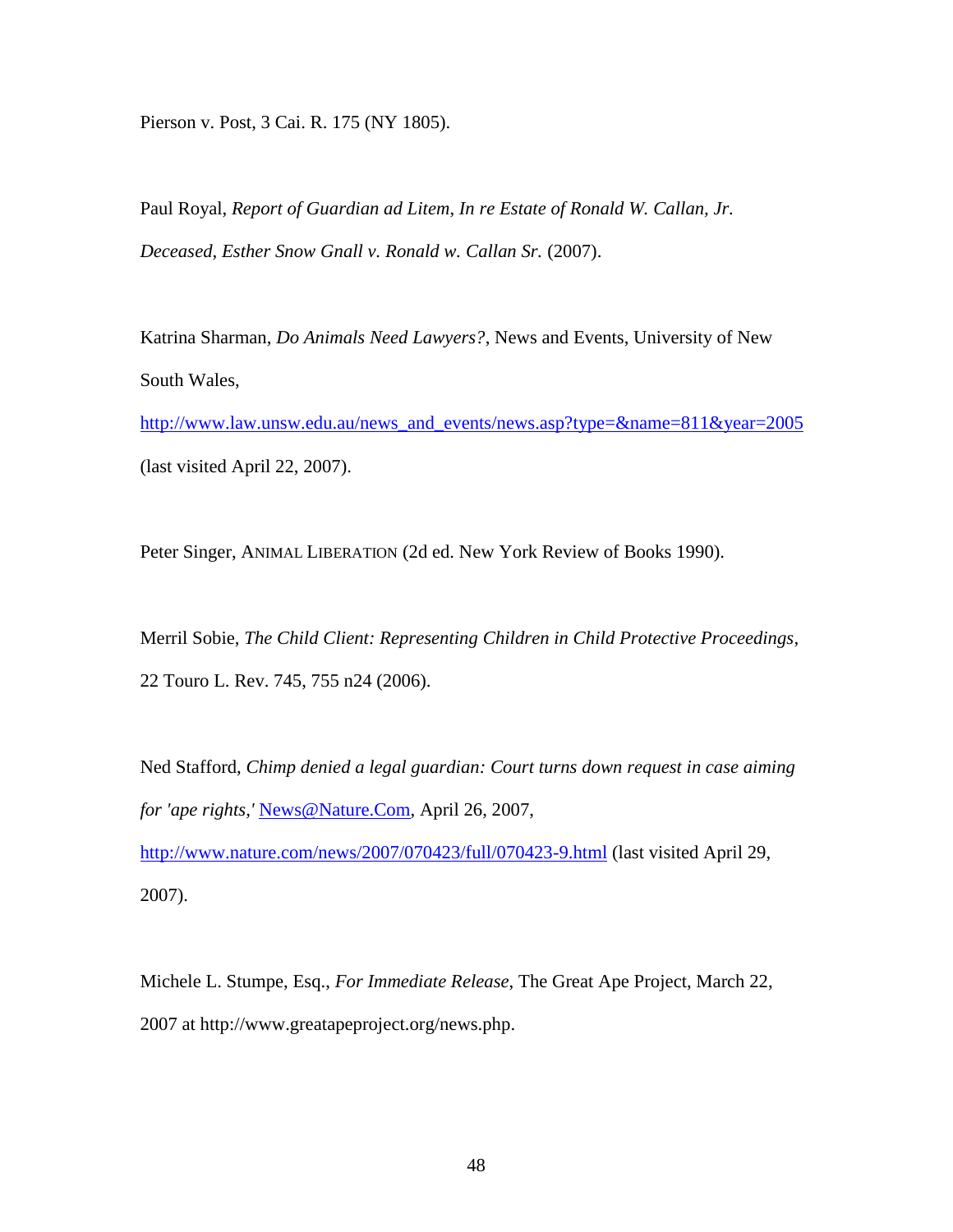Pierson v. Post, 3 Cai. R. 175 (NY 1805).

Paul Royal, *Report of Guardian ad Litem*, *In re Estate of Ronald W. Callan, Jr. Deceased, Esther Snow Gnall v. Ronald w. Callan Sr.* (2007).

Katrina Sharman, *Do Animals Need Lawyers?*, News and Events, University of New South Wales, http://www.law.unsw.edu.au/news_and_events/news.asp?type=&name=811&year=2005 (last visited April 22, 2007).

Peter Singer, ANIMAL LIBERATION (2d ed. New York Review of Books 1990).

Merril Sobie, *The Child Client: Representing Children in Child Protective Proceedings*, 22 Touro L. Rev. 745, 755 n24 (2006).

Ned Stafford, *Chimp denied a legal guardian: Court turns down request in case aiming for 'ape rights,'* News@Nature.Com, April 26, 2007, http://www.nature.com/news/2007/070423/full/070423-9.html (last visited April 29, 2007).

Michele L. Stumpe, Esq., *For Immediate Release*, The Great Ape Project, March 22, 2007 at http://www.greatapeproject.org/news.php.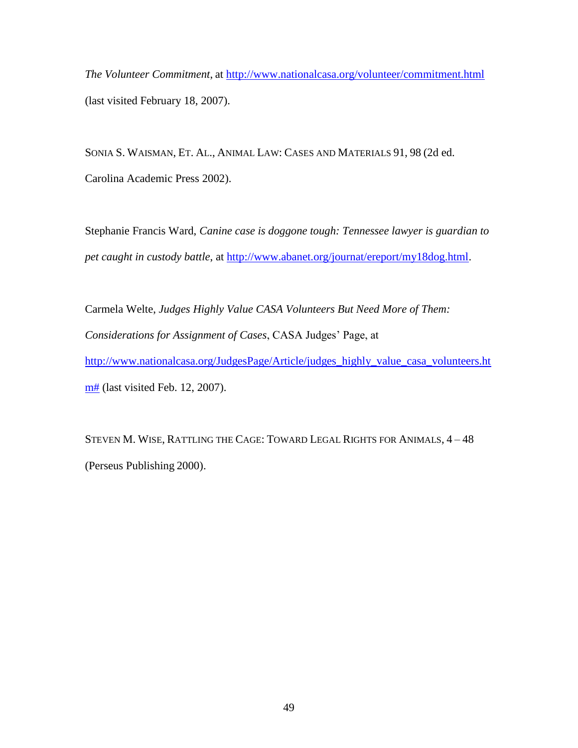*The Volunteer Commitment*, at http://www.nationalcasa.org/volunteer/commitment.html (last visited February 18, 2007).

SONIA S. WAISMAN, ET. AL., ANIMAL LAW: CASES AND MATERIALS 91, 98 (2d ed. Carolina Academic Press 2002).

Stephanie Francis Ward, *Canine case is doggone tough: Tennessee lawyer is guardian to pet caught in custody battle*, at http://www.abanet.org/journat/ereport/my18dog.html.

Carmela Welte, *Judges Highly Value CASA Volunteers But Need More of Them: Considerations for Assignment of Cases*, CASA Judges' Page, at http://www.nationalcasa.org/JudgesPage/Article/judges_highly_value_casa_volunteers.htm# (last visited Feb. 12, 2007).

STEVEN M. WISE, RATTLING THE CAGE: TOWARD LEGAL RIGHTS FOR ANIMALS, 4 – 48 (Perseus Publishing 2000).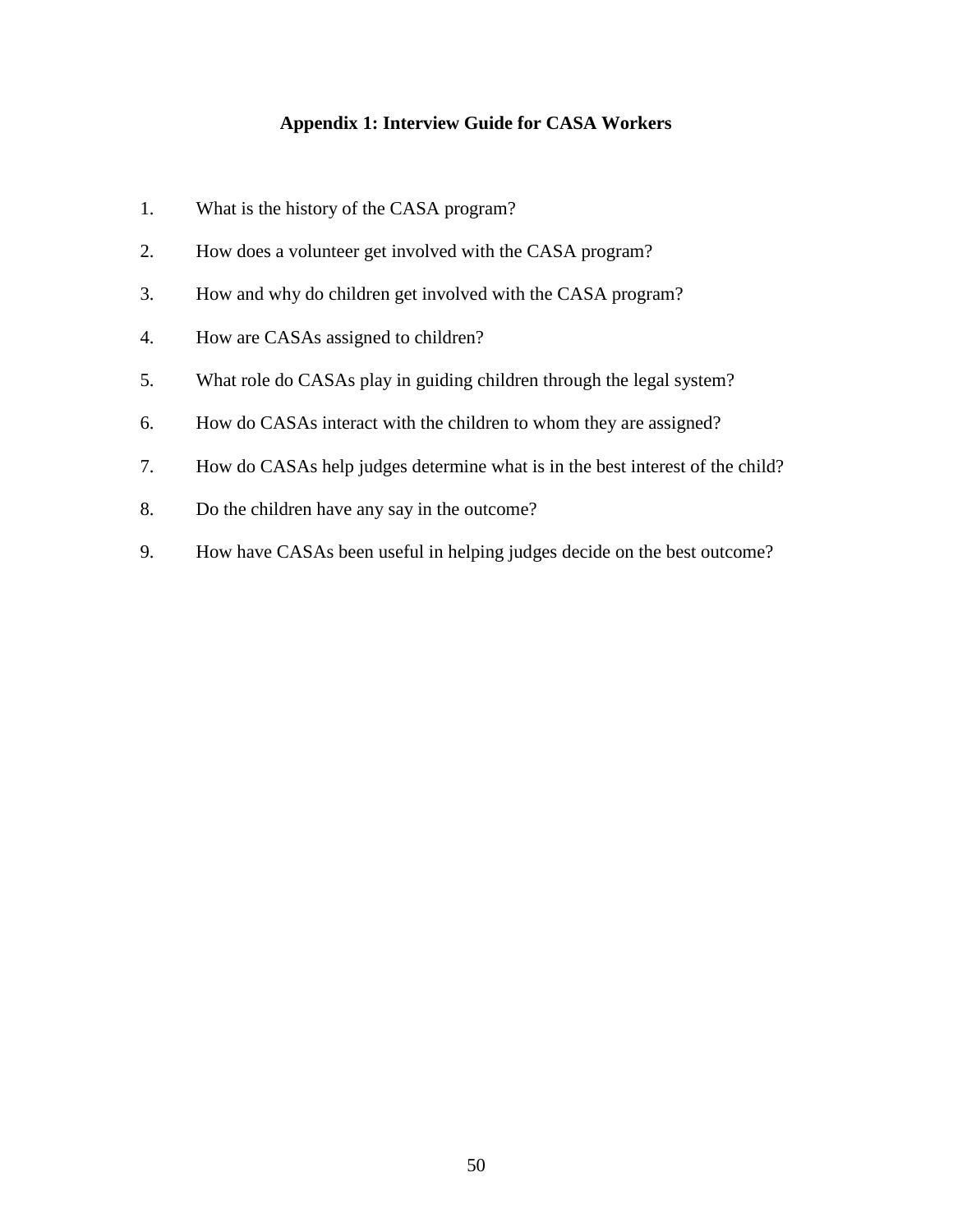## Appendix 1: Interview Guide for CASA Workers

1. What is the history of the CASA program?
2. How does a volunteer get involved with the CASA program?
3. How and why do children get involved with the CASA program?
4. How are CASAs assigned to children?
5. What role do CASAs play in guiding children through the legal system?
6. How do CASAs interact with the children to whom they are assigned?
7. How do CASAs help judges determine what is in the best interest of the child?
8. Do the children have any say in the outcome?
9. How have CASAs been useful in helping judges decide on the best outcome?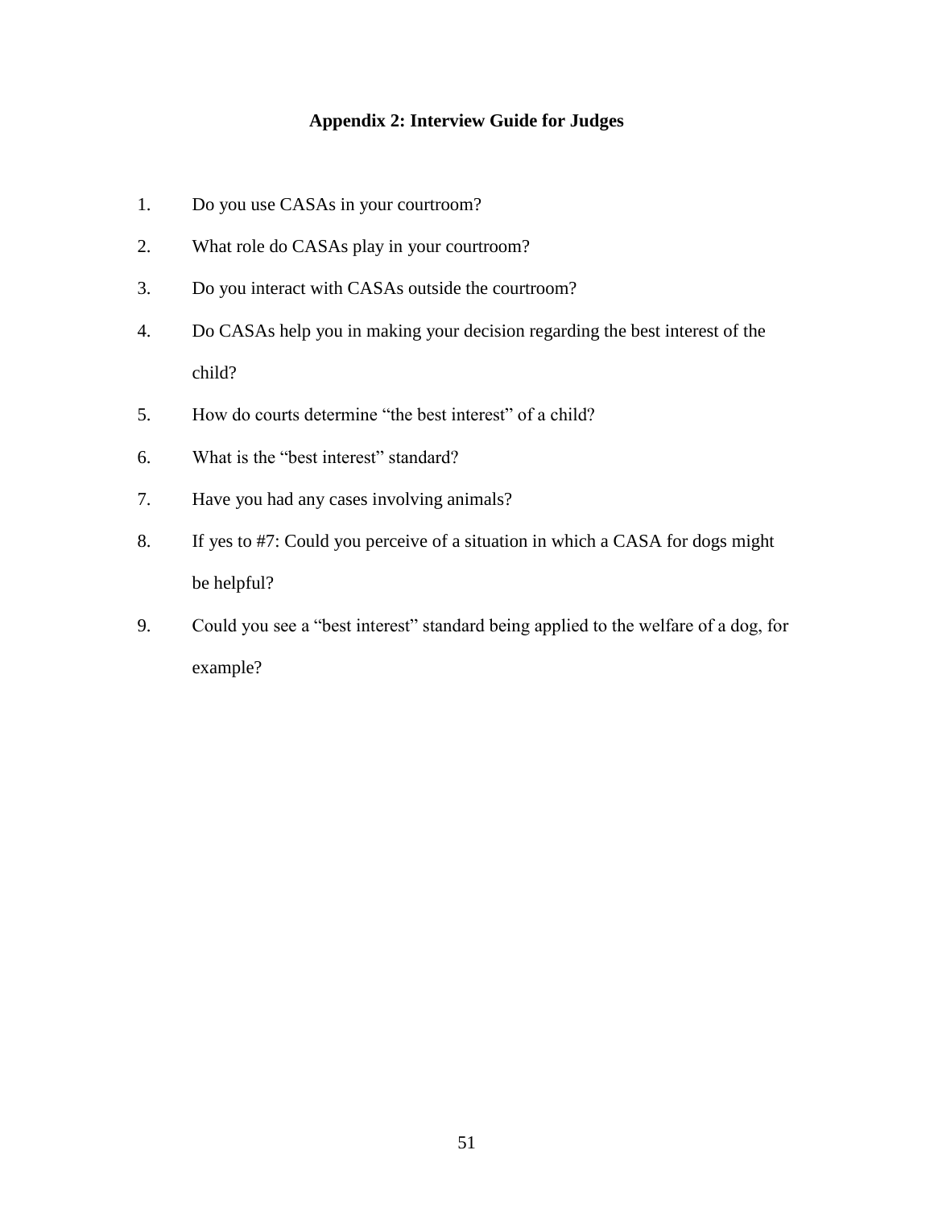## Appendix 2: Interview Guide for Judges

1. Do you use CASAs in your courtroom?
2. What role do CASAs play in your courtroom?
3. Do you interact with CASAs outside the courtroom?
4. Do CASAs help you in making your decision regarding the best interest of the child?
5. How do courts determine "the best interest" of a child?
6. What is the "best interest" standard?
7. Have you had any cases involving animals?
8. If yes to #7: Could you perceive of a situation in which a CASA for dogs might be helpful?
9. Could you see a "best interest" standard being applied to the welfare of a dog, for example?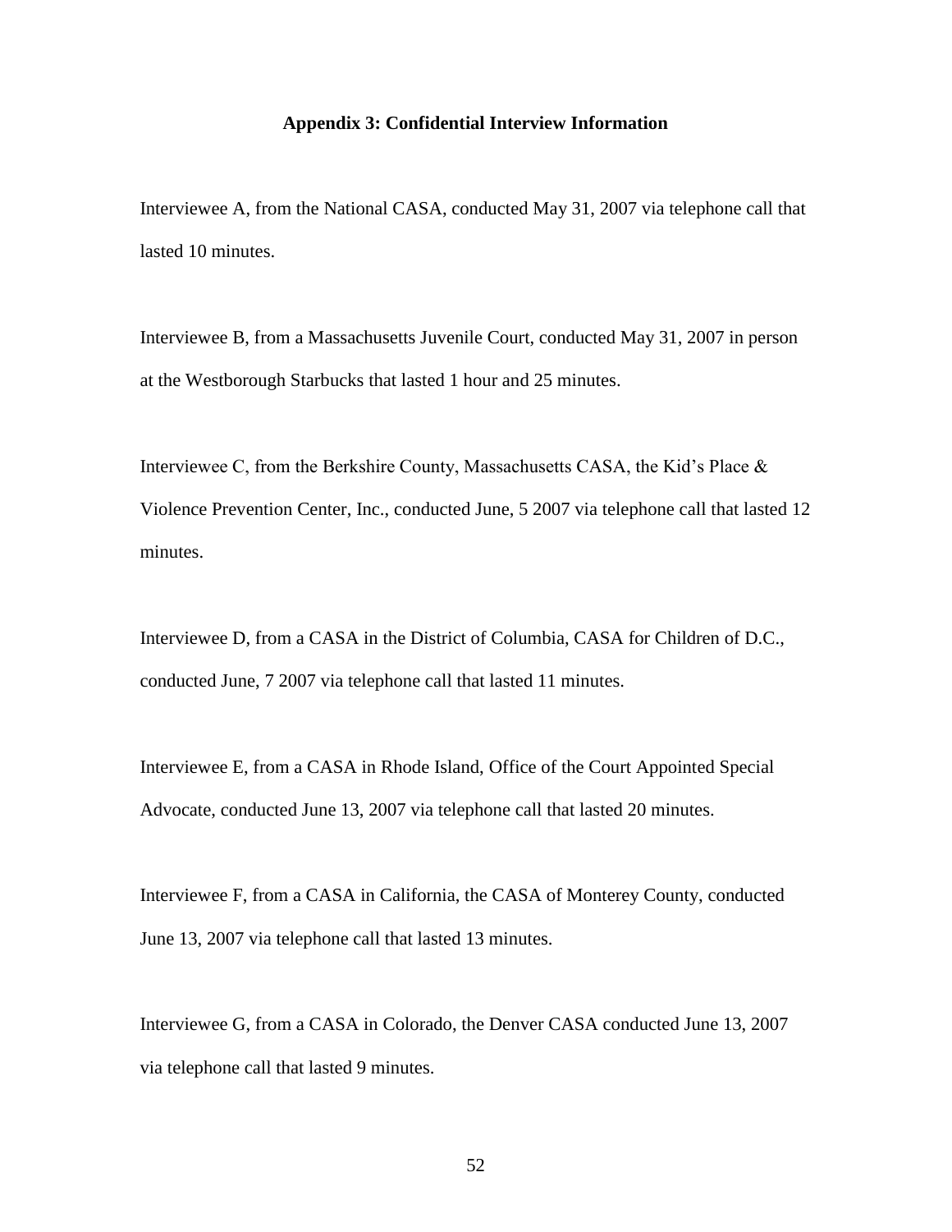## Appendix 3: Confidential Interview Information

Interviewee A, from the National CASA, conducted May 31, 2007 via telephone call that lasted 10 minutes.

Interviewee B, from a Massachusetts Juvenile Court, conducted May 31, 2007 in person at the Westborough Starbucks that lasted 1 hour and 25 minutes.

Interviewee C, from the Berkshire County, Massachusetts CASA, the Kid's Place & Violence Prevention Center, Inc., conducted June, 5 2007 via telephone call that lasted 12 minutes.

Interviewee D, from a CASA in the District of Columbia, CASA for Children of D.C., conducted June, 7 2007 via telephone call that lasted 11 minutes.

Interviewee E, from a CASA in Rhode Island, Office of the Court Appointed Special Advocate, conducted June 13, 2007 via telephone call that lasted 20 minutes.

Interviewee F, from a CASA in California, the CASA of Monterey County, conducted June 13, 2007 via telephone call that lasted 13 minutes.

Interviewee G, from a CASA in Colorado, the Denver CASA conducted June 13, 2007 via telephone call that lasted 9 minutes.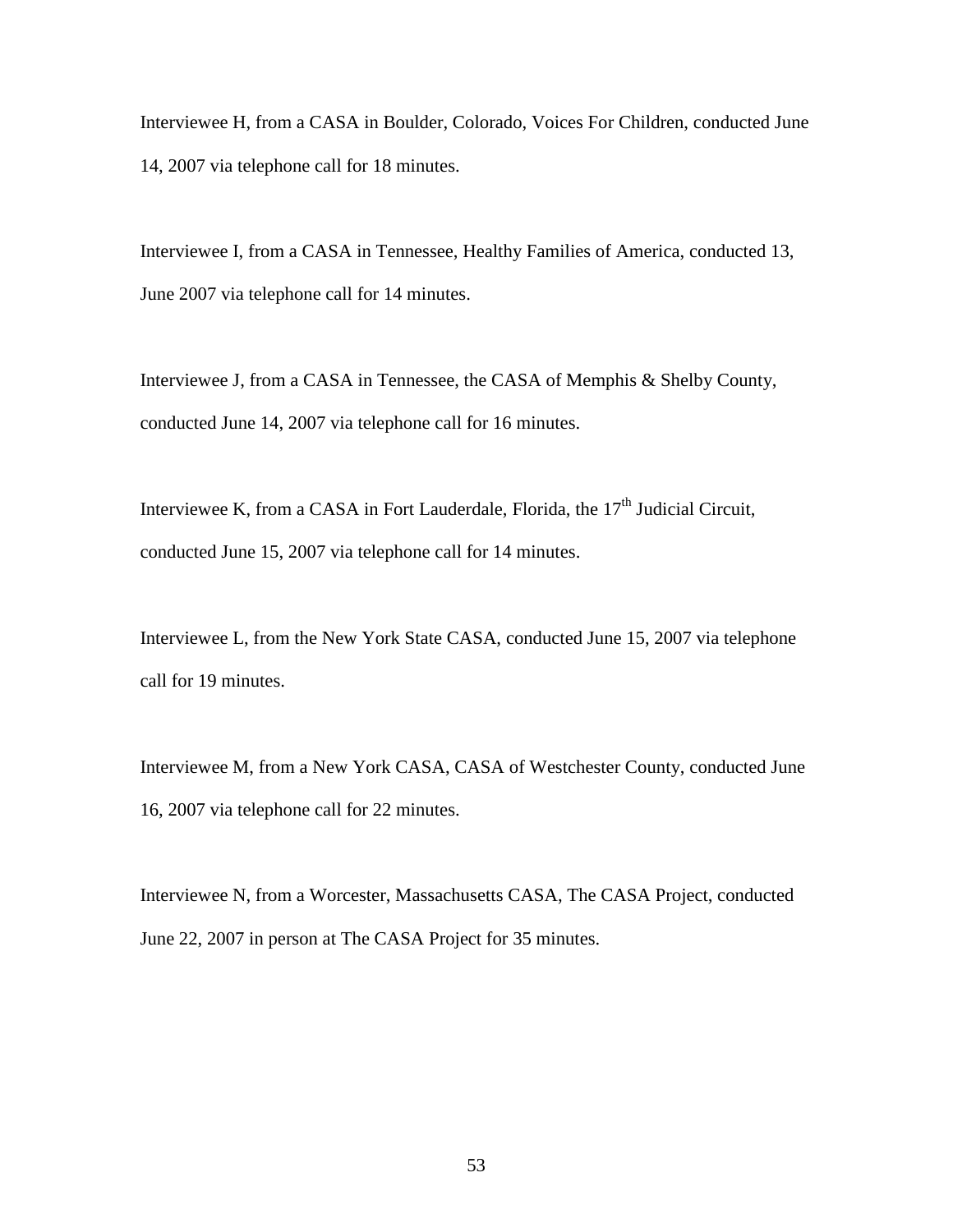Interviewee H, from a CASA in Boulder, Colorado, Voices For Children, conducted June 14, 2007 via telephone call for 18 minutes.

Interviewee I, from a CASA in Tennessee, Healthy Families of America, conducted 13, June 2007 via telephone call for 14 minutes.

Interviewee J, from a CASA in Tennessee, the CASA of Memphis & Shelby County, conducted June 14, 2007 via telephone call for 16 minutes.

Interviewee K, from a CASA in Fort Lauderdale, Florida, the 17th Judicial Circuit, conducted June 15, 2007 via telephone call for 14 minutes.

Interviewee L, from the New York State CASA, conducted June 15, 2007 via telephone call for 19 minutes.

Interviewee M, from a New York CASA, CASA of Westchester County, conducted June 16, 2007 via telephone call for 22 minutes.

Interviewee N, from a Worcester, Massachusetts CASA, The CASA Project, conducted June 22, 2007 in person at The CASA Project for 35 minutes.